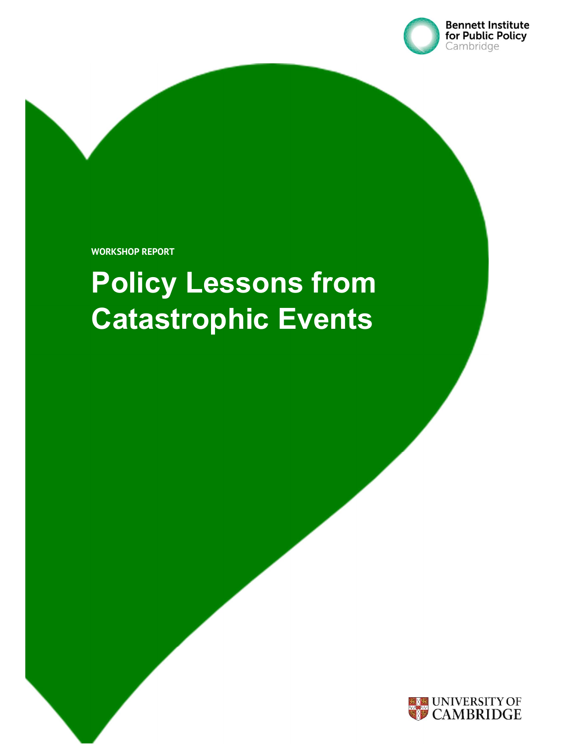Bennett Institute for Public Policy Cambridge

WORKSHOP REPORT

# Policy Lessons from Catastrophic Events

UNIVERSITY OF CAMBRIDGE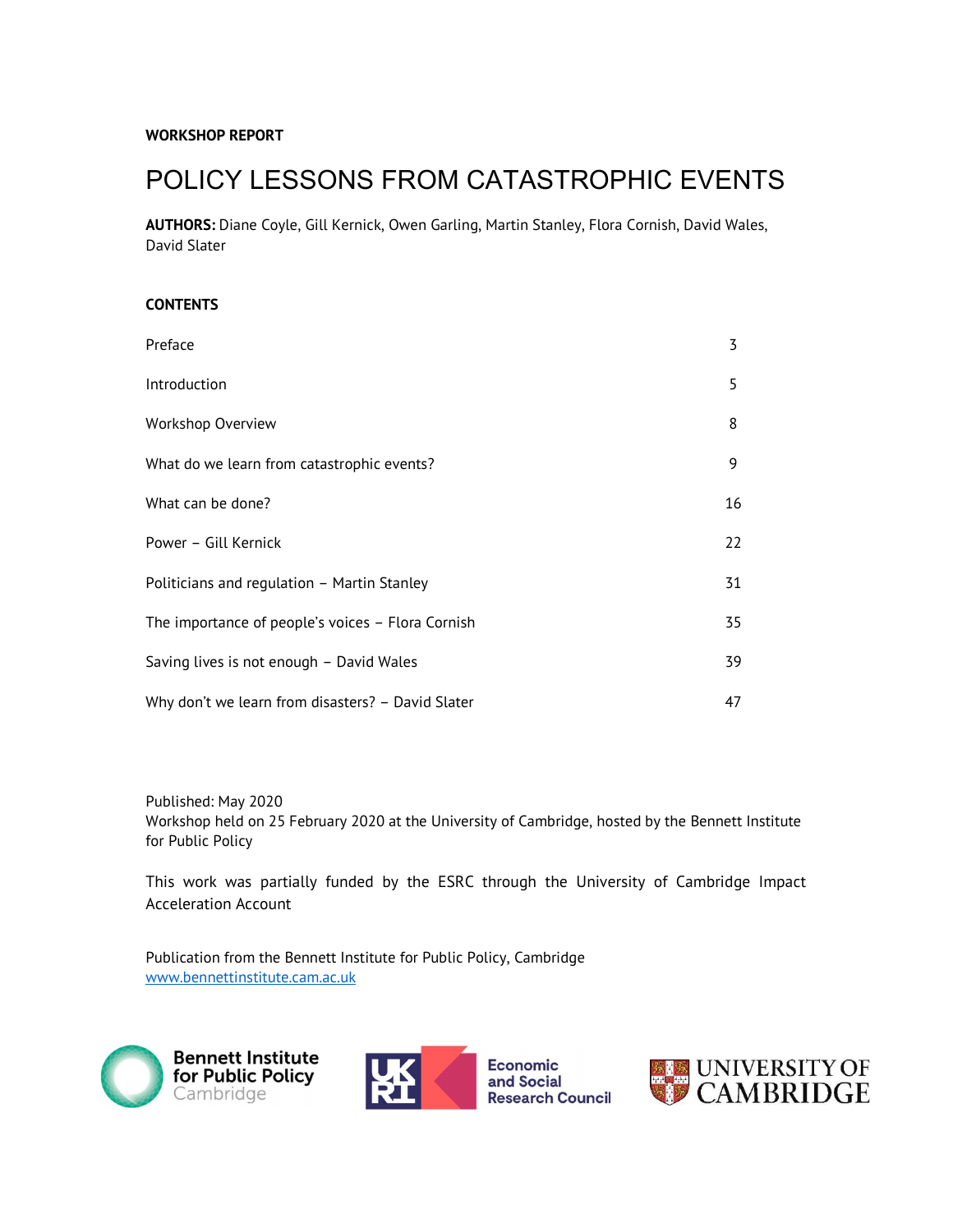**WORKSHOP REPORT**

# POLICY LESSONS FROM CATASTROPHIC EVENTS

**AUTHORS:** Diane Coyle, Gill Kernick, Owen Garling, Martin Stanley, Flora Cornish, David Wales, David Slater

**CONTENTS**

| | |
|---|---|
| Preface | 3 |
| Introduction | 5 |
| Workshop Overview | 8 |
| What do we learn from catastrophic events? | 9 |
| What can be done? | 16 |
| Power – Gill Kernick | 22 |
| Politicians and regulation – Martin Stanley | 31 |
| The importance of people's voices – Flora Cornish | 35 |
| Saving lives is not enough – David Wales | 39 |
| Why don't we learn from disasters? – David Slater | 47 |

Published: May 2020
Workshop held on 25 February 2020 at the University of Cambridge, hosted by the Bennett Institute for Public Policy

This work was partially funded by the ESRC through the University of Cambridge Impact Acceleration Account

Publication from the Bennett Institute for Public Policy, Cambridge
www.bennettinstitute.cam.ac.uk

Bennett Institute for Public Policy Cambridge

UKRI Economic and Social Research Council

UNIVERSITY OF CAMBRIDGE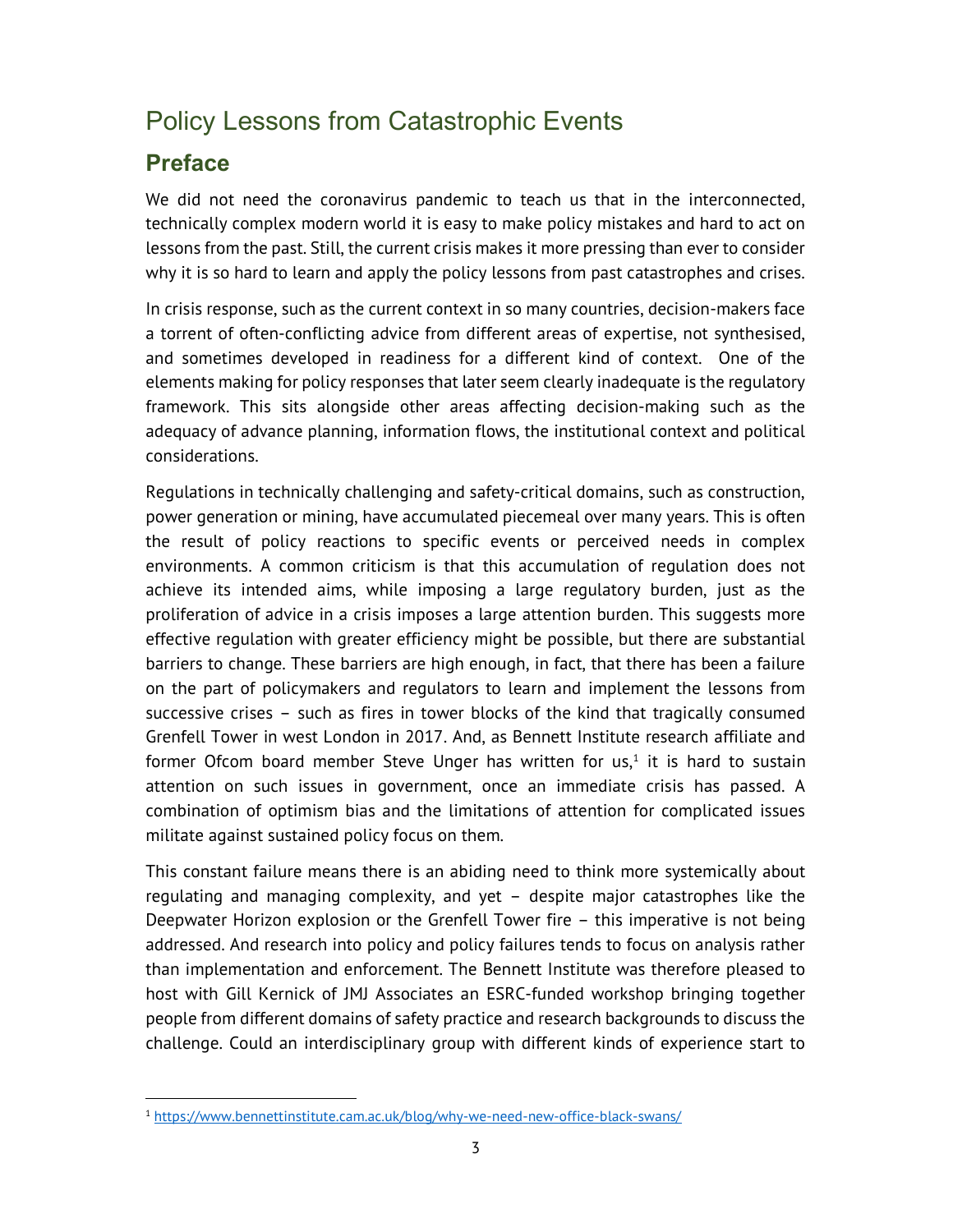# Policy Lessons from Catastrophic Events

## Preface

We did not need the coronavirus pandemic to teach us that in the interconnected, technically complex modern world it is easy to make policy mistakes and hard to act on lessons from the past. Still, the current crisis makes it more pressing than ever to consider why it is so hard to learn and apply the policy lessons from past catastrophes and crises.

In crisis response, such as the current context in so many countries, decision-makers face a torrent of often-conflicting advice from different areas of expertise, not synthesised, and sometimes developed in readiness for a different kind of context. One of the elements making for policy responses that later seem clearly inadequate is the regulatory framework. This sits alongside other areas affecting decision-making such as the adequacy of advance planning, information flows, the institutional context and political considerations.

Regulations in technically challenging and safety-critical domains, such as construction, power generation or mining, have accumulated piecemeal over many years. This is often the result of policy reactions to specific events or perceived needs in complex environments. A common criticism is that this accumulation of regulation does not achieve its intended aims, while imposing a large regulatory burden, just as the proliferation of advice in a crisis imposes a large attention burden. This suggests more effective regulation with greater efficiency might be possible, but there are substantial barriers to change. These barriers are high enough, in fact, that there has been a failure on the part of policymakers and regulators to learn and implement the lessons from successive crises – such as fires in tower blocks of the kind that tragically consumed Grenfell Tower in west London in 2017. And, as Bennett Institute research affiliate and former Ofcom board member Steve Unger has written for us,[1] it is hard to sustain attention on such issues in government, once an immediate crisis has passed. A combination of optimism bias and the limitations of attention for complicated issues militate against sustained policy focus on them.

This constant failure means there is an abiding need to think more systemically about regulating and managing complexity, and yet – despite major catastrophes like the Deepwater Horizon explosion or the Grenfell Tower fire – this imperative is not being addressed. And research into policy and policy failures tends to focus on analysis rather than implementation and enforcement. The Bennett Institute was therefore pleased to host with Gill Kernick of JMJ Associates an ESRC-funded workshop bringing together people from different domains of safety practice and research backgrounds to discuss the challenge. Could an interdisciplinary group with different kinds of experience start to

[1] https://www.bennettinstitute.cam.ac.uk/blog/why-we-need-new-office-black-swans/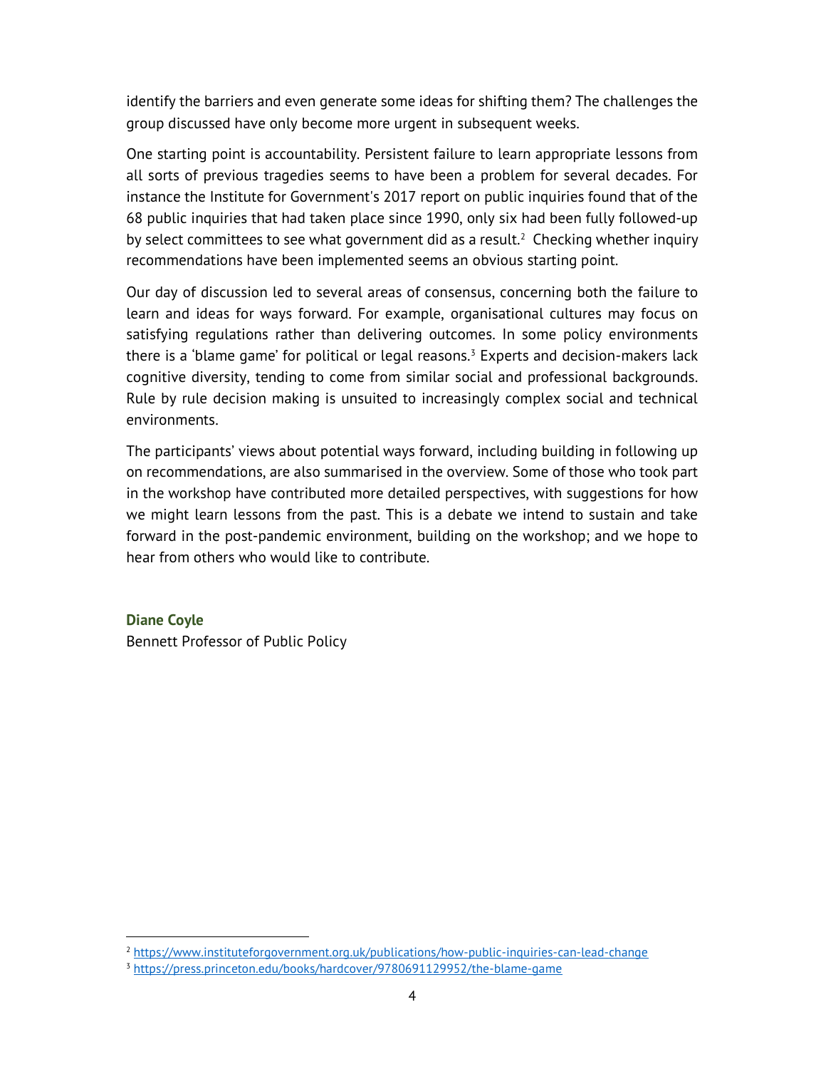identify the barriers and even generate some ideas for shifting them? The challenges the group discussed have only become more urgent in subsequent weeks.

One starting point is accountability. Persistent failure to learn appropriate lessons from all sorts of previous tragedies seems to have been a problem for several decades. For instance the Institute for Government's 2017 report on public inquiries found that of the 68 public inquiries that had taken place since 1990, only six had been fully followed-up by select committees to see what government did as a result.[2] Checking whether inquiry recommendations have been implemented seems an obvious starting point.

Our day of discussion led to several areas of consensus, concerning both the failure to learn and ideas for ways forward. For example, organisational cultures may focus on satisfying regulations rather than delivering outcomes. In some policy environments there is a 'blame game' for political or legal reasons.[3] Experts and decision-makers lack cognitive diversity, tending to come from similar social and professional backgrounds. Rule by rule decision making is unsuited to increasingly complex social and technical environments.

The participants' views about potential ways forward, including building in following up on recommendations, are also summarised in the overview. Some of those who took part in the workshop have contributed more detailed perspectives, with suggestions for how we might learn lessons from the past. This is a debate we intend to sustain and take forward in the post-pandemic environment, building on the workshop; and we hope to hear from others who would like to contribute.

**Diane Coyle**
Bennett Professor of Public Policy

---

[2] https://www.instituteforgovernment.org.uk/publications/how-public-inquiries-can-lead-change

[3] https://press.princeton.edu/books/hardcover/9780691129952/the-blame-game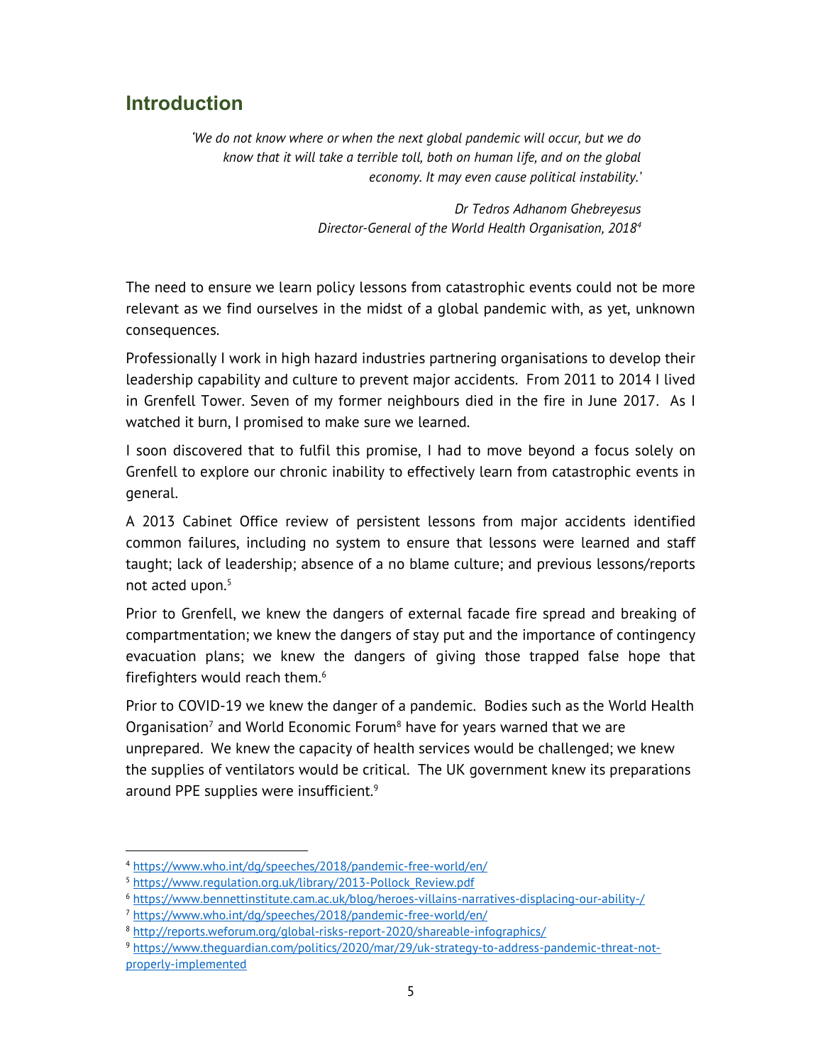## Introduction

*'We do not know where or when the next global pandemic will occur, but we do know that it will take a terrible toll, both on human life, and on the global economy. It may even cause political instability.'*

*Dr Tedros Adhanom Ghebreyesus*
*Director-General of the World Health Organisation, 2018*[4]

The need to ensure we learn policy lessons from catastrophic events could not be more relevant as we find ourselves in the midst of a global pandemic with, as yet, unknown consequences.

Professionally I work in high hazard industries partnering organisations to develop their leadership capability and culture to prevent major accidents. From 2011 to 2014 I lived in Grenfell Tower. Seven of my former neighbours died in the fire in June 2017. As I watched it burn, I promised to make sure we learned.

I soon discovered that to fulfil this promise, I had to move beyond a focus solely on Grenfell to explore our chronic inability to effectively learn from catastrophic events in general.

A 2013 Cabinet Office review of persistent lessons from major accidents identified common failures, including no system to ensure that lessons were learned and staff taught; lack of leadership; absence of a no blame culture; and previous lessons/reports not acted upon.[5]

Prior to Grenfell, we knew the dangers of external facade fire spread and breaking of compartmentation; we knew the dangers of stay put and the importance of contingency evacuation plans; we knew the dangers of giving those trapped false hope that firefighters would reach them.[6]

Prior to COVID-19 we knew the danger of a pandemic. Bodies such as the World Health Organisation[7] and World Economic Forum[8] have for years warned that we are unprepared. We knew the capacity of health services would be challenged; we knew the supplies of ventilators would be critical. The UK government knew its preparations around PPE supplies were insufficient.[9]

---

[4] https://www.who.int/dg/speeches/2018/pandemic-free-world/en/
[5] https://www.regulation.org.uk/library/2013-Pollock_Review.pdf
[6] https://www.bennettinstitute.cam.ac.uk/blog/heroes-villains-narratives-displacing-our-ability-/
[7] https://www.who.int/dg/speeches/2018/pandemic-free-world/en/
[8] http://reports.weforum.org/global-risks-report-2020/shareable-infographics/
[9] https://www.theguardian.com/politics/2020/mar/29/uk-strategy-to-address-pandemic-threat-not-properly-implemented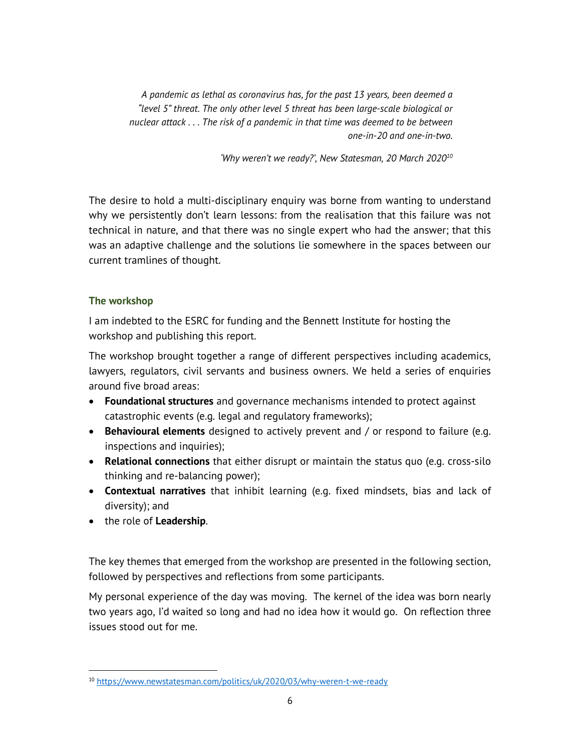> *A pandemic as lethal as coronavirus has, for the past 13 years, been deemed a "level 5" threat. The only other level 5 threat has been large-scale biological or nuclear attack . . . The risk of a pandemic in that time was deemed to be between one-in-20 and one-in-two.*
>
> *'Why weren't we ready?', New Statesman, 20 March 2020*[10]

The desire to hold a multi-disciplinary enquiry was borne from wanting to understand why we persistently don't learn lessons: from the realisation that this failure was not technical in nature, and that there was no single expert who had the answer; that this was an adaptive challenge and the solutions lie somewhere in the spaces between our current tramlines of thought.

### The workshop

I am indebted to the ESRC for funding and the Bennett Institute for hosting the workshop and publishing this report.

The workshop brought together a range of different perspectives including academics, lawyers, regulators, civil servants and business owners. We held a series of enquiries around five broad areas:

- **Foundational structures** and governance mechanisms intended to protect against catastrophic events (e.g. legal and regulatory frameworks);
- **Behavioural elements** designed to actively prevent and / or respond to failure (e.g. inspections and inquiries);
- **Relational connections** that either disrupt or maintain the status quo (e.g. cross-silo thinking and re-balancing power);
- **Contextual narratives** that inhibit learning (e.g. fixed mindsets, bias and lack of diversity); and
- the role of **Leadership**.

The key themes that emerged from the workshop are presented in the following section, followed by perspectives and reflections from some participants.

My personal experience of the day was moving. The kernel of the idea was born nearly two years ago, I'd waited so long and had no idea how it would go. On reflection three issues stood out for me.

---

[10] https://www.newstatesman.com/politics/uk/2020/03/why-weren-t-we-ready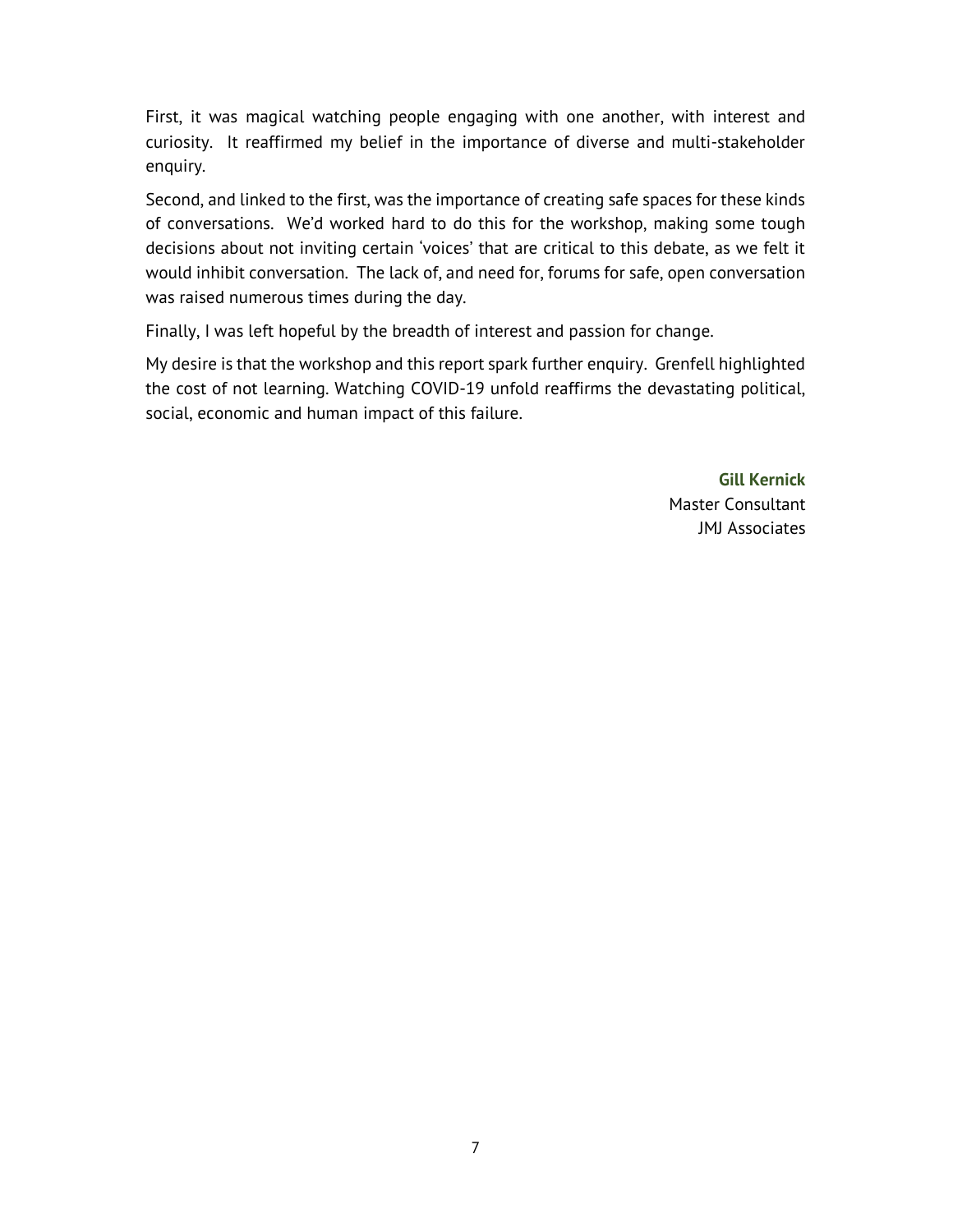First, it was magical watching people engaging with one another, with interest and curiosity. It reaffirmed my belief in the importance of diverse and multi-stakeholder enquiry.

Second, and linked to the first, was the importance of creating safe spaces for these kinds of conversations. We'd worked hard to do this for the workshop, making some tough decisions about not inviting certain 'voices' that are critical to this debate, as we felt it would inhibit conversation. The lack of, and need for, forums for safe, open conversation was raised numerous times during the day.

Finally, I was left hopeful by the breadth of interest and passion for change.

My desire is that the workshop and this report spark further enquiry. Grenfell highlighted the cost of not learning. Watching COVID-19 unfold reaffirms the devastating political, social, economic and human impact of this failure.

**Gill Kernick**
Master Consultant
JMJ Associates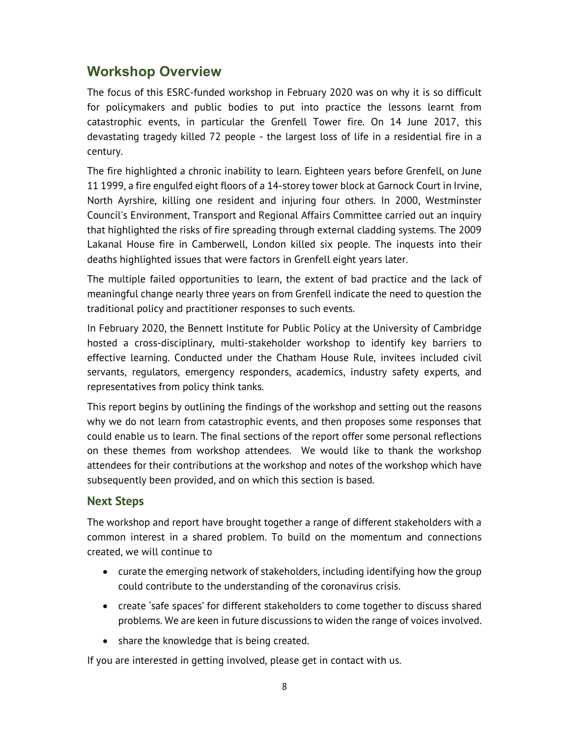## Workshop Overview

The focus of this ESRC-funded workshop in February 2020 was on why it is so difficult for policymakers and public bodies to put into practice the lessons learnt from catastrophic events, in particular the Grenfell Tower fire. On 14 June 2017, this devastating tragedy killed 72 people - the largest loss of life in a residential fire in a century.

The fire highlighted a chronic inability to learn. Eighteen years before Grenfell, on June 11 1999, a fire engulfed eight floors of a 14-storey tower block at Garnock Court in Irvine, North Ayrshire, killing one resident and injuring four others. In 2000, Westminster Council's Environment, Transport and Regional Affairs Committee carried out an inquiry that highlighted the risks of fire spreading through external cladding systems. The 2009 Lakanal House fire in Camberwell, London killed six people. The inquests into their deaths highlighted issues that were factors in Grenfell eight years later.

The multiple failed opportunities to learn, the extent of bad practice and the lack of meaningful change nearly three years on from Grenfell indicate the need to question the traditional policy and practitioner responses to such events.

In February 2020, the Bennett Institute for Public Policy at the University of Cambridge hosted a cross-disciplinary, multi-stakeholder workshop to identify key barriers to effective learning. Conducted under the Chatham House Rule, invitees included civil servants, regulators, emergency responders, academics, industry safety experts, and representatives from policy think tanks.

This report begins by outlining the findings of the workshop and setting out the reasons why we do not learn from catastrophic events, and then proposes some responses that could enable us to learn. The final sections of the report offer some personal reflections on these themes from workshop attendees. We would like to thank the workshop attendees for their contributions at the workshop and notes of the workshop which have subsequently been provided, and on which this section is based.

### Next Steps

The workshop and report have brought together a range of different stakeholders with a common interest in a shared problem. To build on the momentum and connections created, we will continue to

- curate the emerging network of stakeholders, including identifying how the group could contribute to the understanding of the coronavirus crisis.
- create 'safe spaces' for different stakeholders to come together to discuss shared problems. We are keen in future discussions to widen the range of voices involved.
- share the knowledge that is being created.

If you are interested in getting involved, please get in contact with us.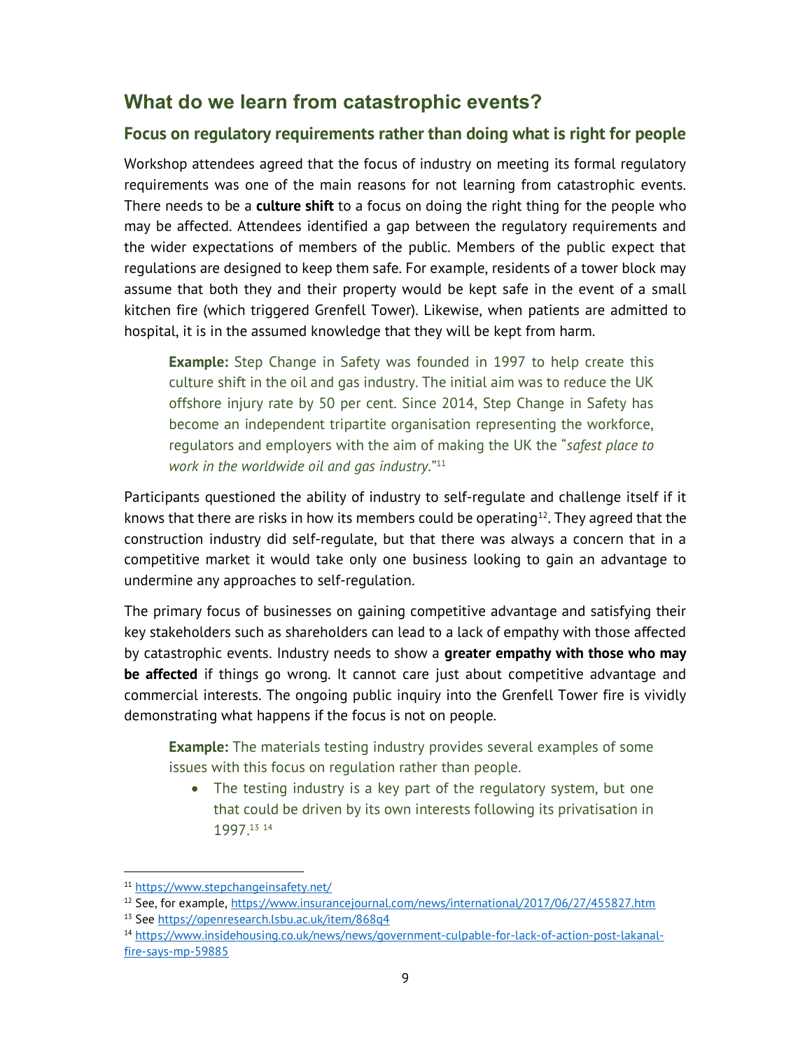## What do we learn from catastrophic events?

### Focus on regulatory requirements rather than doing what is right for people

Workshop attendees agreed that the focus of industry on meeting its formal regulatory requirements was one of the main reasons for not learning from catastrophic events. There needs to be a **culture shift** to a focus on doing the right thing for the people who may be affected. Attendees identified a gap between the regulatory requirements and the wider expectations of members of the public. Members of the public expect that regulations are designed to keep them safe. For example, residents of a tower block may assume that both they and their property would be kept safe in the event of a small kitchen fire (which triggered Grenfell Tower). Likewise, when patients are admitted to hospital, it is in the assumed knowledge that they will be kept from harm.

> **Example:** Step Change in Safety was founded in 1997 to help create this culture shift in the oil and gas industry. The initial aim was to reduce the UK offshore injury rate by 50 per cent. Since 2014, Step Change in Safety has become an independent tripartite organisation representing the workforce, regulators and employers with the aim of making the UK the "*safest place to work in the worldwide oil and gas industry.*"[11]

Participants questioned the ability of industry to self-regulate and challenge itself if it knows that there are risks in how its members could be operating[12]. They agreed that the construction industry did self-regulate, but that there was always a concern that in a competitive market it would take only one business looking to gain an advantage to undermine any approaches to self-regulation.

The primary focus of businesses on gaining competitive advantage and satisfying their key stakeholders such as shareholders can lead to a lack of empathy with those affected by catastrophic events. Industry needs to show a **greater empathy with those who may be affected** if things go wrong. It cannot care just about competitive advantage and commercial interests. The ongoing public inquiry into the Grenfell Tower fire is vividly demonstrating what happens if the focus is not on people.

> **Example:** The materials testing industry provides several examples of some issues with this focus on regulation rather than people.
>
> - The testing industry is a key part of the regulatory system, but one that could be driven by its own interests following its privatisation in 1997.[13] [14]

---

[11] https://www.stepchangeinsafety.net/

[12] See, for example, https://www.insurancejournal.com/news/international/2017/06/27/455827.htm

[13] See https://openresearch.lsbu.ac.uk/item/868q4

[14] https://www.insidehousing.co.uk/news/news/government-culpable-for-lack-of-action-post-lakanal-fire-says-mp-59885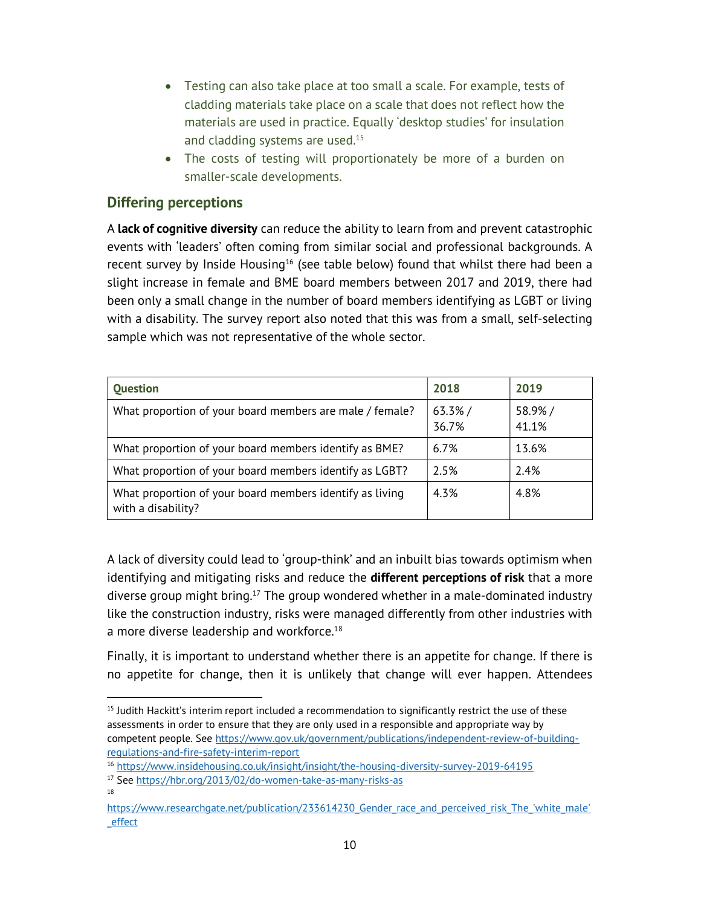- Testing can also take place at too small a scale. For example, tests of cladding materials take place on a scale that does not reflect how the materials are used in practice. Equally 'desktop studies' for insulation and cladding systems are used.[15]
- The costs of testing will proportionately be more of a burden on smaller-scale developments.

## Differing perceptions

A **lack of cognitive diversity** can reduce the ability to learn from and prevent catastrophic events with 'leaders' often coming from similar social and professional backgrounds. A recent survey by Inside Housing[16] (see table below) found that whilst there had been a slight increase in female and BME board members between 2017 and 2019, there had been only a small change in the number of board members identifying as LGBT or living with a disability. The survey report also noted that this was from a small, self-selecting sample which was not representative of the whole sector.

| Question | 2018 | 2019 |
|---|---|---|
| What proportion of your board members are male / female? | 63.3% / 36.7% | 58.9% / 41.1% |
| What proportion of your board members identify as BME? | 6.7% | 13.6% |
| What proportion of your board members identify as LGBT? | 2.5% | 2.4% |
| What proportion of your board members identify as living with a disability? | 4.3% | 4.8% |

A lack of diversity could lead to 'group-think' and an inbuilt bias towards optimism when identifying and mitigating risks and reduce the **different perceptions of risk** that a more diverse group might bring.[17] The group wondered whether in a male-dominated industry like the construction industry, risks were managed differently from other industries with a more diverse leadership and workforce.[18]

Finally, it is important to understand whether there is an appetite for change. If there is no appetite for change, then it is unlikely that change will ever happen. Attendees

[15] Judith Hackitt's interim report included a recommendation to significantly restrict the use of these assessments in order to ensure that they are only used in a responsible and appropriate way by competent people. See https://www.gov.uk/government/publications/independent-review-of-building-regulations-and-fire-safety-interim-report

[16] https://www.insidehousing.co.uk/insight/insight/the-housing-diversity-survey-2019-64195

[17] See https://hbr.org/2013/02/do-women-take-as-many-risks-as

[18] https://www.researchgate.net/publication/233614230_Gender_race_and_perceived_risk_The_'white_male'_effect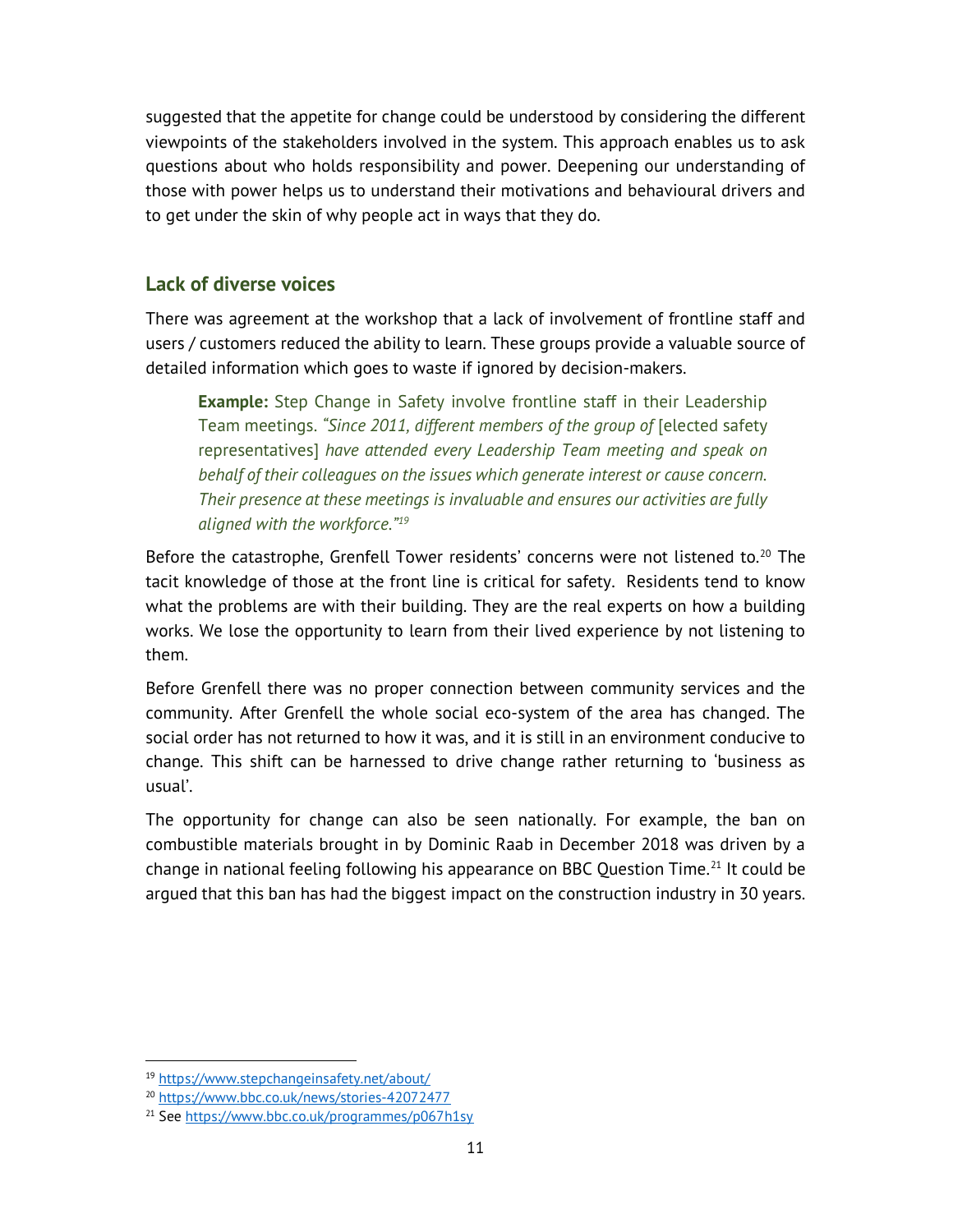suggested that the appetite for change could be understood by considering the different viewpoints of the stakeholders involved in the system. This approach enables us to ask questions about who holds responsibility and power. Deepening our understanding of those with power helps us to understand their motivations and behavioural drivers and to get under the skin of why people act in ways that they do.

### Lack of diverse voices

There was agreement at the workshop that a lack of involvement of frontline staff and users / customers reduced the ability to learn. These groups provide a valuable source of detailed information which goes to waste if ignored by decision-makers.

> **Example:** Step Change in Safety involve frontline staff in their Leadership Team meetings. *"Since 2011, different members of the group of* [elected safety representatives] *have attended every Leadership Team meeting and speak on behalf of their colleagues on the issues which generate interest or cause concern. Their presence at these meetings is invaluable and ensures our activities are fully aligned with the workforce."*[19]

Before the catastrophe, Grenfell Tower residents' concerns were not listened to.[20] The tacit knowledge of those at the front line is critical for safety. Residents tend to know what the problems are with their building. They are the real experts on how a building works. We lose the opportunity to learn from their lived experience by not listening to them.

Before Grenfell there was no proper connection between community services and the community. After Grenfell the whole social eco-system of the area has changed. The social order has not returned to how it was, and it is still in an environment conducive to change. This shift can be harnessed to drive change rather returning to 'business as usual'.

The opportunity for change can also be seen nationally. For example, the ban on combustible materials brought in by Dominic Raab in December 2018 was driven by a change in national feeling following his appearance on BBC Question Time.[21] It could be argued that this ban has had the biggest impact on the construction industry in 30 years.

---

[19] https://www.stepchangeinsafety.net/about/

[20] https://www.bbc.co.uk/news/stories-42072477

[21] See https://www.bbc.co.uk/programmes/p067h1sy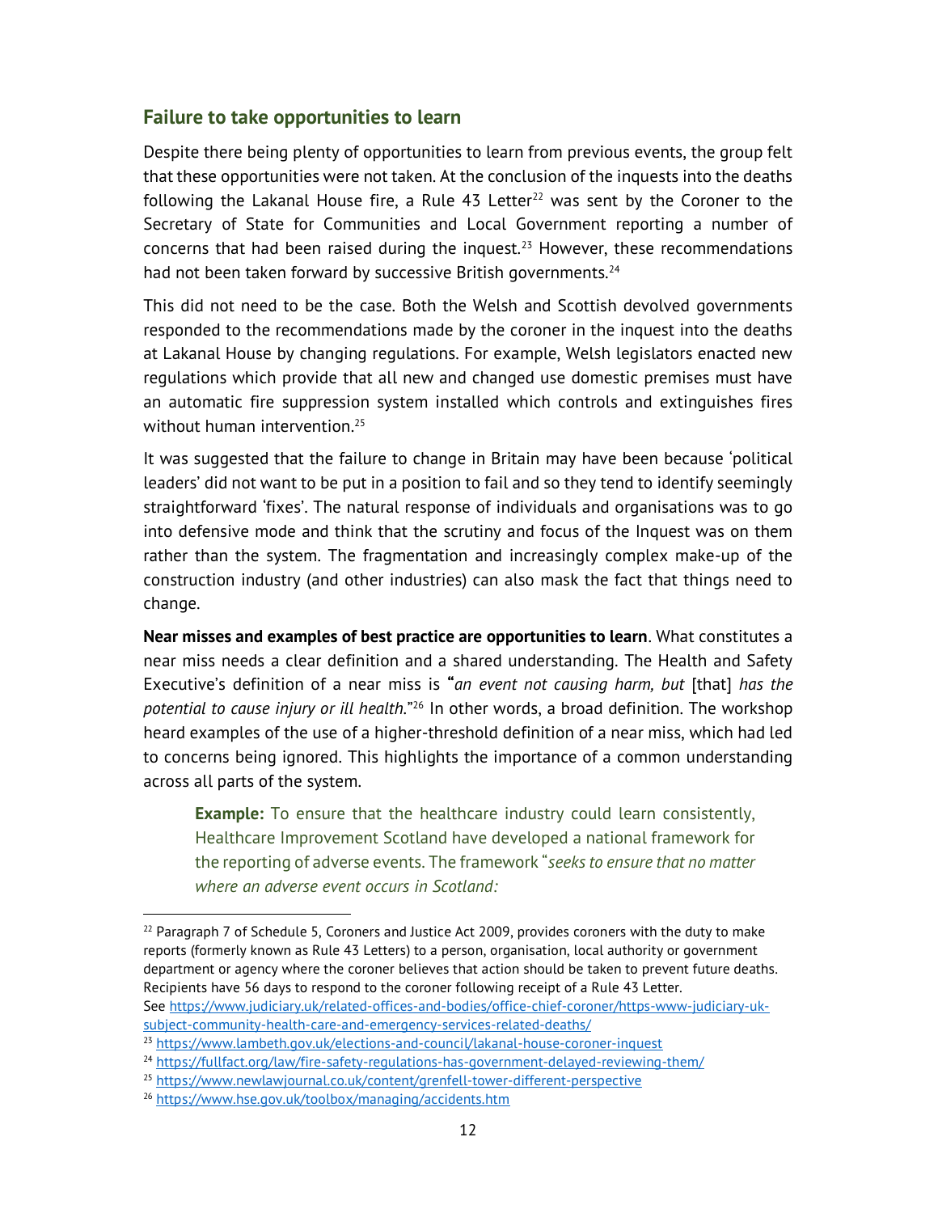## Failure to take opportunities to learn

Despite there being plenty of opportunities to learn from previous events, the group felt that these opportunities were not taken. At the conclusion of the inquests into the deaths following the Lakanal House fire, a Rule 43 Letter[22] was sent by the Coroner to the Secretary of State for Communities and Local Government reporting a number of concerns that had been raised during the inquest.[23] However, these recommendations had not been taken forward by successive British governments.[24]

This did not need to be the case. Both the Welsh and Scottish devolved governments responded to the recommendations made by the coroner in the inquest into the deaths at Lakanal House by changing regulations. For example, Welsh legislators enacted new regulations which provide that all new and changed use domestic premises must have an automatic fire suppression system installed which controls and extinguishes fires without human intervention.[25]

It was suggested that the failure to change in Britain may have been because 'political leaders' did not want to be put in a position to fail and so they tend to identify seemingly straightforward 'fixes'. The natural response of individuals and organisations was to go into defensive mode and think that the scrutiny and focus of the Inquest was on them rather than the system. The fragmentation and increasingly complex make-up of the construction industry (and other industries) can also mask the fact that things need to change.

**Near misses and examples of best practice are opportunities to learn**. What constitutes a near miss needs a clear definition and a shared understanding. The Health and Safety Executive's definition of a near miss is "*an event not causing harm, but* [that] *has the potential to cause injury or ill health.*"[26] In other words, a broad definition. The workshop heard examples of the use of a higher-threshold definition of a near miss, which had led to concerns being ignored. This highlights the importance of a common understanding across all parts of the system.

> **Example:** To ensure that the healthcare industry could learn consistently, Healthcare Improvement Scotland have developed a national framework for the reporting of adverse events. The framework "*seeks to ensure that no matter where an adverse event occurs in Scotland:*

---

[22] Paragraph 7 of Schedule 5, Coroners and Justice Act 2009, provides coroners with the duty to make reports (formerly known as Rule 43 Letters) to a person, organisation, local authority or government department or agency where the coroner believes that action should be taken to prevent future deaths. Recipients have 56 days to respond to the coroner following receipt of a Rule 43 Letter. See https://www.judiciary.uk/related-offices-and-bodies/office-chief-coroner/https-www-judiciary-uk-subject-community-health-care-and-emergency-services-related-deaths/

[23] https://www.lambeth.gov.uk/elections-and-council/lakanal-house-coroner-inquest

[24] https://fullfact.org/law/fire-safety-regulations-has-government-delayed-reviewing-them/

[25] https://www.newlawjournal.co.uk/content/grenfell-tower-different-perspective

[26] https://www.hse.gov.uk/toolbox/managing/accidents.htm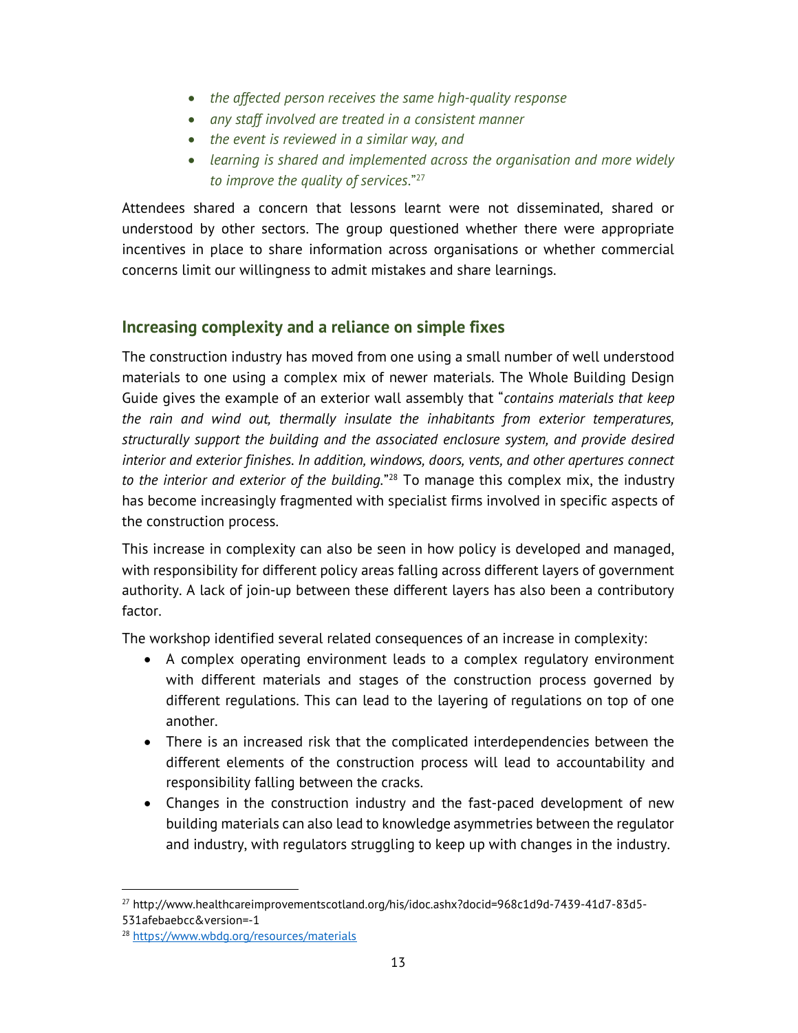- *the affected person receives the same high-quality response*
- *any staff involved are treated in a consistent manner*
- *the event is reviewed in a similar way, and*
- *learning is shared and implemented across the organisation and more widely to improve the quality of services*."[27]

Attendees shared a concern that lessons learnt were not disseminated, shared or understood by other sectors. The group questioned whether there were appropriate incentives in place to share information across organisations or whether commercial concerns limit our willingness to admit mistakes and share learnings.

## Increasing complexity and a reliance on simple fixes

The construction industry has moved from one using a small number of well understood materials to one using a complex mix of newer materials. The Whole Building Design Guide gives the example of an exterior wall assembly that "*contains materials that keep the rain and wind out, thermally insulate the inhabitants from exterior temperatures, structurally support the building and the associated enclosure system, and provide desired interior and exterior finishes. In addition, windows, doors, vents, and other apertures connect to the interior and exterior of the building*."[28] To manage this complex mix, the industry has become increasingly fragmented with specialist firms involved in specific aspects of the construction process.

This increase in complexity can also be seen in how policy is developed and managed, with responsibility for different policy areas falling across different layers of government authority. A lack of join-up between these different layers has also been a contributory factor.

The workshop identified several related consequences of an increase in complexity:

- A complex operating environment leads to a complex regulatory environment with different materials and stages of the construction process governed by different regulations. This can lead to the layering of regulations on top of one another.
- There is an increased risk that the complicated interdependencies between the different elements of the construction process will lead to accountability and responsibility falling between the cracks.
- Changes in the construction industry and the fast-paced development of new building materials can also lead to knowledge asymmetries between the regulator and industry, with regulators struggling to keep up with changes in the industry.

[27] http://www.healthcareimprovementscotland.org/his/idoc.ashx?docid=968c1d9d-7439-41d7-83d5-531afebaebcc&version=-1

[28] https://www.wbdg.org/resources/materials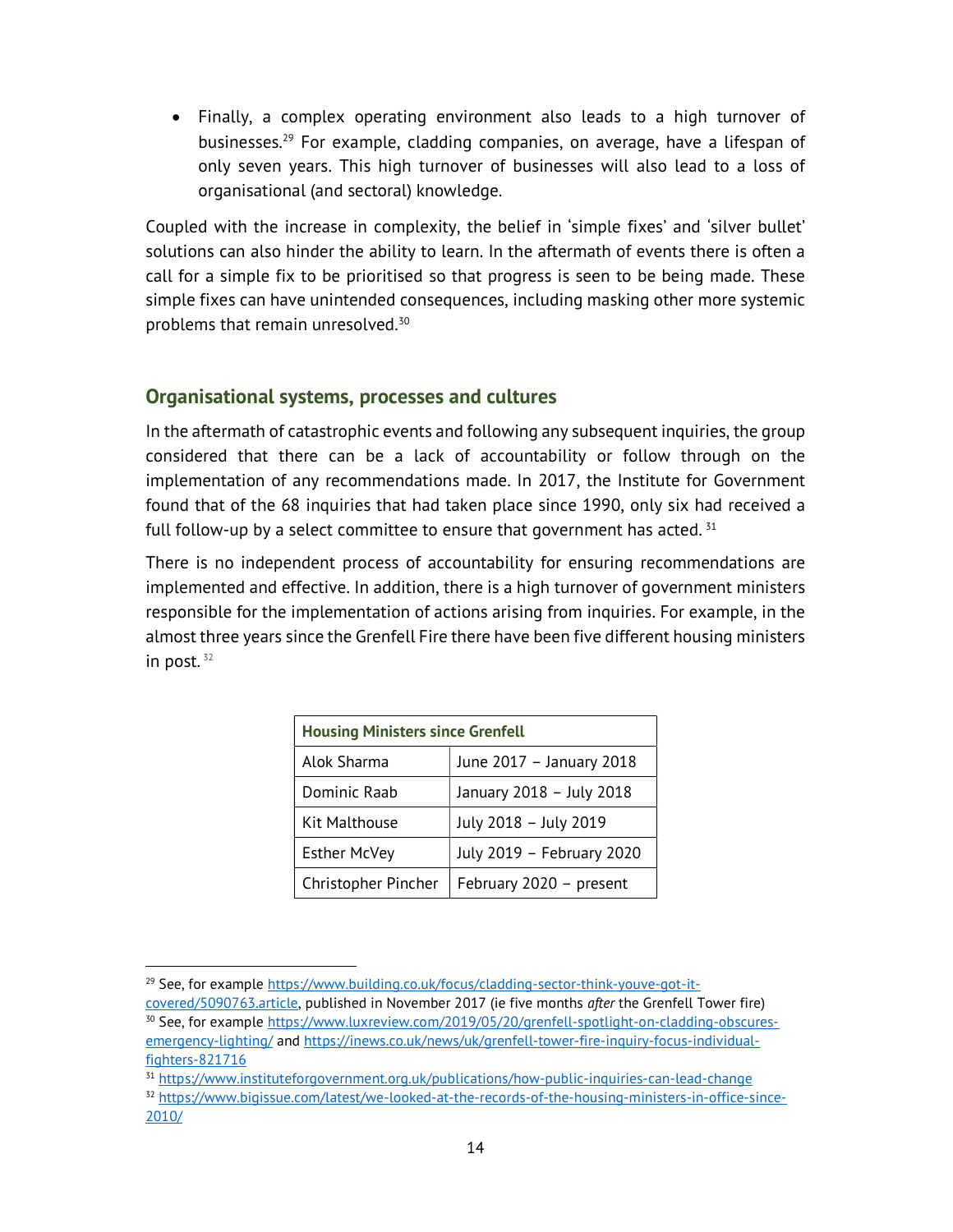- Finally, a complex operating environment also leads to a high turnover of businesses.[29] For example, cladding companies, on average, have a lifespan of only seven years. This high turnover of businesses will also lead to a loss of organisational (and sectoral) knowledge.

Coupled with the increase in complexity, the belief in 'simple fixes' and 'silver bullet' solutions can also hinder the ability to learn. In the aftermath of events there is often a call for a simple fix to be prioritised so that progress is seen to be being made. These simple fixes can have unintended consequences, including masking other more systemic problems that remain unresolved.[30]

## Organisational systems, processes and cultures

In the aftermath of catastrophic events and following any subsequent inquiries, the group considered that there can be a lack of accountability or follow through on the implementation of any recommendations made. In 2017, the Institute for Government found that of the 68 inquiries that had taken place since 1990, only six had received a full follow-up by a select committee to ensure that government has acted. [31]

There is no independent process of accountability for ensuring recommendations are implemented and effective. In addition, there is a high turnover of government ministers responsible for the implementation of actions arising from inquiries. For example, in the almost three years since the Grenfell Fire there have been five different housing ministers in post. [32]

| Housing Ministers since Grenfell | |
|---|---|
| Alok Sharma | June 2017 – January 2018 |
| Dominic Raab | January 2018 – July 2018 |
| Kit Malthouse | July 2018 – July 2019 |
| Esther McVey | July 2019 – February 2020 |
| Christopher Pincher | February 2020 – present |

[29] See, for example https://www.building.co.uk/focus/cladding-sector-think-youve-got-it-covered/5090763.article, published in November 2017 (ie five months *after* the Grenfell Tower fire)

[30] See, for example https://www.luxreview.com/2019/05/20/grenfell-spotlight-on-cladding-obscures-emergency-lighting/ and https://inews.co.uk/news/uk/grenfell-tower-fire-inquiry-focus-individual-fighters-821716

[31] https://www.instituteforgovernment.org.uk/publications/how-public-inquiries-can-lead-change

[32] https://www.bigissue.com/latest/we-looked-at-the-records-of-the-housing-ministers-in-office-since-2010/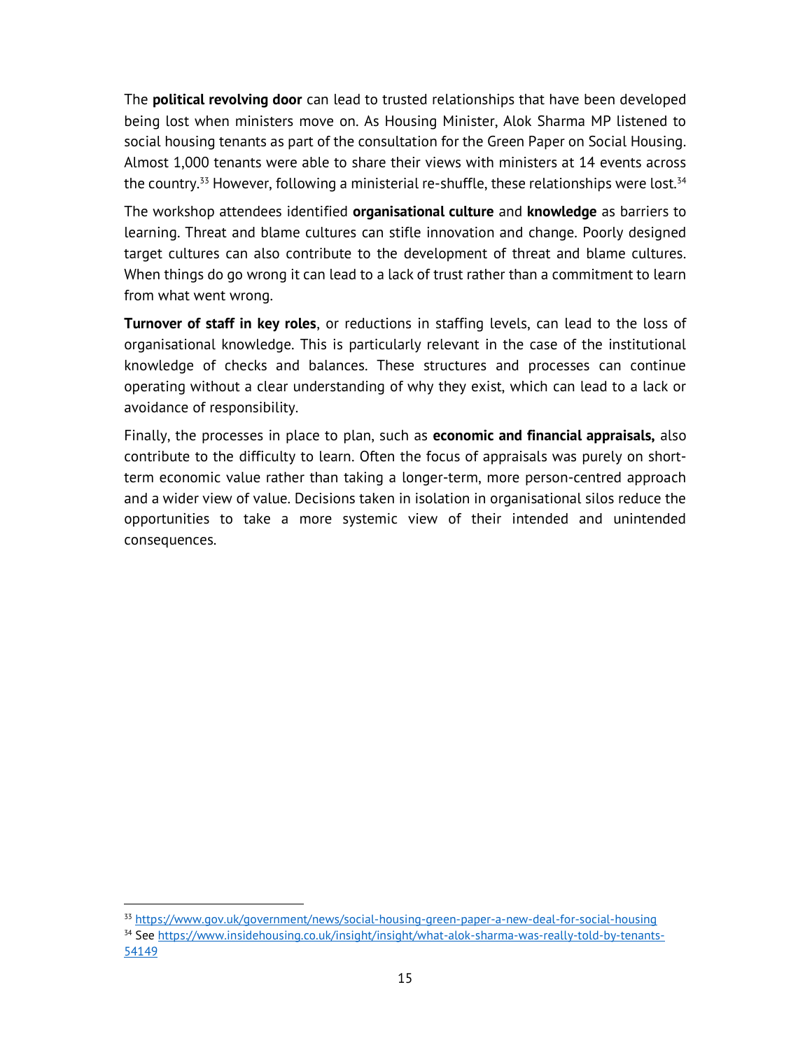The **political revolving door** can lead to trusted relationships that have been developed being lost when ministers move on. As Housing Minister, Alok Sharma MP listened to social housing tenants as part of the consultation for the Green Paper on Social Housing. Almost 1,000 tenants were able to share their views with ministers at 14 events across the country.[33] However, following a ministerial re-shuffle, these relationships were lost.[34]

The workshop attendees identified **organisational culture** and **knowledge** as barriers to learning. Threat and blame cultures can stifle innovation and change. Poorly designed target cultures can also contribute to the development of threat and blame cultures. When things do go wrong it can lead to a lack of trust rather than a commitment to learn from what went wrong.

**Turnover of staff in key roles**, or reductions in staffing levels, can lead to the loss of organisational knowledge. This is particularly relevant in the case of the institutional knowledge of checks and balances. These structures and processes can continue operating without a clear understanding of why they exist, which can lead to a lack or avoidance of responsibility.

Finally, the processes in place to plan, such as **economic and financial appraisals,** also contribute to the difficulty to learn. Often the focus of appraisals was purely on short-term economic value rather than taking a longer-term, more person-centred approach and a wider view of value. Decisions taken in isolation in organisational silos reduce the opportunities to take a more systemic view of their intended and unintended consequences.

---

[33] https://www.gov.uk/government/news/social-housing-green-paper-a-new-deal-for-social-housing

[34] See https://www.insidehousing.co.uk/insight/insight/what-alok-sharma-was-really-told-by-tenants-54149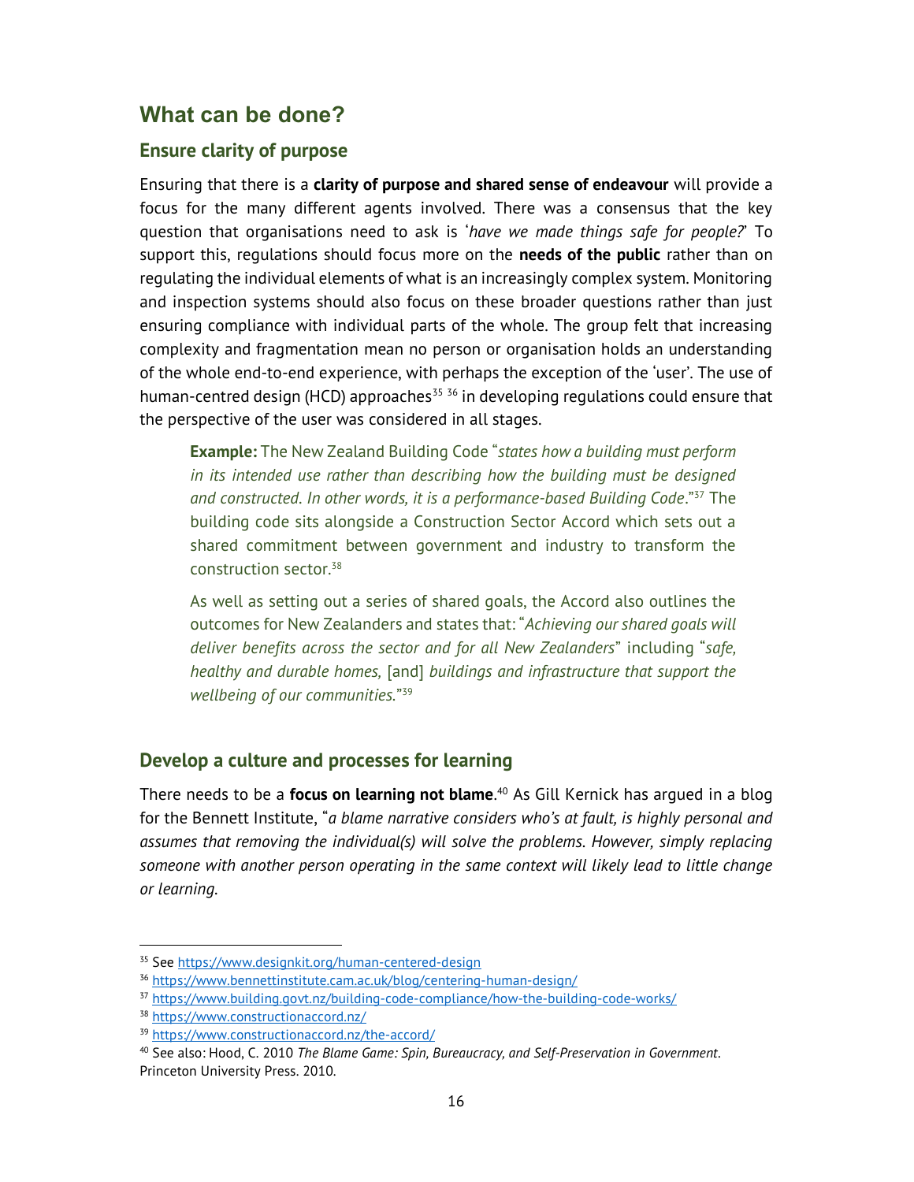## What can be done?

### Ensure clarity of purpose

Ensuring that there is a **clarity of purpose and shared sense of endeavour** will provide a focus for the many different agents involved. There was a consensus that the key question that organisations need to ask is '*have we made things safe for people?*' To support this, regulations should focus more on the **needs of the public** rather than on regulating the individual elements of what is an increasingly complex system. Monitoring and inspection systems should also focus on these broader questions rather than just ensuring compliance with individual parts of the whole. The group felt that increasing complexity and fragmentation mean no person or organisation holds an understanding of the whole end-to-end experience, with perhaps the exception of the 'user'. The use of human-centred design (HCD) approaches[35] [36] in developing regulations could ensure that the perspective of the user was considered in all stages.

> **Example:** The New Zealand Building Code "*states how a building must perform in its intended use rather than describing how the building must be designed and constructed. In other words, it is a performance-based Building Code*."[37] The building code sits alongside a Construction Sector Accord which sets out a shared commitment between government and industry to transform the construction sector.[38]
>
> As well as setting out a series of shared goals, the Accord also outlines the outcomes for New Zealanders and states that: "*Achieving our shared goals will deliver benefits across the sector and for all New Zealanders*" including "*safe, healthy and durable homes,* [and] *buildings and infrastructure that support the wellbeing of our communities.*"[39]

### Develop a culture and processes for learning

There needs to be a **focus on learning not blame**.[40] As Gill Kernick has argued in a blog for the Bennett Institute, "*a blame narrative considers who's at fault, is highly personal and assumes that removing the individual(s) will solve the problems. However, simply replacing someone with another person operating in the same context will likely lead to little change or learning.*

---

[35] See https://www.designkit.org/human-centered-design

[36] https://www.bennettinstitute.cam.ac.uk/blog/centering-human-design/

[37] https://www.building.govt.nz/building-code-compliance/how-the-building-code-works/

[38] https://www.constructionaccord.nz/

[39] https://www.constructionaccord.nz/the-accord/

[40] See also: Hood, C. 2010 *The Blame Game: Spin, Bureaucracy, and Self-Preservation in Government*. Princeton University Press. 2010.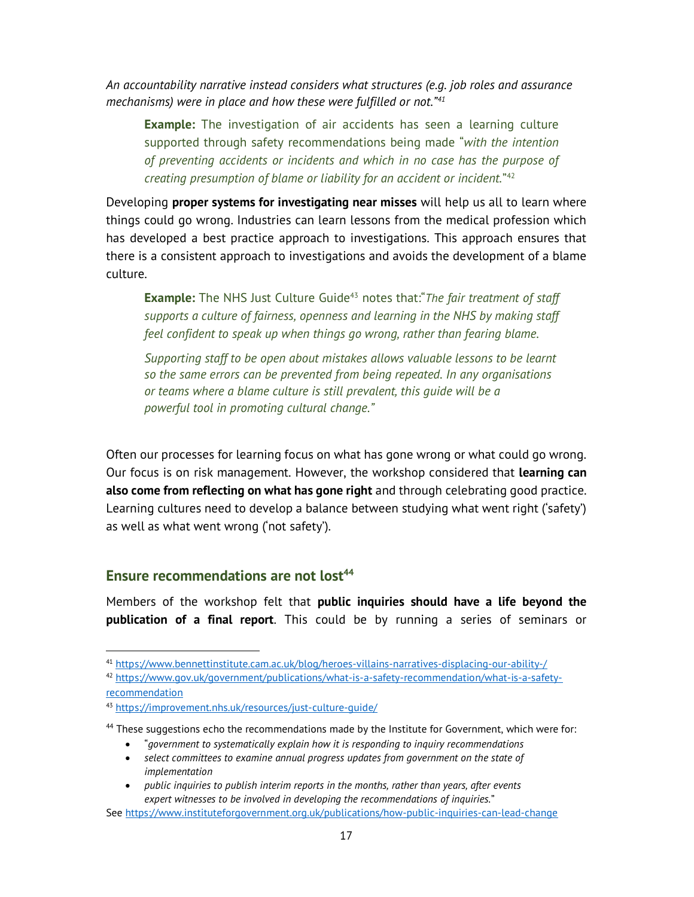*An accountability narrative instead considers what structures (e.g. job roles and assurance mechanisms) were in place and how these were fulfilled or not."*[41]

> **Example:** The investigation of air accidents has seen a learning culture supported through safety recommendations being made "*with the intention of preventing accidents or incidents and which in no case has the purpose of creating presumption of blame or liability for an accident or incident.*"[42]

Developing **proper systems for investigating near misses** will help us all to learn where things could go wrong. Industries can learn lessons from the medical profession which has developed a best practice approach to investigations. This approach ensures that there is a consistent approach to investigations and avoids the development of a blame culture.

> **Example:** The NHS Just Culture Guide[43] notes that:"*The fair treatment of staff supports a culture of fairness, openness and learning in the NHS by making staff feel confident to speak up when things go wrong, rather than fearing blame.*
>
> *Supporting staff to be open about mistakes allows valuable lessons to be learnt so the same errors can be prevented from being repeated. In any organisations or teams where a blame culture is still prevalent, this guide will be a powerful tool in promoting cultural change."*

Often our processes for learning focus on what has gone wrong or what could go wrong. Our focus is on risk management. However, the workshop considered that **learning can also come from reflecting on what has gone right** and through celebrating good practice. Learning cultures need to develop a balance between studying what went right ('safety') as well as what went wrong ('not safety').

## Ensure recommendations are not lost[44]

Members of the workshop felt that **public inquiries should have a life beyond the publication of a final report**. This could be by running a series of seminars or

---

[41] https://www.bennettinstitute.cam.ac.uk/blog/heroes-villains-narratives-displacing-our-ability-/

[42] https://www.gov.uk/government/publications/what-is-a-safety-recommendation/what-is-a-safety-recommendation

[43] https://improvement.nhs.uk/resources/just-culture-guide/

[44] These suggestions echo the recommendations made by the Institute for Government, which were for:

- "*government to systematically explain how it is responding to inquiry recommendations*
- *select committees to examine annual progress updates from government on the state of implementation*
- *public inquiries to publish interim reports in the months, rather than years, after events expert witnesses to be involved in developing the recommendations of inquiries.*"

See https://www.instituteforgovernment.org.uk/publications/how-public-inquiries-can-lead-change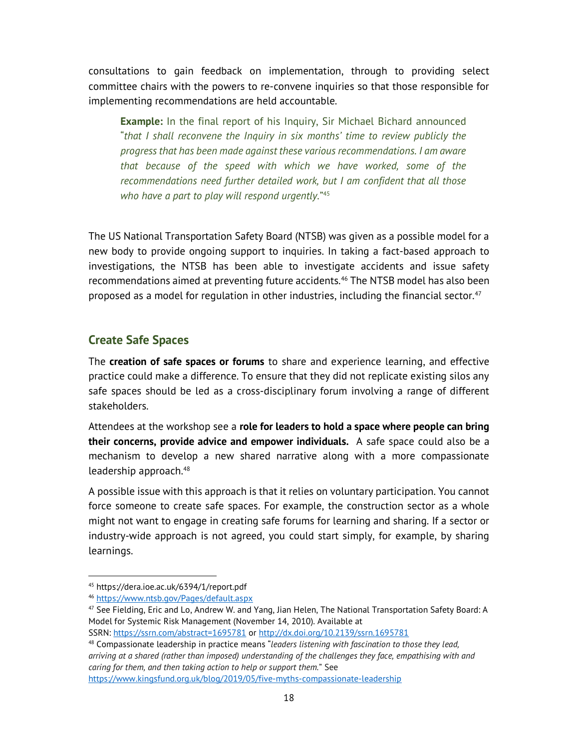consultations to gain feedback on implementation, through to providing select committee chairs with the powers to re-convene inquiries so that those responsible for implementing recommendations are held accountable.

> **Example:** In the final report of his Inquiry, Sir Michael Bichard announced "*that I shall reconvene the Inquiry in six months' time to review publicly the progress that has been made against these various recommendations. I am aware that because of the speed with which we have worked, some of the recommendations need further detailed work, but I am confident that all those who have a part to play will respond urgently.*"[45]

The US National Transportation Safety Board (NTSB) was given as a possible model for a new body to provide ongoing support to inquiries. In taking a fact-based approach to investigations, the NTSB has been able to investigate accidents and issue safety recommendations aimed at preventing future accidents.[46] The NTSB model has also been proposed as a model for regulation in other industries, including the financial sector.[47]

## Create Safe Spaces

The **creation of safe spaces or forums** to share and experience learning, and effective practice could make a difference. To ensure that they did not replicate existing silos any safe spaces should be led as a cross-disciplinary forum involving a range of different stakeholders.

Attendees at the workshop see a **role for leaders to hold a space where people can bring their concerns, provide advice and empower individuals.** A safe space could also be a mechanism to develop a new shared narrative along with a more compassionate leadership approach.[48]

A possible issue with this approach is that it relies on voluntary participation. You cannot force someone to create safe spaces. For example, the construction sector as a whole might not want to engage in creating safe forums for learning and sharing. If a sector or industry-wide approach is not agreed, you could start simply, for example, by sharing learnings.

---

[45] https://dera.ioe.ac.uk/6394/1/report.pdf

[46] https://www.ntsb.gov/Pages/default.aspx

[47] See Fielding, Eric and Lo, Andrew W. and Yang, Jian Helen, The National Transportation Safety Board: A Model for Systemic Risk Management (November 14, 2010). Available at SSRN: https://ssrn.com/abstract=1695781 or http://dx.doi.org/10.2139/ssrn.1695781

[48] Compassionate leadership in practice means "*leaders listening with fascination to those they lead, arriving at a shared (rather than imposed) understanding of the challenges they face, empathising with and caring for them, and then taking action to help or support them.*" See https://www.kingsfund.org.uk/blog/2019/05/five-myths-compassionate-leadership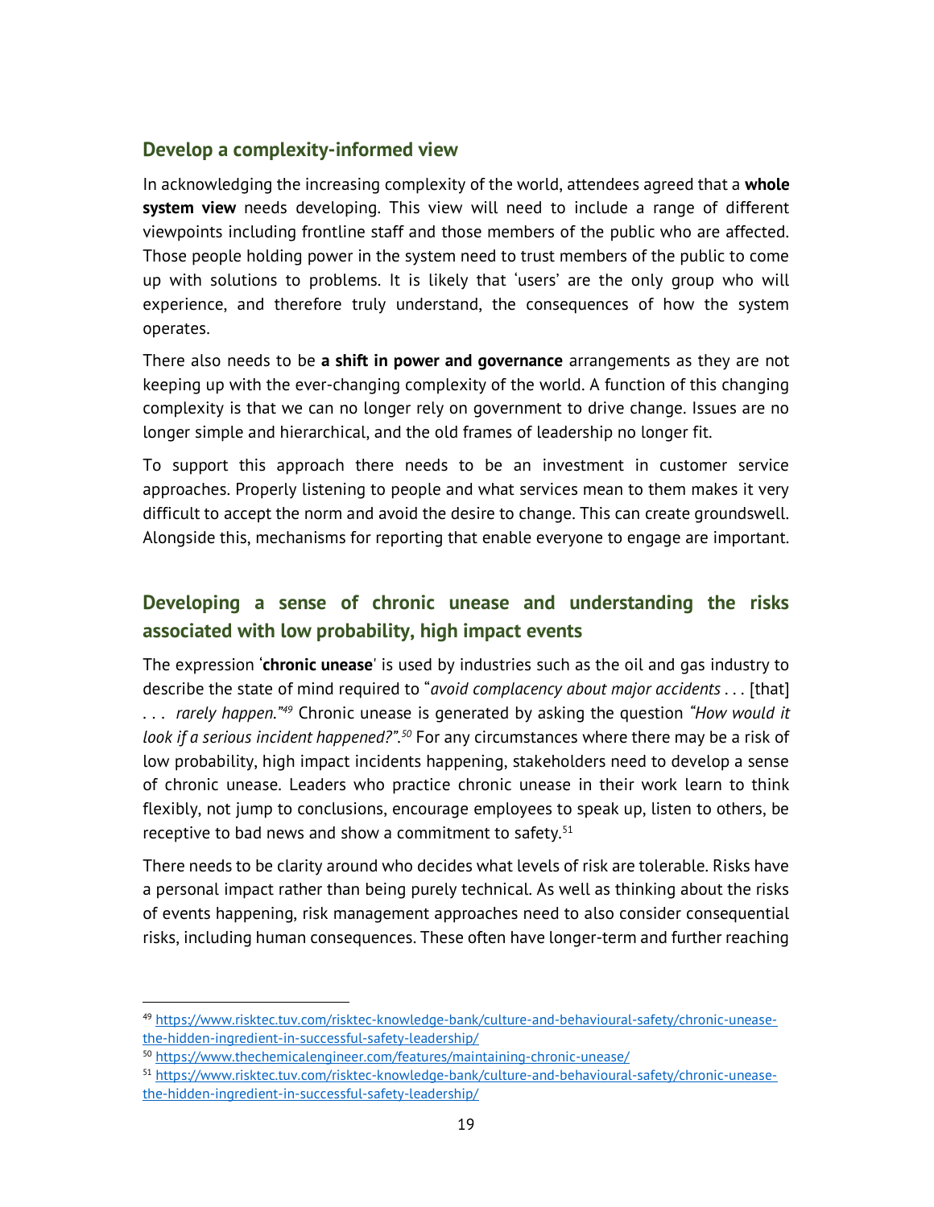## Develop a complexity-informed view

In acknowledging the increasing complexity of the world, attendees agreed that a **whole system view** needs developing. This view will need to include a range of different viewpoints including frontline staff and those members of the public who are affected. Those people holding power in the system need to trust members of the public to come up with solutions to problems. It is likely that 'users' are the only group who will experience, and therefore truly understand, the consequences of how the system operates.

There also needs to be **a shift in power and governance** arrangements as they are not keeping up with the ever-changing complexity of the world. A function of this changing complexity is that we can no longer rely on government to drive change. Issues are no longer simple and hierarchical, and the old frames of leadership no longer fit.

To support this approach there needs to be an investment in customer service approaches. Properly listening to people and what services mean to them makes it very difficult to accept the norm and avoid the desire to change. This can create groundswell. Alongside this, mechanisms for reporting that enable everyone to engage are important.

## Developing a sense of chronic unease and understanding the risks associated with low probability, high impact events

The expression '**chronic unease**' is used by industries such as the oil and gas industry to describe the state of mind required to "*avoid complacency about major accidents . . .* [that] *. . . rarely happen.*"[49] Chronic unease is generated by asking the question *"How would it look if a serious incident happened?"*.[50] For any circumstances where there may be a risk of low probability, high impact incidents happening, stakeholders need to develop a sense of chronic unease. Leaders who practice chronic unease in their work learn to think flexibly, not jump to conclusions, encourage employees to speak up, listen to others, be receptive to bad news and show a commitment to safety.[51]

There needs to be clarity around who decides what levels of risk are tolerable. Risks have a personal impact rather than being purely technical. As well as thinking about the risks of events happening, risk management approaches need to also consider consequential risks, including human consequences. These often have longer-term and further reaching

---

[49] https://www.risktec.tuv.com/risktec-knowledge-bank/culture-and-behavioural-safety/chronic-unease-the-hidden-ingredient-in-successful-safety-leadership/

[50] https://www.thechemicalengineer.com/features/maintaining-chronic-unease/

[51] https://www.risktec.tuv.com/risktec-knowledge-bank/culture-and-behavioural-safety/chronic-unease-the-hidden-ingredient-in-successful-safety-leadership/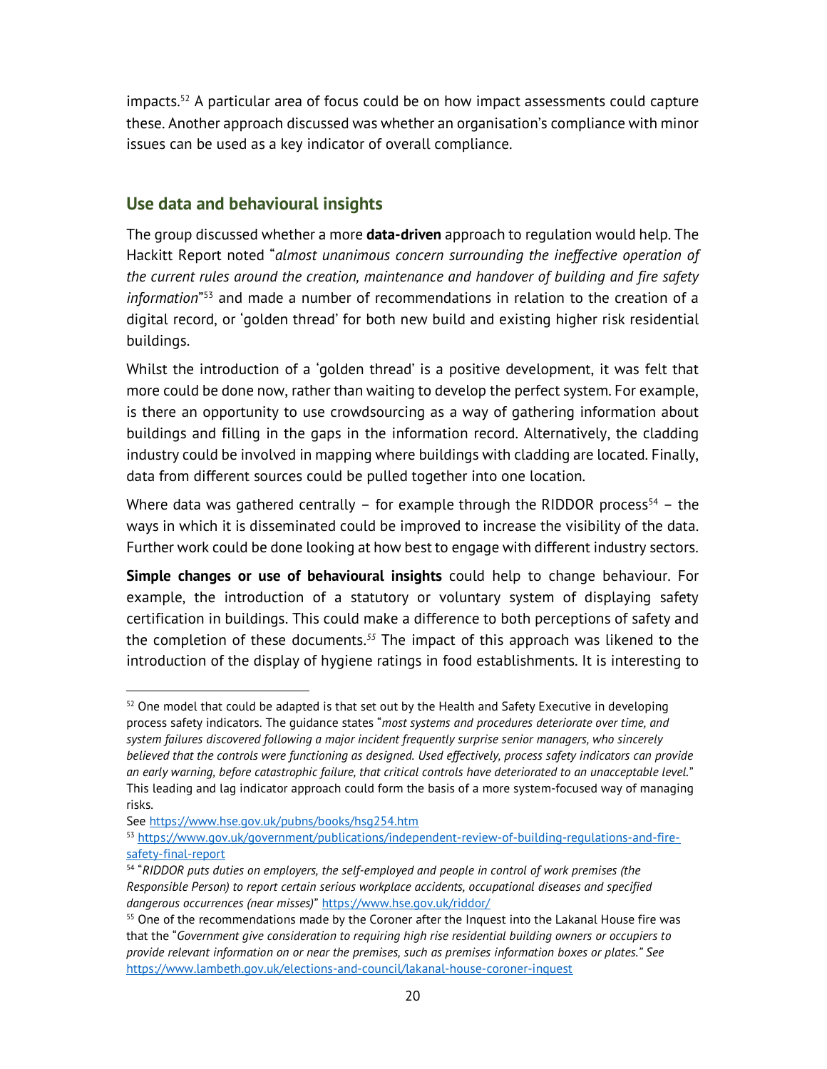impacts.[52] A particular area of focus could be on how impact assessments could capture these. Another approach discussed was whether an organisation's compliance with minor issues can be used as a key indicator of overall compliance.

## Use data and behavioural insights

The group discussed whether a more **data-driven** approach to regulation would help. The Hackitt Report noted "*almost unanimous concern surrounding the ineffective operation of the current rules around the creation, maintenance and handover of building and fire safety information*"[53] and made a number of recommendations in relation to the creation of a digital record, or 'golden thread' for both new build and existing higher risk residential buildings.

Whilst the introduction of a 'golden thread' is a positive development, it was felt that more could be done now, rather than waiting to develop the perfect system. For example, is there an opportunity to use crowdsourcing as a way of gathering information about buildings and filling in the gaps in the information record. Alternatively, the cladding industry could be involved in mapping where buildings with cladding are located. Finally, data from different sources could be pulled together into one location.

Where data was gathered centrally – for example through the RIDDOR process[54] – the ways in which it is disseminated could be improved to increase the visibility of the data. Further work could be done looking at how best to engage with different industry sectors.

**Simple changes or use of behavioural insights** could help to change behaviour. For example, the introduction of a statutory or voluntary system of displaying safety certification in buildings. This could make a difference to both perceptions of safety and the completion of these documents.[55] The impact of this approach was likened to the introduction of the display of hygiene ratings in food establishments. It is interesting to

---

[52] One model that could be adapted is that set out by the Health and Safety Executive in developing process safety indicators. The guidance states "*most systems and procedures deteriorate over time, and system failures discovered following a major incident frequently surprise senior managers, who sincerely believed that the controls were functioning as designed. Used effectively, process safety indicators can provide an early warning, before catastrophic failure, that critical controls have deteriorated to an unacceptable level.*" This leading and lag indicator approach could form the basis of a more system-focused way of managing risks.
See https://www.hse.gov.uk/pubns/books/hsg254.htm

[53] https://www.gov.uk/government/publications/independent-review-of-building-regulations-and-fire-safety-final-report

[54] "*RIDDOR puts duties on employers, the self-employed and people in control of work premises (the Responsible Person) to report certain serious workplace accidents, occupational diseases and specified dangerous occurrences (near misses)*" https://www.hse.gov.uk/riddor/

[55] One of the recommendations made by the Coroner after the Inquest into the Lakanal House fire was that the "*Government give consideration to requiring high rise residential building owners or occupiers to provide relevant information on or near the premises, such as premises information boxes or plates." See* https://www.lambeth.gov.uk/elections-and-council/lakanal-house-coroner-inquest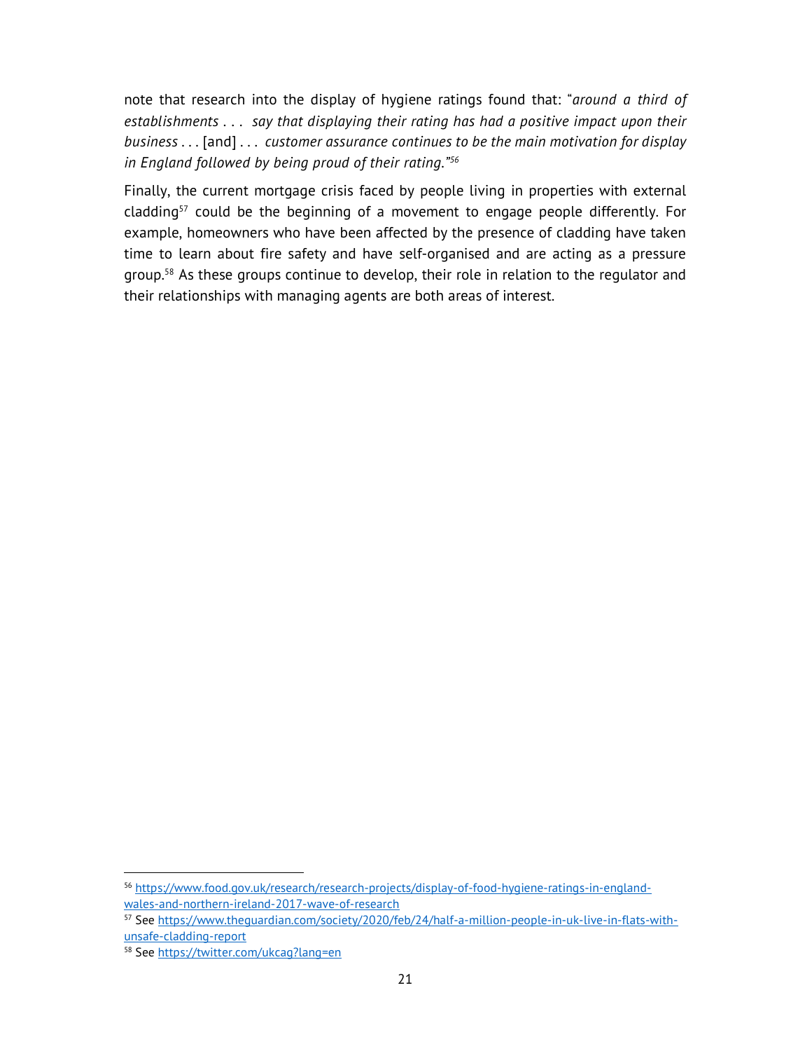note that research into the display of hygiene ratings found that: "*around a third of establishments . . . say that displaying their rating has had a positive impact upon their business* . . . [and] . . . *customer assurance continues to be the main motivation for display in England followed by being proud of their rating.*"[56]

Finally, the current mortgage crisis faced by people living in properties with external cladding[57] could be the beginning of a movement to engage people differently. For example, homeowners who have been affected by the presence of cladding have taken time to learn about fire safety and have self-organised and are acting as a pressure group.[58] As these groups continue to develop, their role in relation to the regulator and their relationships with managing agents are both areas of interest.

---

[56] https://www.food.gov.uk/research/research-projects/display-of-food-hygiene-ratings-in-england-wales-and-northern-ireland-2017-wave-of-research

[57] See https://www.theguardian.com/society/2020/feb/24/half-a-million-people-in-uk-live-in-flats-with-unsafe-cladding-report

[58] See https://twitter.com/ukcag?lang=en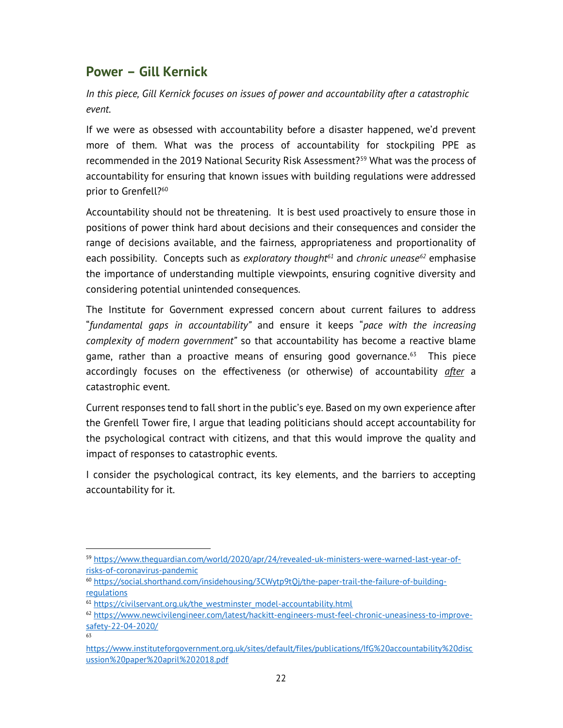## Power – Gill Kernick

*In this piece, Gill Kernick focuses on issues of power and accountability after a catastrophic event.*

If we were as obsessed with accountability before a disaster happened, we'd prevent more of them. What was the process of accountability for stockpiling PPE as recommended in the 2019 National Security Risk Assessment?[59] What was the process of accountability for ensuring that known issues with building regulations were addressed prior to Grenfell?[60]

Accountability should not be threatening. It is best used proactively to ensure those in positions of power think hard about decisions and their consequences and consider the range of decisions available, and the fairness, appropriateness and proportionality of each possibility. Concepts such as *exploratory thought*[61] and *chronic unease*[62] emphasise the importance of understanding multiple viewpoints, ensuring cognitive diversity and considering potential unintended consequences.

The Institute for Government expressed concern about current failures to address "*fundamental gaps in accountability"* and ensure it keeps "*pace with the increasing complexity of modern government"* so that accountability has become a reactive blame game, rather than a proactive means of ensuring good governance.[63] This piece accordingly focuses on the effectiveness (or otherwise) of accountability ***after*** a catastrophic event.

Current responses tend to fall short in the public's eye. Based on my own experience after the Grenfell Tower fire, I argue that leading politicians should accept accountability for the psychological contract with citizens, and that this would improve the quality and impact of responses to catastrophic events.

I consider the psychological contract, its key elements, and the barriers to accepting accountability for it.

---

[59] https://www.theguardian.com/world/2020/apr/24/revealed-uk-ministers-were-warned-last-year-of-risks-of-coronavirus-pandemic

[60] https://social.shorthand.com/insidehousing/3CWytp9tQj/the-paper-trail-the-failure-of-building-regulations

[61] https://civilservant.org.uk/the_westminster_model-accountability.html

[62] https://www.newcivilengineer.com/latest/hackitt-engineers-must-feel-chronic-uneasiness-to-improve-safety-22-04-2020/

[63] https://www.instituteforgovernment.org.uk/sites/default/files/publications/IfG%20accountability%20discussion%20paper%20april%202018.pdf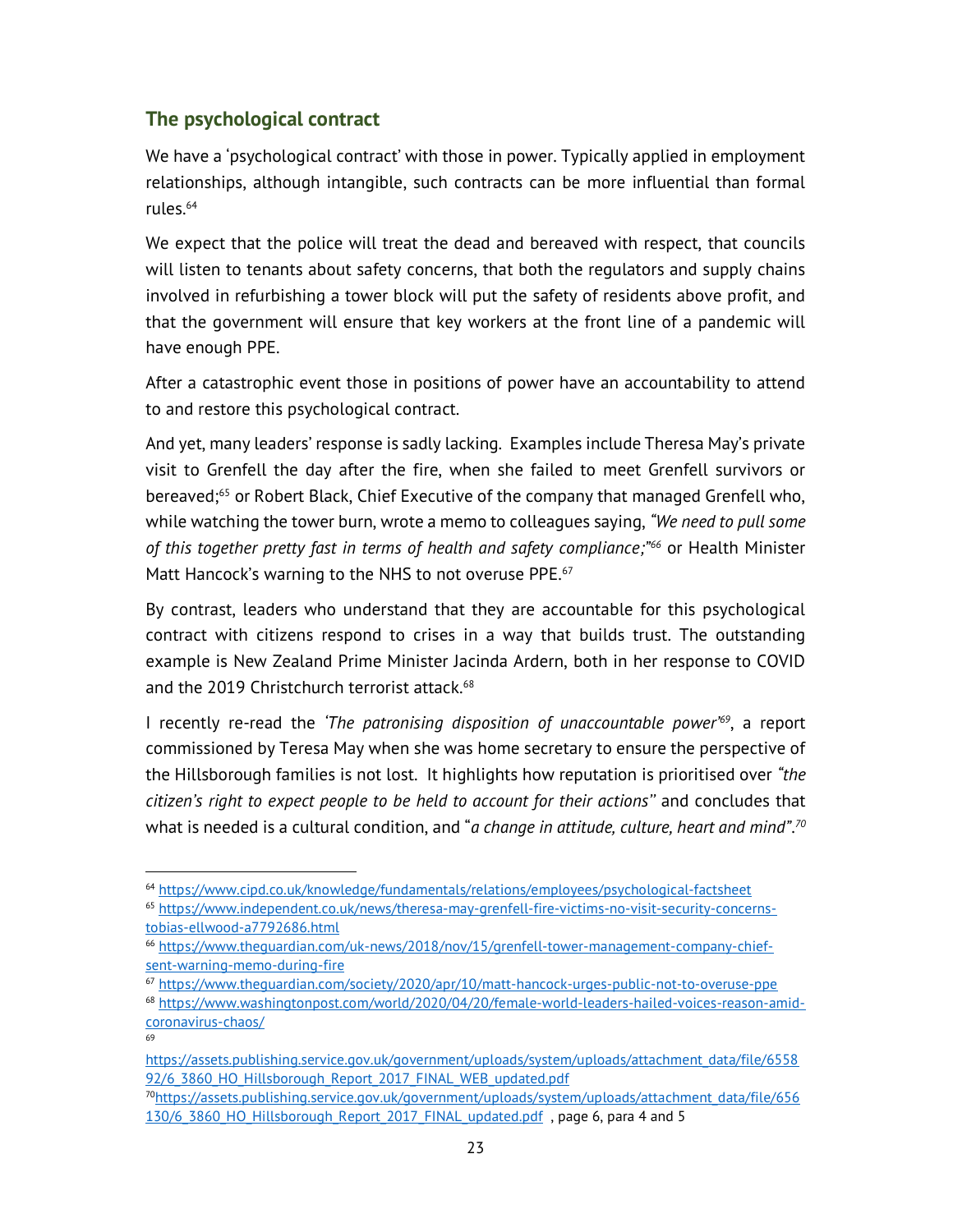## The psychological contract

We have a 'psychological contract' with those in power. Typically applied in employment relationships, although intangible, such contracts can be more influential than formal rules.[64]

We expect that the police will treat the dead and bereaved with respect, that councils will listen to tenants about safety concerns, that both the regulators and supply chains involved in refurbishing a tower block will put the safety of residents above profit, and that the government will ensure that key workers at the front line of a pandemic will have enough PPE.

After a catastrophic event those in positions of power have an accountability to attend to and restore this psychological contract.

And yet, many leaders' response is sadly lacking. Examples include Theresa May's private visit to Grenfell the day after the fire, when she failed to meet Grenfell survivors or bereaved;[65] or Robert Black, Chief Executive of the company that managed Grenfell who, while watching the tower burn, wrote a memo to colleagues saying, *"We need to pull some of this together pretty fast in terms of health and safety compliance;"*[66] or Health Minister Matt Hancock's warning to the NHS to not overuse PPE.[67]

By contrast, leaders who understand that they are accountable for this psychological contract with citizens respond to crises in a way that builds trust. The outstanding example is New Zealand Prime Minister Jacinda Ardern, both in her response to COVID and the 2019 Christchurch terrorist attack.[68]

I recently re-read the *'The patronising disposition of unaccountable power'*[69], a report commissioned by Teresa May when she was home secretary to ensure the perspective of the Hillsborough families is not lost. It highlights how reputation is prioritised over *"the citizen's right to expect people to be held to account for their actions"* and concludes that what is needed is a cultural condition, and "*a change in attitude, culture, heart and mind"*.[70]

---

[64] https://www.cipd.co.uk/knowledge/fundamentals/relations/employees/psychological-factsheet

[65] https://www.independent.co.uk/news/theresa-may-grenfell-fire-victims-no-visit-security-concerns-tobias-ellwood-a7792686.html

[66] https://www.theguardian.com/uk-news/2018/nov/15/grenfell-tower-management-company-chief-sent-warning-memo-during-fire

[67] https://www.theguardian.com/society/2020/apr/10/matt-hancock-urges-public-not-to-overuse-ppe

[68] https://www.washingtonpost.com/world/2020/04/20/female-world-leaders-hailed-voices-reason-amid-coronavirus-chaos/

[69] https://assets.publishing.service.gov.uk/government/uploads/system/uploads/attachment_data/file/655892/6_3860_HO_Hillsborough_Report_2017_FINAL_WEB_updated.pdf

[70] https://assets.publishing.service.gov.uk/government/uploads/system/uploads/attachment_data/file/656130/6_3860_HO_Hillsborough_Report_2017_FINAL_updated.pdf , page 6, para 4 and 5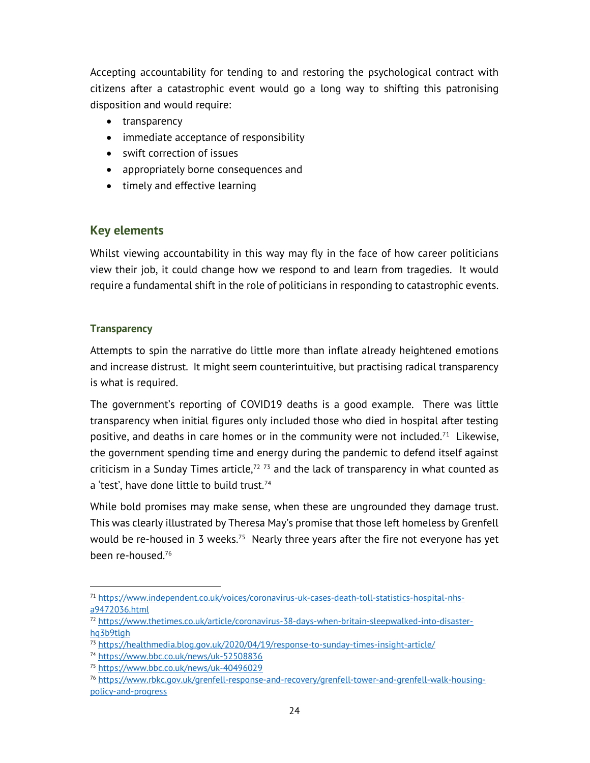Accepting accountability for tending to and restoring the psychological contract with citizens after a catastrophic event would go a long way to shifting this patronising disposition and would require:

- transparency
- immediate acceptance of responsibility
- swift correction of issues
- appropriately borne consequences and
- timely and effective learning

## Key elements

Whilst viewing accountability in this way may fly in the face of how career politicians view their job, it could change how we respond to and learn from tragedies. It would require a fundamental shift in the role of politicians in responding to catastrophic events.

### Transparency

Attempts to spin the narrative do little more than inflate already heightened emotions and increase distrust. It might seem counterintuitive, but practising radical transparency is what is required.

The government's reporting of COVID19 deaths is a good example. There was little transparency when initial figures only included those who died in hospital after testing positive, and deaths in care homes or in the community were not included.[71] Likewise, the government spending time and energy during the pandemic to defend itself against criticism in a Sunday Times article,[72] [73] and the lack of transparency in what counted as a 'test', have done little to build trust.[74]

While bold promises may make sense, when these are ungrounded they damage trust. This was clearly illustrated by Theresa May's promise that those left homeless by Grenfell would be re-housed in 3 weeks.[75] Nearly three years after the fire not everyone has yet been re-housed.[76]

---

[71] https://www.independent.co.uk/voices/coronavirus-uk-cases-death-toll-statistics-hospital-nhs-a9472036.html
[72] https://www.thetimes.co.uk/article/coronavirus-38-days-when-britain-sleepwalked-into-disaster-hq3b9tlgh
[73] https://healthmedia.blog.gov.uk/2020/04/19/response-to-sunday-times-insight-article/
[74] https://www.bbc.co.uk/news/uk-52508836
[75] https://www.bbc.co.uk/news/uk-40496029
[76] https://www.rbkc.gov.uk/grenfell-response-and-recovery/grenfell-tower-and-grenfell-walk-housing-policy-and-progress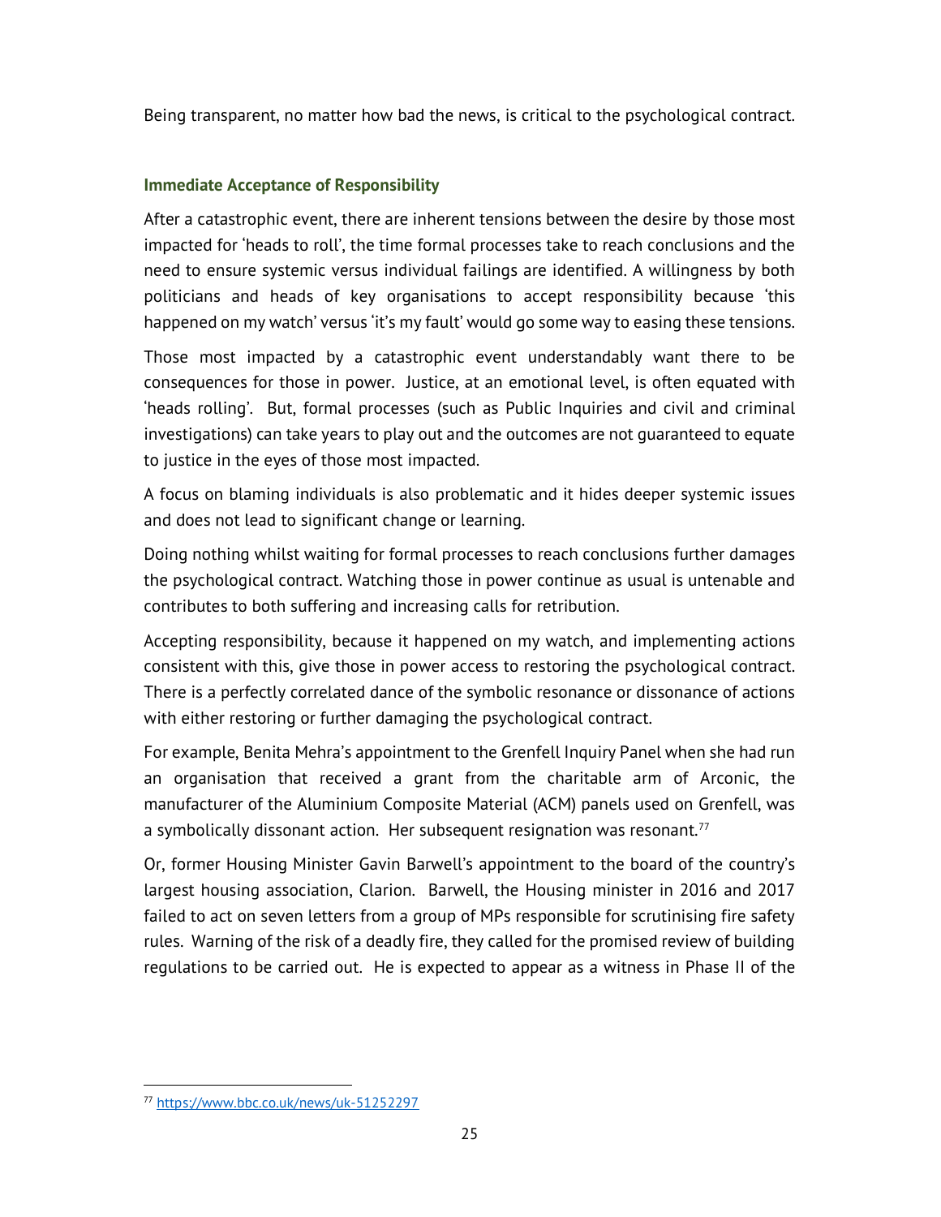Being transparent, no matter how bad the news, is critical to the psychological contract.

### Immediate Acceptance of Responsibility

After a catastrophic event, there are inherent tensions between the desire by those most impacted for 'heads to roll', the time formal processes take to reach conclusions and the need to ensure systemic versus individual failings are identified. A willingness by both politicians and heads of key organisations to accept responsibility because 'this happened on my watch' versus 'it's my fault' would go some way to easing these tensions.

Those most impacted by a catastrophic event understandably want there to be consequences for those in power. Justice, at an emotional level, is often equated with 'heads rolling'. But, formal processes (such as Public Inquiries and civil and criminal investigations) can take years to play out and the outcomes are not guaranteed to equate to justice in the eyes of those most impacted.

A focus on blaming individuals is also problematic and it hides deeper systemic issues and does not lead to significant change or learning.

Doing nothing whilst waiting for formal processes to reach conclusions further damages the psychological contract. Watching those in power continue as usual is untenable and contributes to both suffering and increasing calls for retribution.

Accepting responsibility, because it happened on my watch, and implementing actions consistent with this, give those in power access to restoring the psychological contract. There is a perfectly correlated dance of the symbolic resonance or dissonance of actions with either restoring or further damaging the psychological contract.

For example, Benita Mehra's appointment to the Grenfell Inquiry Panel when she had run an organisation that received a grant from the charitable arm of Arconic, the manufacturer of the Aluminium Composite Material (ACM) panels used on Grenfell, was a symbolically dissonant action. Her subsequent resignation was resonant.[77]

Or, former Housing Minister Gavin Barwell's appointment to the board of the country's largest housing association, Clarion. Barwell, the Housing minister in 2016 and 2017 failed to act on seven letters from a group of MPs responsible for scrutinising fire safety rules. Warning of the risk of a deadly fire, they called for the promised review of building regulations to be carried out. He is expected to appear as a witness in Phase II of the

[77] https://www.bbc.co.uk/news/uk-51252297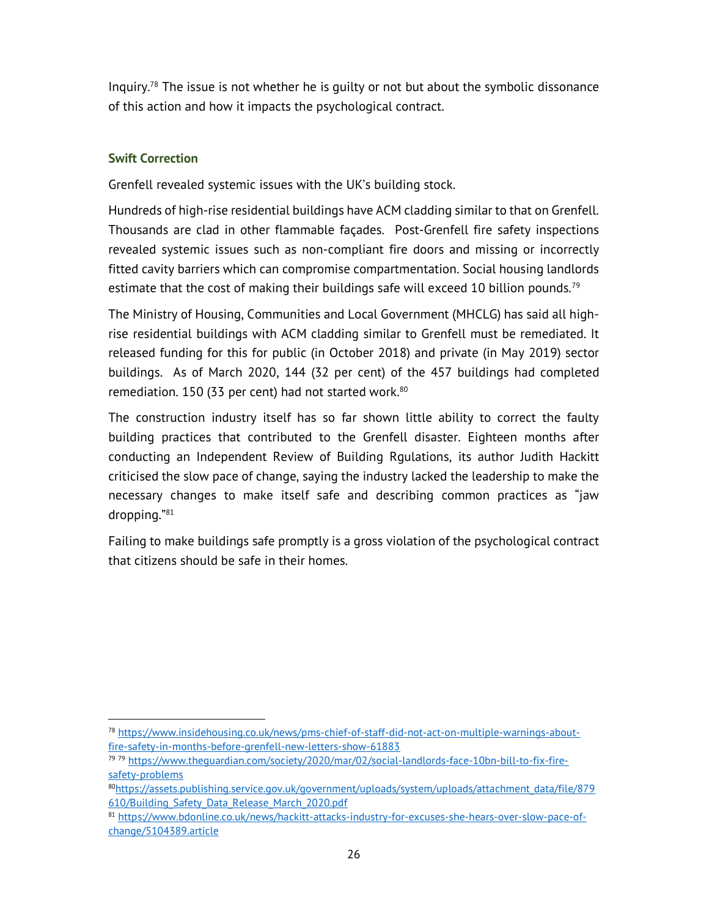Inquiry.[78] The issue is not whether he is guilty or not but about the symbolic dissonance of this action and how it impacts the psychological contract.

### Swift Correction

Grenfell revealed systemic issues with the UK's building stock.

Hundreds of high-rise residential buildings have ACM cladding similar to that on Grenfell. Thousands are clad in other flammable façades. Post-Grenfell fire safety inspections revealed systemic issues such as non-compliant fire doors and missing or incorrectly fitted cavity barriers which can compromise compartmentation. Social housing landlords estimate that the cost of making their buildings safe will exceed 10 billion pounds.[79]

The Ministry of Housing, Communities and Local Government (MHCLG) has said all high-rise residential buildings with ACM cladding similar to Grenfell must be remediated. It released funding for this for public (in October 2018) and private (in May 2019) sector buildings. As of March 2020, 144 (32 per cent) of the 457 buildings had completed remediation. 150 (33 per cent) had not started work.[80]

The construction industry itself has so far shown little ability to correct the faulty building practices that contributed to the Grenfell disaster. Eighteen months after conducting an Independent Review of Building Rgulations, its author Judith Hackitt criticised the slow pace of change, saying the industry lacked the leadership to make the necessary changes to make itself safe and describing common practices as "jaw dropping."[81]

Failing to make buildings safe promptly is a gross violation of the psychological contract that citizens should be safe in their homes.

---

[78] https://www.insidehousing.co.uk/news/pms-chief-of-staff-did-not-act-on-multiple-warnings-about-fire-safety-in-months-before-grenfell-new-letters-show-61883

[79] [79] https://www.theguardian.com/society/2020/mar/02/social-landlords-face-10bn-bill-to-fix-fire-safety-problems

[80] https://assets.publishing.service.gov.uk/government/uploads/system/uploads/attachment_data/file/879610/Building_Safety_Data_Release_March_2020.pdf

[81] https://www.bdonline.co.uk/news/hackitt-attacks-industry-for-excuses-she-hears-over-slow-pace-of-change/5104389.article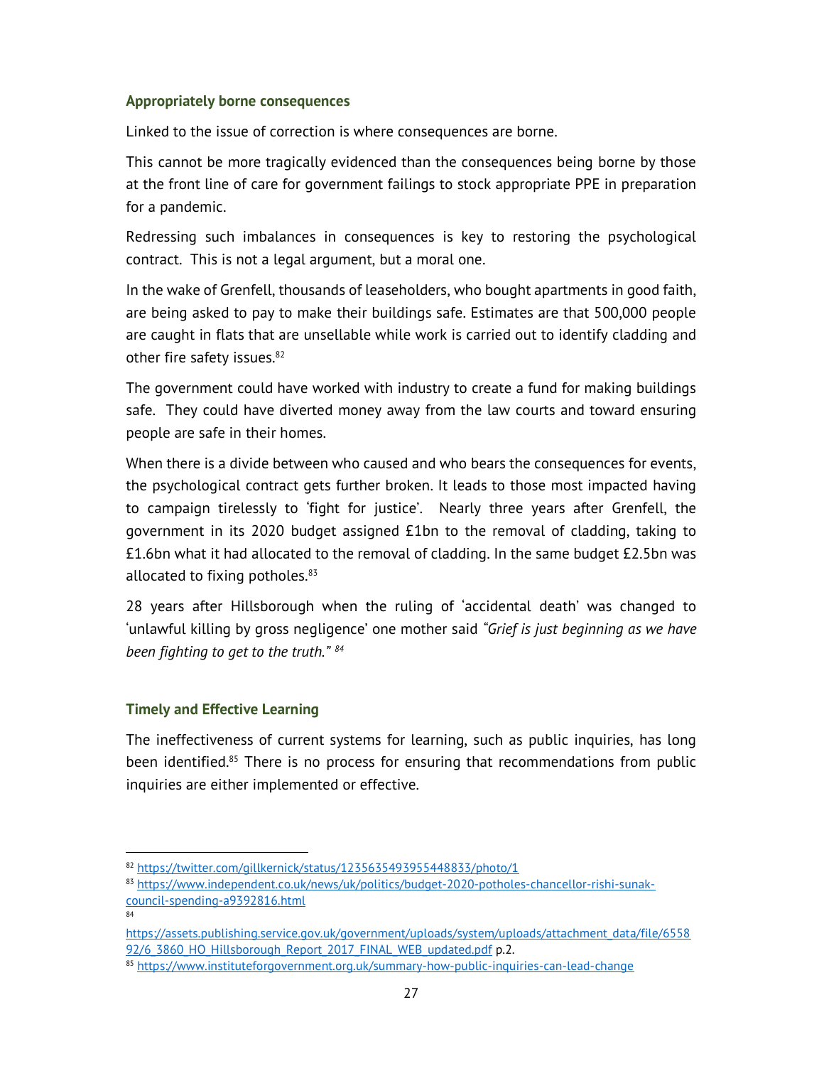### Appropriately borne consequences

Linked to the issue of correction is where consequences are borne.

This cannot be more tragically evidenced than the consequences being borne by those at the front line of care for government failings to stock appropriate PPE in preparation for a pandemic.

Redressing such imbalances in consequences is key to restoring the psychological contract. This is not a legal argument, but a moral one.

In the wake of Grenfell, thousands of leaseholders, who bought apartments in good faith, are being asked to pay to make their buildings safe. Estimates are that 500,000 people are caught in flats that are unsellable while work is carried out to identify cladding and other fire safety issues.[82]

The government could have worked with industry to create a fund for making buildings safe. They could have diverted money away from the law courts and toward ensuring people are safe in their homes.

When there is a divide between who caused and who bears the consequences for events, the psychological contract gets further broken. It leads to those most impacted having to campaign tirelessly to 'fight for justice'. Nearly three years after Grenfell, the government in its 2020 budget assigned £1bn to the removal of cladding, taking to £1.6bn what it had allocated to the removal of cladding. In the same budget £2.5bn was allocated to fixing potholes.[83]

28 years after Hillsborough when the ruling of 'accidental death' was changed to 'unlawful killing by gross negligence' one mother said *"Grief is just beginning as we have been fighting to get to the truth."* [84]

### Timely and Effective Learning

The ineffectiveness of current systems for learning, such as public inquiries, has long been identified.[85] There is no process for ensuring that recommendations from public inquiries are either implemented or effective.

---

[82] https://twitter.com/gillkernick/status/1235635493955448833/photo/1

[83] https://www.independent.co.uk/news/uk/politics/budget-2020-potholes-chancellor-rishi-sunak-council-spending-a9392816.html

[84] https://assets.publishing.service.gov.uk/government/uploads/system/uploads/attachment_data/file/655892/6_3860_HO_Hillsborough_Report_2017_FINAL_WEB_updated.pdf p.2.

[85] https://www.instituteforgovernment.org.uk/summary-how-public-inquiries-can-lead-change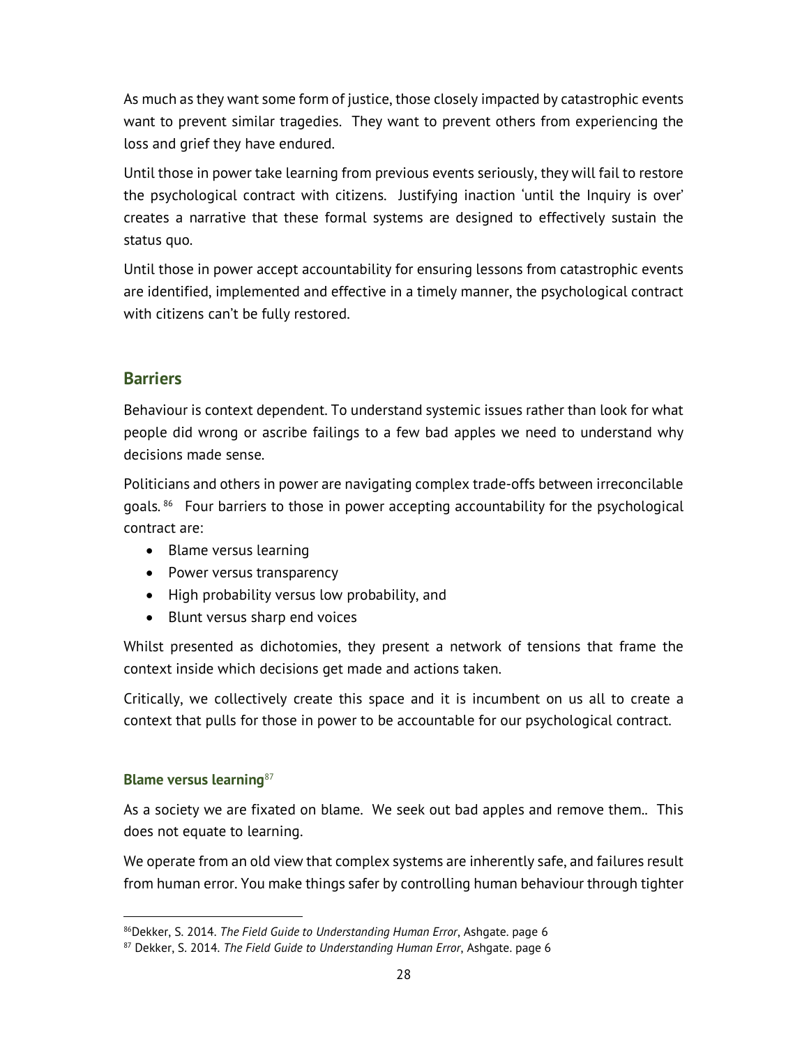As much as they want some form of justice, those closely impacted by catastrophic events want to prevent similar tragedies. They want to prevent others from experiencing the loss and grief they have endured.

Until those in power take learning from previous events seriously, they will fail to restore the psychological contract with citizens. Justifying inaction 'until the Inquiry is over' creates a narrative that these formal systems are designed to effectively sustain the status quo.

Until those in power accept accountability for ensuring lessons from catastrophic events are identified, implemented and effective in a timely manner, the psychological contract with citizens can't be fully restored.

## Barriers

Behaviour is context dependent. To understand systemic issues rather than look for what people did wrong or ascribe failings to a few bad apples we need to understand why decisions made sense.

Politicians and others in power are navigating complex trade-offs between irreconcilable goals.[86] Four barriers to those in power accepting accountability for the psychological contract are:

- Blame versus learning
- Power versus transparency
- High probability versus low probability, and
- Blunt versus sharp end voices

Whilst presented as dichotomies, they present a network of tensions that frame the context inside which decisions get made and actions taken.

Critically, we collectively create this space and it is incumbent on us all to create a context that pulls for those in power to be accountable for our psychological contract.

### Blame versus learning[87]

As a society we are fixated on blame. We seek out bad apples and remove them.. This does not equate to learning.

We operate from an old view that complex systems are inherently safe, and failures result from human error. You make things safer by controlling human behaviour through tighter

---

[86] Dekker, S. 2014. *The Field Guide to Understanding Human Error*, Ashgate. page 6

[87] Dekker, S. 2014. *The Field Guide to Understanding Human Error*, Ashgate. page 6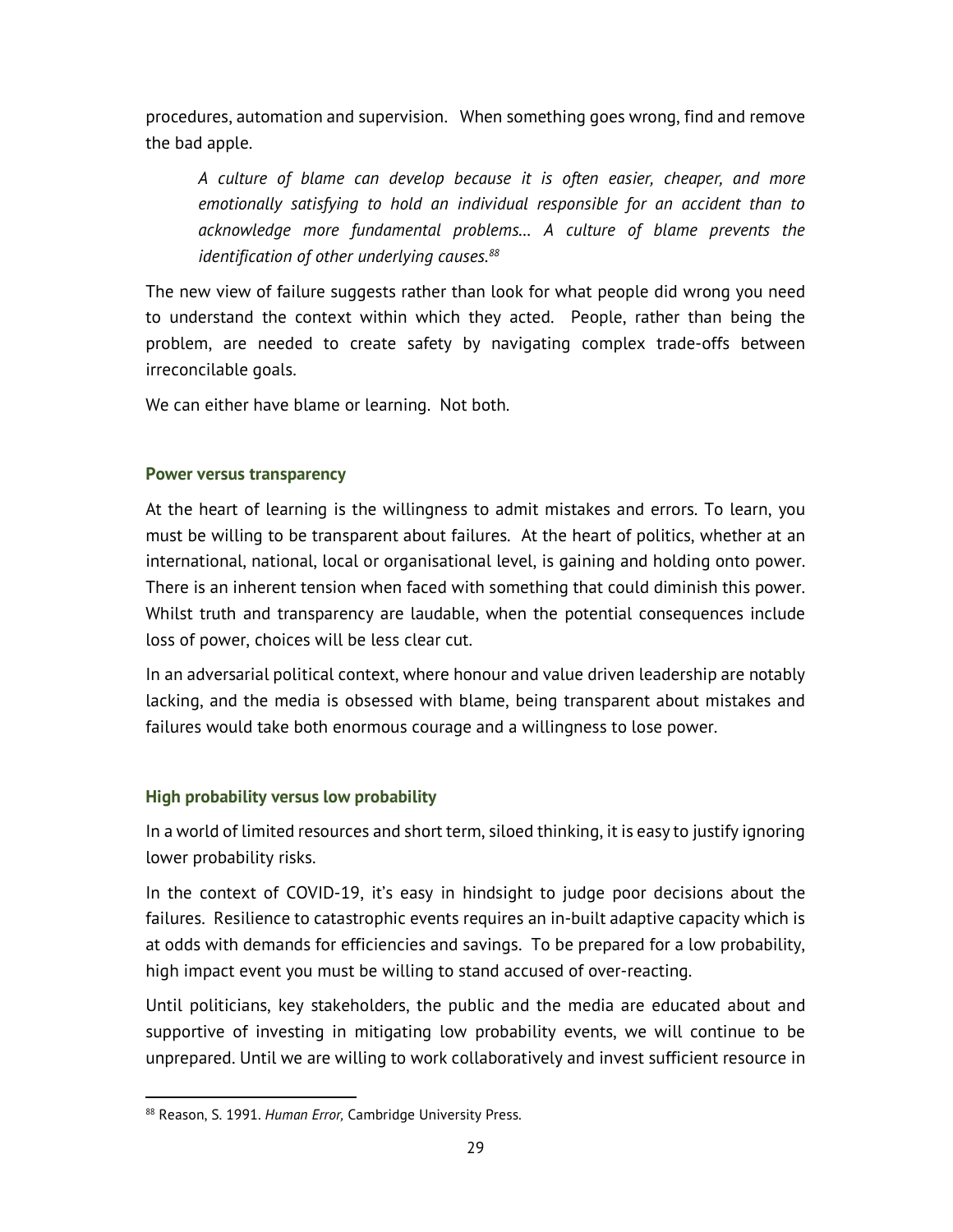procedures, automation and supervision. When something goes wrong, find and remove the bad apple.

> *A culture of blame can develop because it is often easier, cheaper, and more emotionally satisfying to hold an individual responsible for an accident than to acknowledge more fundamental problems… A culture of blame prevents the identification of other underlying causes.*[88]

The new view of failure suggests rather than look for what people did wrong you need to understand the context within which they acted. People, rather than being the problem, are needed to create safety by navigating complex trade-offs between irreconcilable goals.

We can either have blame or learning. Not both.

### Power versus transparency

At the heart of learning is the willingness to admit mistakes and errors. To learn, you must be willing to be transparent about failures. At the heart of politics, whether at an international, national, local or organisational level, is gaining and holding onto power. There is an inherent tension when faced with something that could diminish this power. Whilst truth and transparency are laudable, when the potential consequences include loss of power, choices will be less clear cut.

In an adversarial political context, where honour and value driven leadership are notably lacking, and the media is obsessed with blame, being transparent about mistakes and failures would take both enormous courage and a willingness to lose power.

### High probability versus low probability

In a world of limited resources and short term, siloed thinking, it is easy to justify ignoring lower probability risks.

In the context of COVID-19, it's easy in hindsight to judge poor decisions about the failures. Resilience to catastrophic events requires an in-built adaptive capacity which is at odds with demands for efficiencies and savings. To be prepared for a low probability, high impact event you must be willing to stand accused of over-reacting.

Until politicians, key stakeholders, the public and the media are educated about and supportive of investing in mitigating low probability events, we will continue to be unprepared. Until we are willing to work collaboratively and invest sufficient resource in

---

[88] Reason, S. 1991. *Human Error,* Cambridge University Press.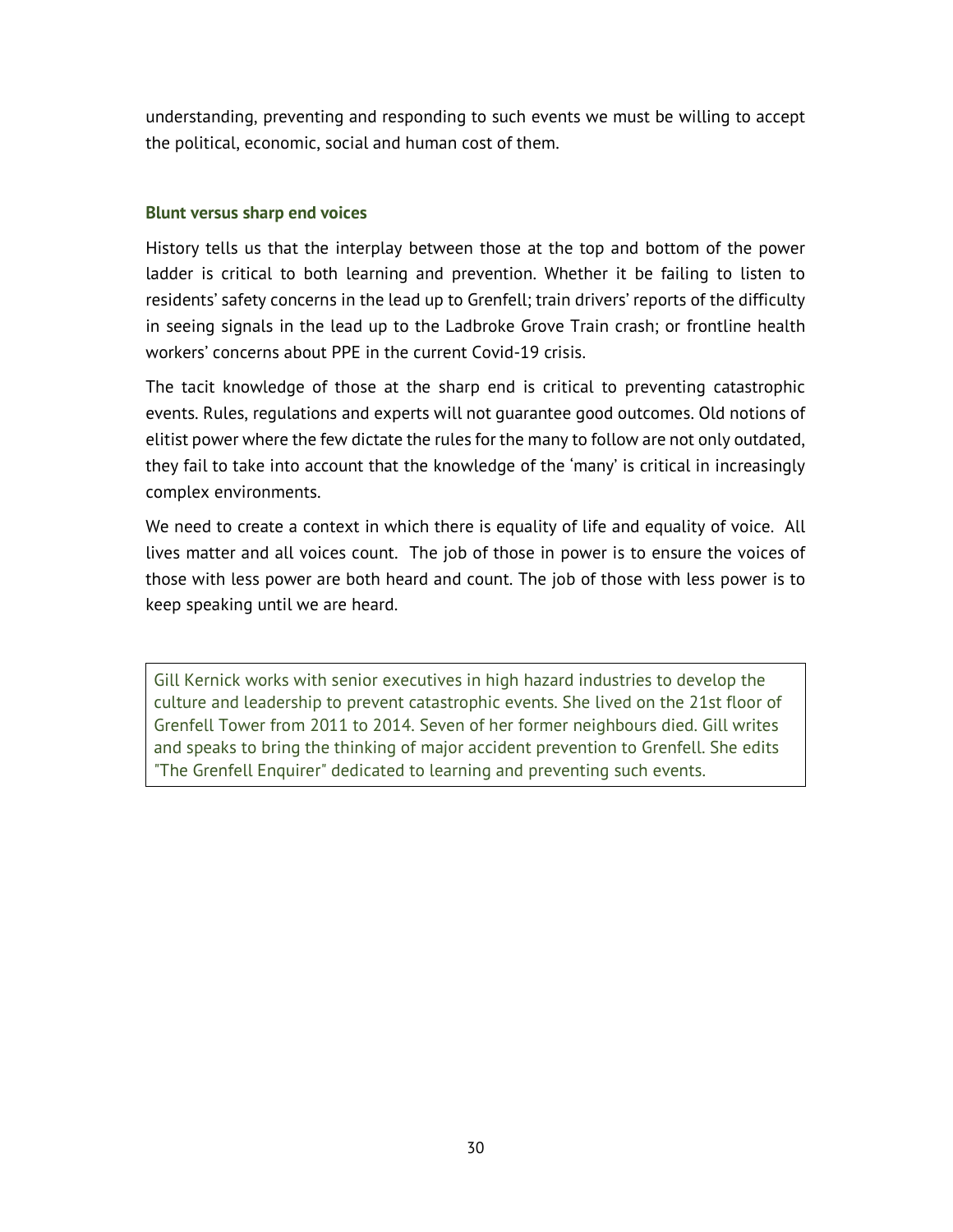understanding, preventing and responding to such events we must be willing to accept the political, economic, social and human cost of them.

### Blunt versus sharp end voices

History tells us that the interplay between those at the top and bottom of the power ladder is critical to both learning and prevention. Whether it be failing to listen to residents' safety concerns in the lead up to Grenfell; train drivers' reports of the difficulty in seeing signals in the lead up to the Ladbroke Grove Train crash; or frontline health workers' concerns about PPE in the current Covid-19 crisis.

The tacit knowledge of those at the sharp end is critical to preventing catastrophic events. Rules, regulations and experts will not guarantee good outcomes. Old notions of elitist power where the few dictate the rules for the many to follow are not only outdated, they fail to take into account that the knowledge of the 'many' is critical in increasingly complex environments.

We need to create a context in which there is equality of life and equality of voice. All lives matter and all voices count. The job of those in power is to ensure the voices of those with less power are both heard and count. The job of those with less power is to keep speaking until we are heard.

Gill Kernick works with senior executives in high hazard industries to develop the culture and leadership to prevent catastrophic events. She lived on the 21st floor of Grenfell Tower from 2011 to 2014. Seven of her former neighbours died. Gill writes and speaks to bring the thinking of major accident prevention to Grenfell. She edits "The Grenfell Enquirer" dedicated to learning and preventing such events.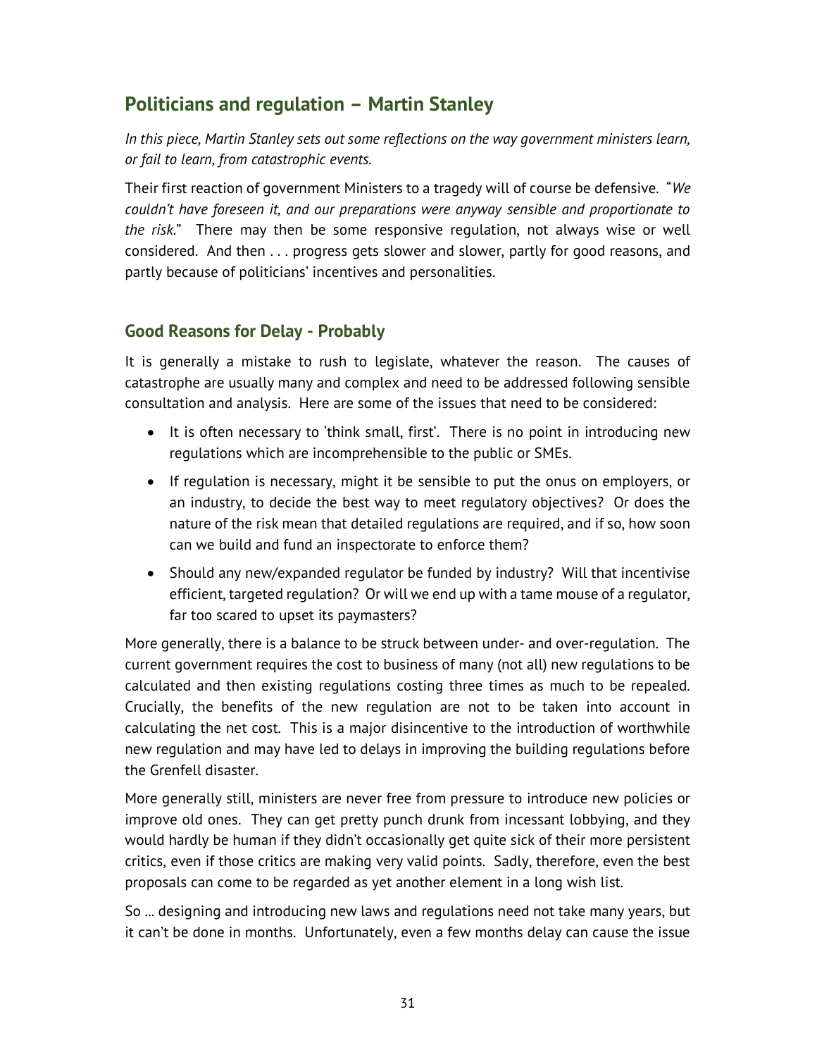## Politicians and regulation – Martin Stanley

*In this piece, Martin Stanley sets out some reflections on the way government ministers learn, or fail to learn, from catastrophic events.*

Their first reaction of government Ministers to a tragedy will of course be defensive. "*We couldn't have foreseen it, and our preparations were anyway sensible and proportionate to the risk.*" There may then be some responsive regulation, not always wise or well considered. And then . . . progress gets slower and slower, partly for good reasons, and partly because of politicians' incentives and personalities.

### Good Reasons for Delay - Probably

It is generally a mistake to rush to legislate, whatever the reason. The causes of catastrophe are usually many and complex and need to be addressed following sensible consultation and analysis. Here are some of the issues that need to be considered:

- It is often necessary to 'think small, first'. There is no point in introducing new regulations which are incomprehensible to the public or SMEs.
- If regulation is necessary, might it be sensible to put the onus on employers, or an industry, to decide the best way to meet regulatory objectives? Or does the nature of the risk mean that detailed regulations are required, and if so, how soon can we build and fund an inspectorate to enforce them?
- Should any new/expanded regulator be funded by industry? Will that incentivise efficient, targeted regulation? Or will we end up with a tame mouse of a regulator, far too scared to upset its paymasters?

More generally, there is a balance to be struck between under- and over-regulation. The current government requires the cost to business of many (not all) new regulations to be calculated and then existing regulations costing three times as much to be repealed. Crucially, the benefits of the new regulation are not to be taken into account in calculating the net cost. This is a major disincentive to the introduction of worthwhile new regulation and may have led to delays in improving the building regulations before the Grenfell disaster.

More generally still, ministers are never free from pressure to introduce new policies or improve old ones. They can get pretty punch drunk from incessant lobbying, and they would hardly be human if they didn't occasionally get quite sick of their more persistent critics, even if those critics are making very valid points. Sadly, therefore, even the best proposals can come to be regarded as yet another element in a long wish list.

So … designing and introducing new laws and regulations need not take many years, but it can't be done in months. Unfortunately, even a few months delay can cause the issue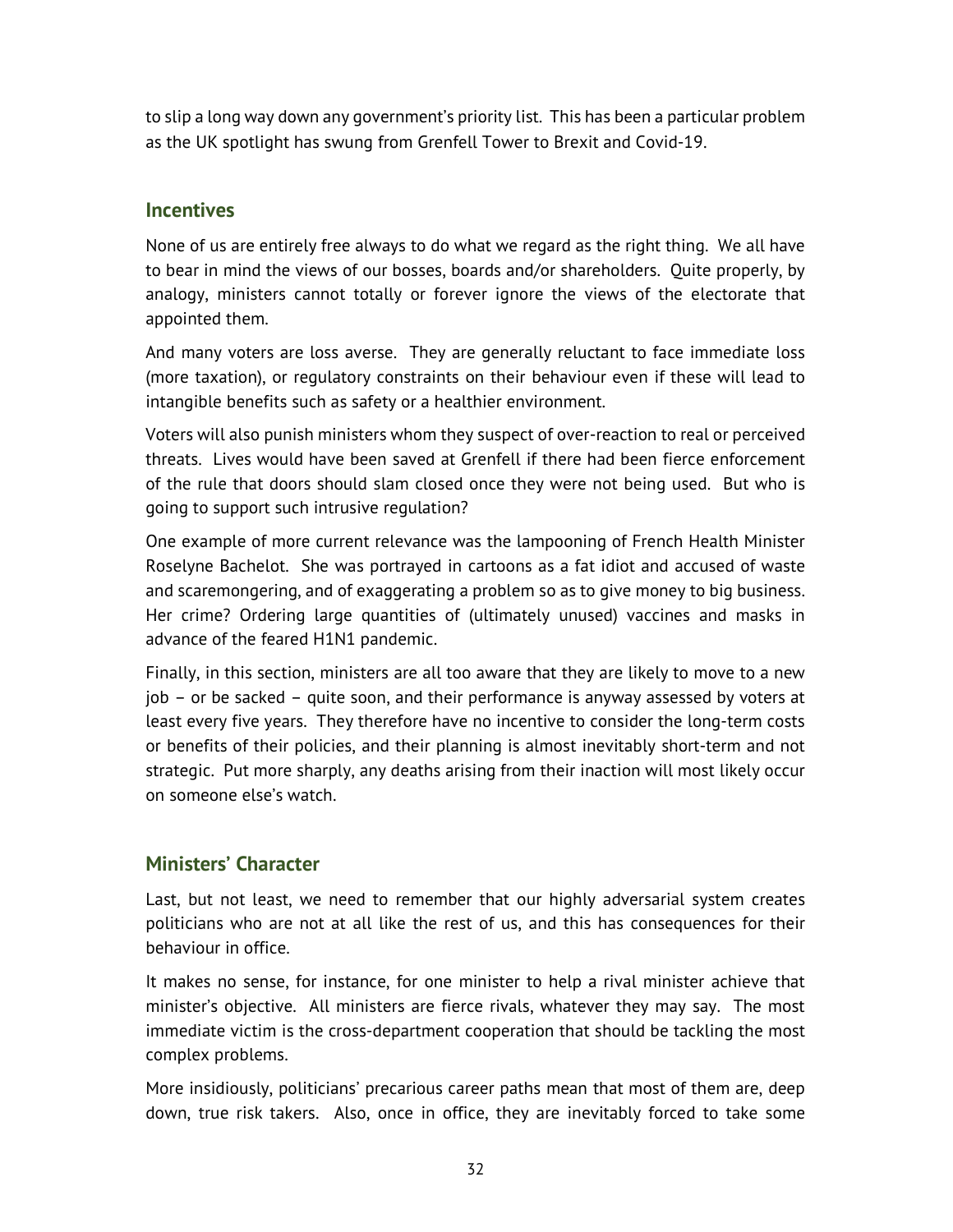to slip a long way down any government's priority list. This has been a particular problem as the UK spotlight has swung from Grenfell Tower to Brexit and Covid-19.

## Incentives

None of us are entirely free always to do what we regard as the right thing. We all have to bear in mind the views of our bosses, boards and/or shareholders. Quite properly, by analogy, ministers cannot totally or forever ignore the views of the electorate that appointed them.

And many voters are loss averse. They are generally reluctant to face immediate loss (more taxation), or regulatory constraints on their behaviour even if these will lead to intangible benefits such as safety or a healthier environment.

Voters will also punish ministers whom they suspect of over-reaction to real or perceived threats. Lives would have been saved at Grenfell if there had been fierce enforcement of the rule that doors should slam closed once they were not being used. But who is going to support such intrusive regulation?

One example of more current relevance was the lampooning of French Health Minister Roselyne Bachelot. She was portrayed in cartoons as a fat idiot and accused of waste and scaremongering, and of exaggerating a problem so as to give money to big business. Her crime? Ordering large quantities of (ultimately unused) vaccines and masks in advance of the feared H1N1 pandemic.

Finally, in this section, ministers are all too aware that they are likely to move to a new job – or be sacked – quite soon, and their performance is anyway assessed by voters at least every five years. They therefore have no incentive to consider the long-term costs or benefits of their policies, and their planning is almost inevitably short-term and not strategic. Put more sharply, any deaths arising from their inaction will most likely occur on someone else's watch.

## Ministers' Character

Last, but not least, we need to remember that our highly adversarial system creates politicians who are not at all like the rest of us, and this has consequences for their behaviour in office.

It makes no sense, for instance, for one minister to help a rival minister achieve that minister's objective. All ministers are fierce rivals, whatever they may say. The most immediate victim is the cross-department cooperation that should be tackling the most complex problems.

More insidiously, politicians' precarious career paths mean that most of them are, deep down, true risk takers. Also, once in office, they are inevitably forced to take some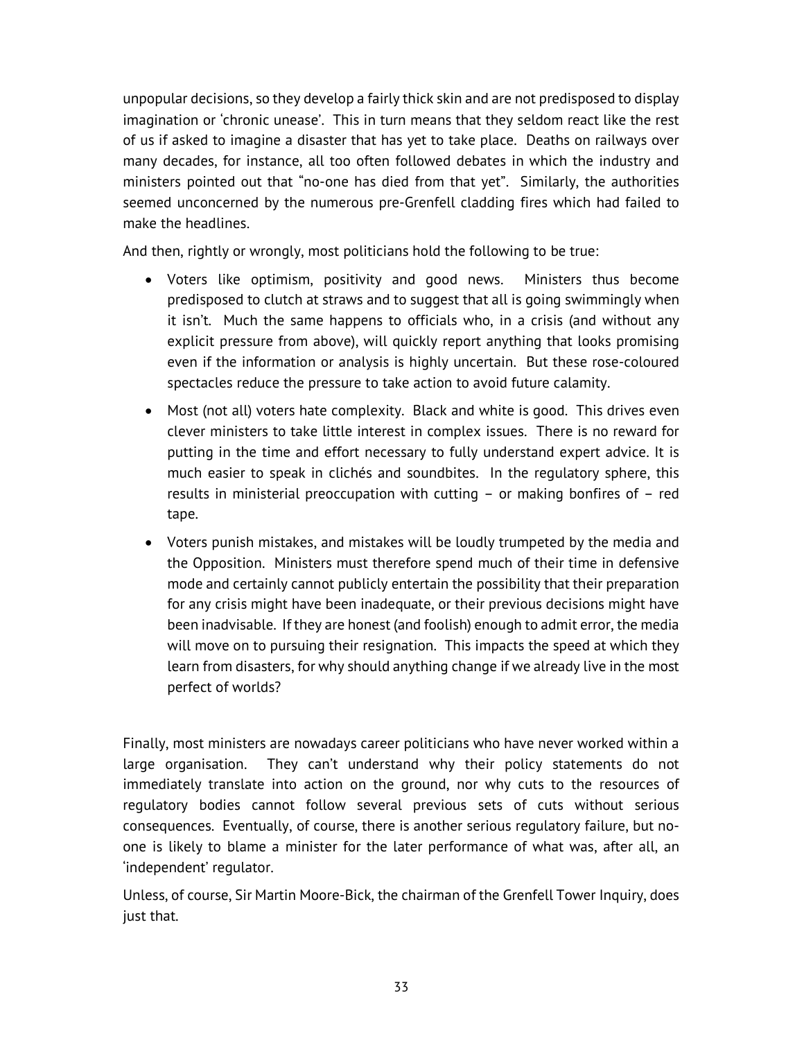unpopular decisions, so they develop a fairly thick skin and are not predisposed to display imagination or 'chronic unease'. This in turn means that they seldom react like the rest of us if asked to imagine a disaster that has yet to take place. Deaths on railways over many decades, for instance, all too often followed debates in which the industry and ministers pointed out that "no-one has died from that yet". Similarly, the authorities seemed unconcerned by the numerous pre-Grenfell cladding fires which had failed to make the headlines.

And then, rightly or wrongly, most politicians hold the following to be true:

- Voters like optimism, positivity and good news. Ministers thus become predisposed to clutch at straws and to suggest that all is going swimmingly when it isn't. Much the same happens to officials who, in a crisis (and without any explicit pressure from above), will quickly report anything that looks promising even if the information or analysis is highly uncertain. But these rose-coloured spectacles reduce the pressure to take action to avoid future calamity.
- Most (not all) voters hate complexity. Black and white is good. This drives even clever ministers to take little interest in complex issues. There is no reward for putting in the time and effort necessary to fully understand expert advice. It is much easier to speak in clichés and soundbites. In the regulatory sphere, this results in ministerial preoccupation with cutting – or making bonfires of – red tape.
- Voters punish mistakes, and mistakes will be loudly trumpeted by the media and the Opposition. Ministers must therefore spend much of their time in defensive mode and certainly cannot publicly entertain the possibility that their preparation for any crisis might have been inadequate, or their previous decisions might have been inadvisable. If they are honest (and foolish) enough to admit error, the media will move on to pursuing their resignation. This impacts the speed at which they learn from disasters, for why should anything change if we already live in the most perfect of worlds?

Finally, most ministers are nowadays career politicians who have never worked within a large organisation. They can't understand why their policy statements do not immediately translate into action on the ground, nor why cuts to the resources of regulatory bodies cannot follow several previous sets of cuts without serious consequences. Eventually, of course, there is another serious regulatory failure, but no-one is likely to blame a minister for the later performance of what was, after all, an 'independent' regulator.

Unless, of course, Sir Martin Moore-Bick, the chairman of the Grenfell Tower Inquiry, does just that.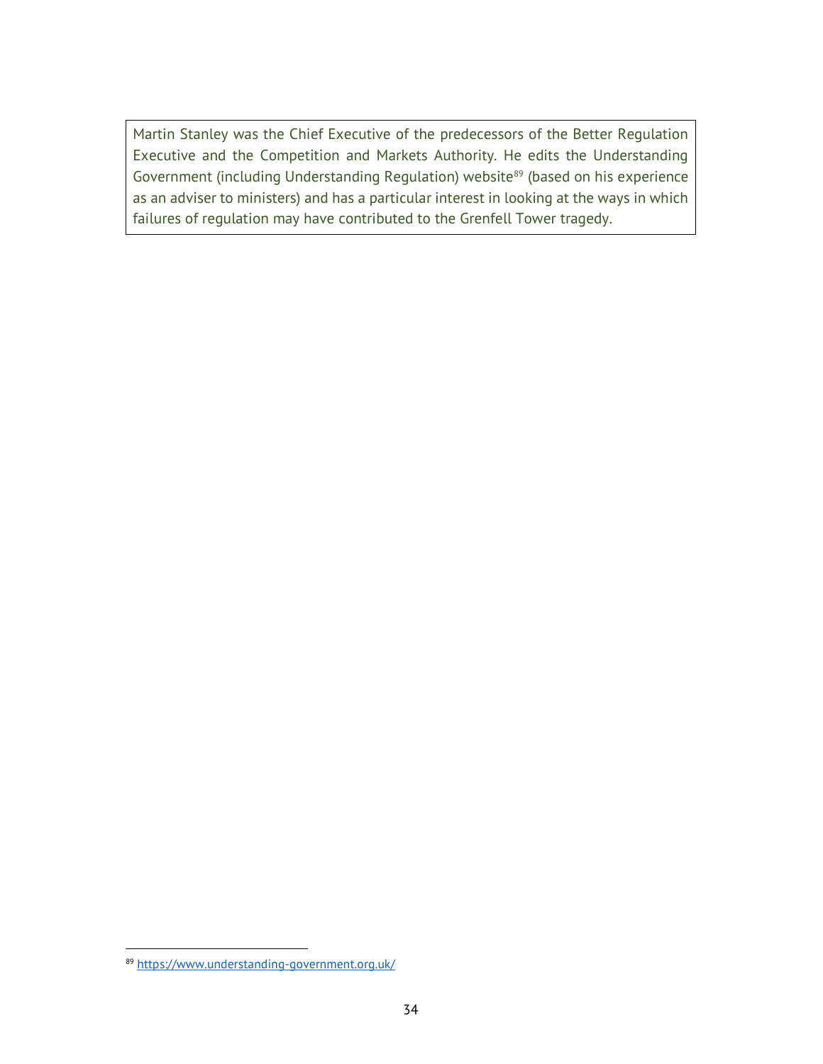Martin Stanley was the Chief Executive of the predecessors of the Better Regulation Executive and the Competition and Markets Authority. He edits the Understanding Government (including Understanding Regulation) website[89] (based on his experience as an adviser to ministers) and has a particular interest in looking at the ways in which failures of regulation may have contributed to the Grenfell Tower tragedy.

[89] https://www.understanding-government.org.uk/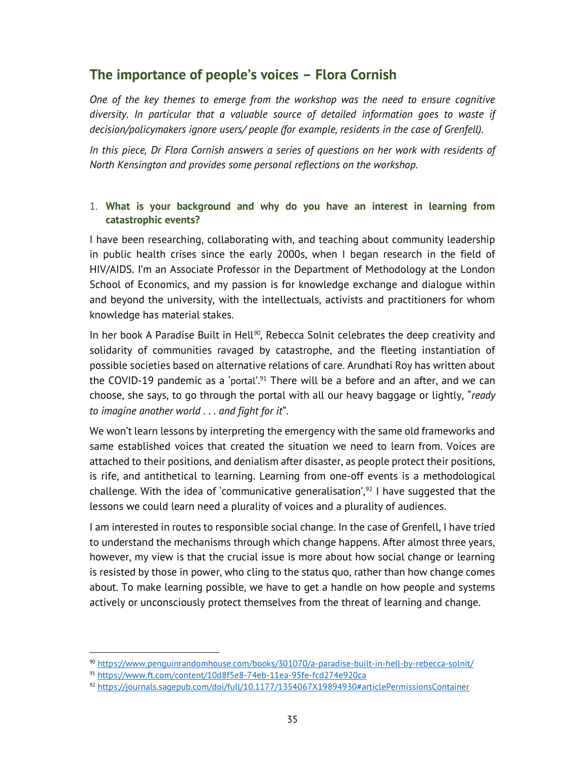## The importance of people's voices – Flora Cornish

*One of the key themes to emerge from the workshop was the need to ensure cognitive diversity. In particular that a valuable source of detailed information goes to waste if decision/policymakers ignore users/ people (for example, residents in the case of Grenfell).*

*In this piece, Dr Flora Cornish answers a series of questions on her work with residents of North Kensington and provides some personal reflections on the workshop.*

1. **What is your background and why do you have an interest in learning from catastrophic events?**

I have been researching, collaborating with, and teaching about community leadership in public health crises since the early 2000s, when I began research in the field of HIV/AIDS. I'm an Associate Professor in the Department of Methodology at the London School of Economics, and my passion is for knowledge exchange and dialogue within and beyond the university, with the intellectuals, activists and practitioners for whom knowledge has material stakes.

In her book A Paradise Built in Hell[90], Rebecca Solnit celebrates the deep creativity and solidarity of communities ravaged by catastrophe, and the fleeting instantiation of possible societies based on alternative relations of care. Arundhati Roy has written about the COVID-19 pandemic as a 'portal'.[91] There will be a before and an after, and we can choose, she says, to go through the portal with all our heavy baggage or lightly, "*ready to imagine another world . . . and fight for it*".

We won't learn lessons by interpreting the emergency with the same old frameworks and same established voices that created the situation we need to learn from. Voices are attached to their positions, and denialism after disaster, as people protect their positions, is rife, and antithetical to learning. Learning from one-off events is a methodological challenge. With the idea of 'communicative generalisation',[92] I have suggested that the lessons we could learn need a plurality of voices and a plurality of audiences.

I am interested in routes to responsible social change. In the case of Grenfell, I have tried to understand the mechanisms through which change happens. After almost three years, however, my view is that the crucial issue is more about how social change or learning is resisted by those in power, who cling to the status quo, rather than how change comes about. To make learning possible, we have to get a handle on how people and systems actively or unconsciously protect themselves from the threat of learning and change.

---

[90] https://www.penguinrandomhouse.com/books/301070/a-paradise-built-in-hell-by-rebecca-solnit/

[91] https://www.ft.com/content/10d8f5e8-74eb-11ea-95fe-fcd274e920ca

[92] https://journals.sagepub.com/doi/full/10.1177/1354067X19894930#articlePermissionsContainer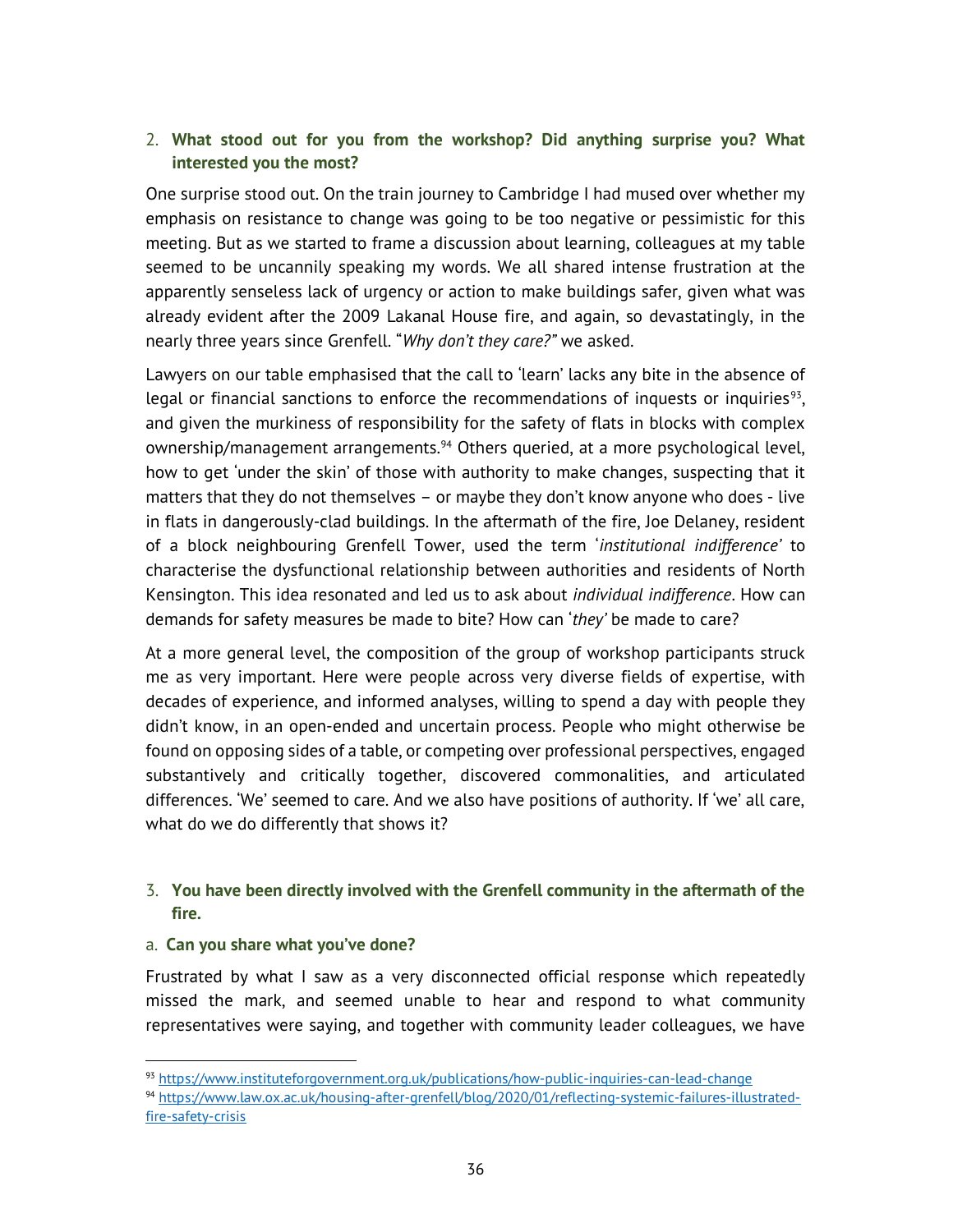2. **What stood out for you from the workshop? Did anything surprise you? What interested you the most?**

One surprise stood out. On the train journey to Cambridge I had mused over whether my emphasis on resistance to change was going to be too negative or pessimistic for this meeting. But as we started to frame a discussion about learning, colleagues at my table seemed to be uncannily speaking my words. We all shared intense frustration at the apparently senseless lack of urgency or action to make buildings safer, given what was already evident after the 2009 Lakanal House fire, and again, so devastatingly, in the nearly three years since Grenfell. "*Why don't they care?"* we asked.

Lawyers on our table emphasised that the call to 'learn' lacks any bite in the absence of legal or financial sanctions to enforce the recommendations of inquests or inquiries[93], and given the murkiness of responsibility for the safety of flats in blocks with complex ownership/management arrangements.[94] Others queried, at a more psychological level, how to get 'under the skin' of those with authority to make changes, suspecting that it matters that they do not themselves – or maybe they don't know anyone who does - live in flats in dangerously-clad buildings. In the aftermath of the fire, Joe Delaney, resident of a block neighbouring Grenfell Tower, used the term '*institutional indifference'* to characterise the dysfunctional relationship between authorities and residents of North Kensington. This idea resonated and led us to ask about *individual indifference*. How can demands for safety measures be made to bite? How can '*they'* be made to care?

At a more general level, the composition of the group of workshop participants struck me as very important. Here were people across very diverse fields of expertise, with decades of experience, and informed analyses, willing to spend a day with people they didn't know, in an open-ended and uncertain process. People who might otherwise be found on opposing sides of a table, or competing over professional perspectives, engaged substantively and critically together, discovered commonalities, and articulated differences. 'We' seemed to care. And we also have positions of authority. If 'we' all care, what do we do differently that shows it?

3. **You have been directly involved with the Grenfell community in the aftermath of the fire.**

a. **Can you share what you've done?**

Frustrated by what I saw as a very disconnected official response which repeatedly missed the mark, and seemed unable to hear and respond to what community representatives were saying, and together with community leader colleagues, we have

[93] https://www.instituteforgovernment.org.uk/publications/how-public-inquiries-can-lead-change

[94] https://www.law.ox.ac.uk/housing-after-grenfell/blog/2020/01/reflecting-systemic-failures-illustrated-fire-safety-crisis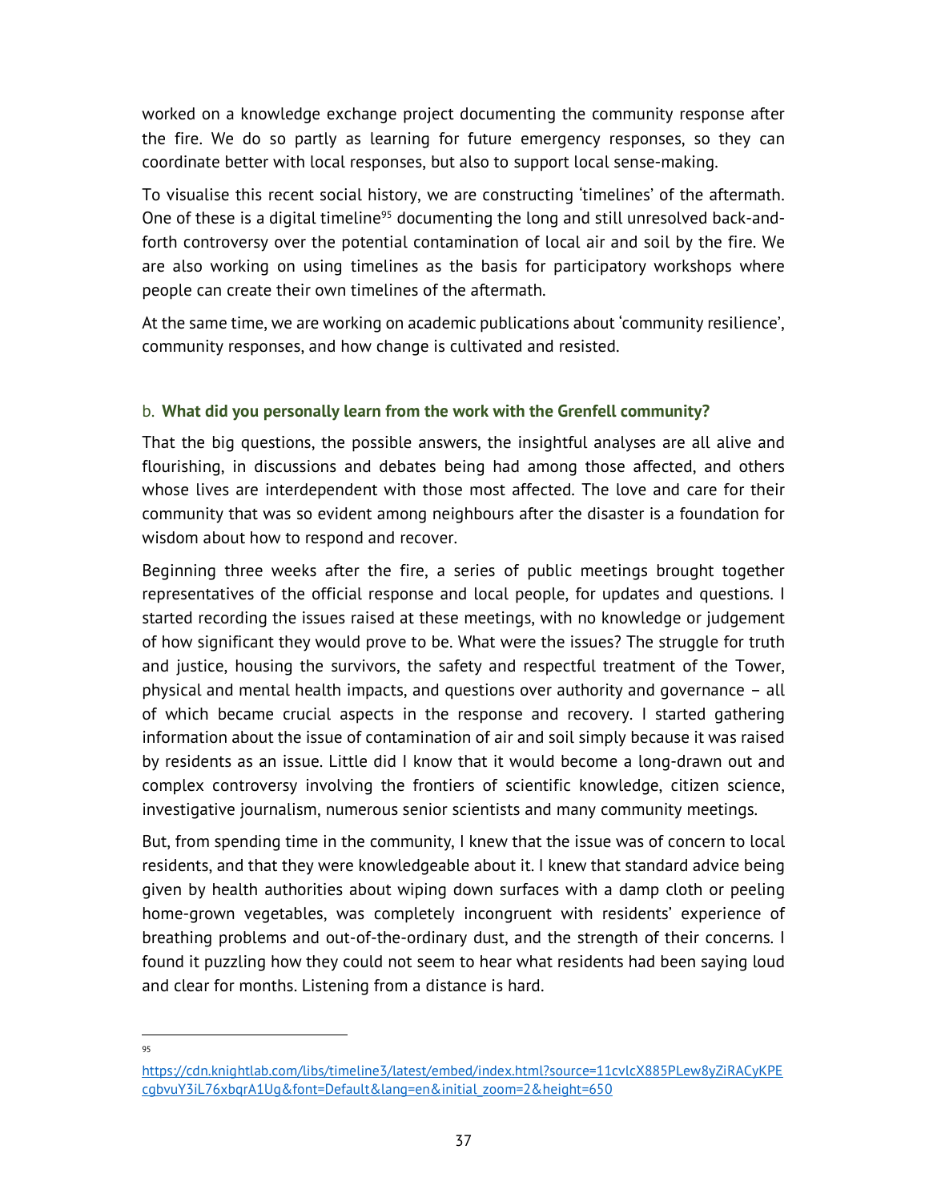worked on a knowledge exchange project documenting the community response after the fire. We do so partly as learning for future emergency responses, so they can coordinate better with local responses, but also to support local sense-making.

To visualise this recent social history, we are constructing 'timelines' of the aftermath. One of these is a digital timeline[95] documenting the long and still unresolved back-and-forth controversy over the potential contamination of local air and soil by the fire. We are also working on using timelines as the basis for participatory workshops where people can create their own timelines of the aftermath.

At the same time, we are working on academic publications about 'community resilience', community responses, and how change is cultivated and resisted.

b. **What did you personally learn from the work with the Grenfell community?**

That the big questions, the possible answers, the insightful analyses are all alive and flourishing, in discussions and debates being had among those affected, and others whose lives are interdependent with those most affected. The love and care for their community that was so evident among neighbours after the disaster is a foundation for wisdom about how to respond and recover.

Beginning three weeks after the fire, a series of public meetings brought together representatives of the official response and local people, for updates and questions. I started recording the issues raised at these meetings, with no knowledge or judgement of how significant they would prove to be. What were the issues? The struggle for truth and justice, housing the survivors, the safety and respectful treatment of the Tower, physical and mental health impacts, and questions over authority and governance – all of which became crucial aspects in the response and recovery. I started gathering information about the issue of contamination of air and soil simply because it was raised by residents as an issue. Little did I know that it would become a long-drawn out and complex controversy involving the frontiers of scientific knowledge, citizen science, investigative journalism, numerous senior scientists and many community meetings.

But, from spending time in the community, I knew that the issue was of concern to local residents, and that they were knowledgeable about it. I knew that standard advice being given by health authorities about wiping down surfaces with a damp cloth or peeling home-grown vegetables, was completely incongruent with residents' experience of breathing problems and out-of-the-ordinary dust, and the strength of their concerns. I found it puzzling how they could not seem to hear what residents had been saying loud and clear for months. Listening from a distance is hard.

---

[95] https://cdn.knightlab.com/libs/timeline3/latest/embed/index.html?source=11cvlcX885PLew8yZiRACyKPEcgbvuY3iL76xbqrA1Ug&font=Default&lang=en&initial_zoom=2&height=650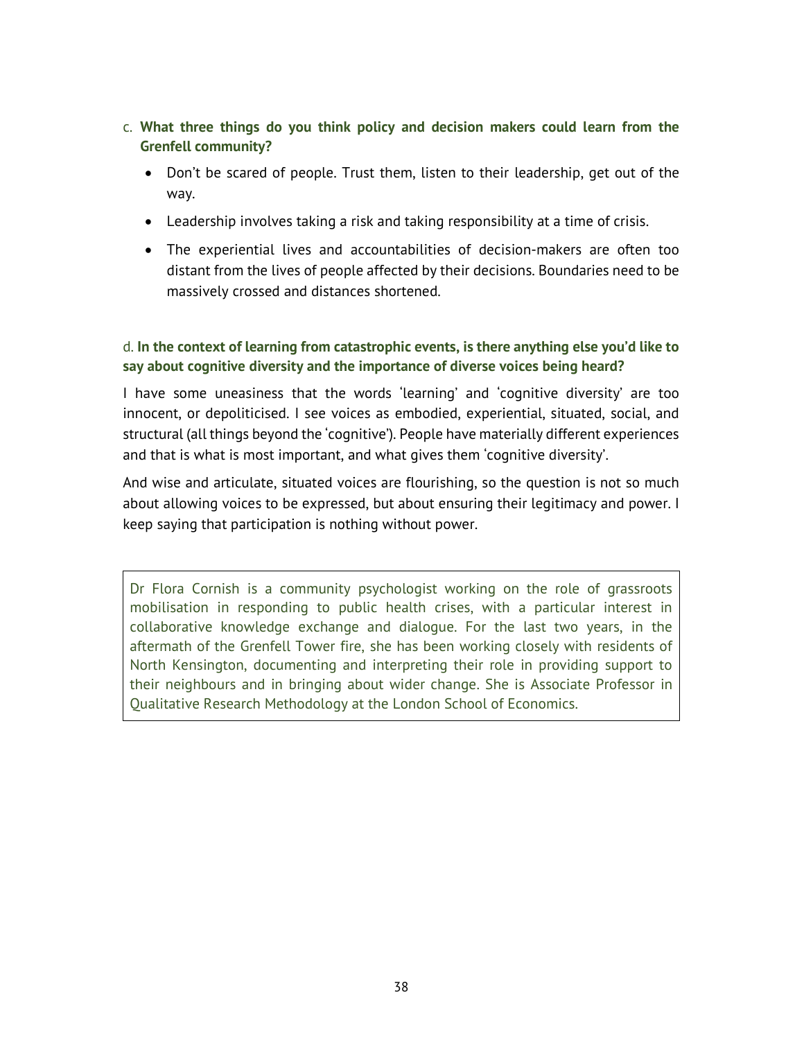c. **What three things do you think policy and decision makers could learn from the Grenfell community?**

- Don't be scared of people. Trust them, listen to their leadership, get out of the way.
- Leadership involves taking a risk and taking responsibility at a time of crisis.
- The experiential lives and accountabilities of decision-makers are often too distant from the lives of people affected by their decisions. Boundaries need to be massively crossed and distances shortened.

d. **In the context of learning from catastrophic events, is there anything else you'd like to say about cognitive diversity and the importance of diverse voices being heard?**

I have some uneasiness that the words 'learning' and 'cognitive diversity' are too innocent, or depoliticised. I see voices as embodied, experiential, situated, social, and structural (all things beyond the 'cognitive'). People have materially different experiences and that is what is most important, and what gives them 'cognitive diversity'.

And wise and articulate, situated voices are flourishing, so the question is not so much about allowing voices to be expressed, but about ensuring their legitimacy and power. I keep saying that participation is nothing without power.

> Dr Flora Cornish is a community psychologist working on the role of grassroots mobilisation in responding to public health crises, with a particular interest in collaborative knowledge exchange and dialogue. For the last two years, in the aftermath of the Grenfell Tower fire, she has been working closely with residents of North Kensington, documenting and interpreting their role in providing support to their neighbours and in bringing about wider change. She is Associate Professor in Qualitative Research Methodology at the London School of Economics.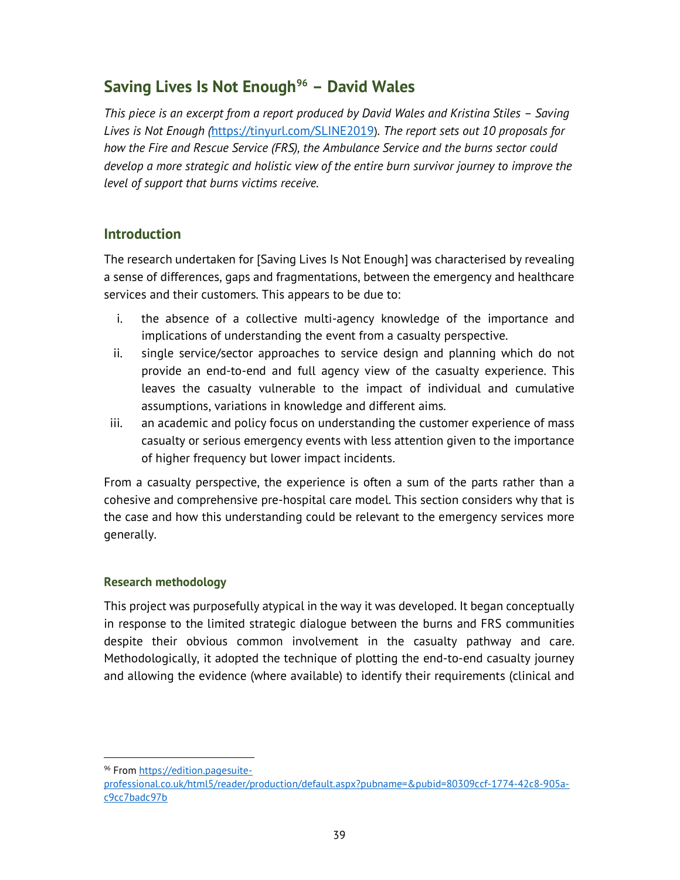## Saving Lives Is Not Enough[96] – David Wales

*This piece is an excerpt from a report produced by David Wales and Kristina Stiles – Saving Lives is Not Enough (*[https://tinyurl.com/SLINE2019](https://tinyurl.com/SLINE2019)). *The report sets out 10 proposals for how the Fire and Rescue Service (FRS), the Ambulance Service and the burns sector could develop a more strategic and holistic view of the entire burn survivor journey to improve the level of support that burns victims receive.*

### Introduction

The research undertaken for [Saving Lives Is Not Enough] was characterised by revealing a sense of differences, gaps and fragmentations, between the emergency and healthcare services and their customers. This appears to be due to:

i. the absence of a collective multi-agency knowledge of the importance and implications of understanding the event from a casualty perspective.
ii. single service/sector approaches to service design and planning which do not provide an end-to-end and full agency view of the casualty experience. This leaves the casualty vulnerable to the impact of individual and cumulative assumptions, variations in knowledge and different aims.
iii. an academic and policy focus on understanding the customer experience of mass casualty or serious emergency events with less attention given to the importance of higher frequency but lower impact incidents.

From a casualty perspective, the experience is often a sum of the parts rather than a cohesive and comprehensive pre-hospital care model. This section considers why that is the case and how this understanding could be relevant to the emergency services more generally.

#### Research methodology

This project was purposefully atypical in the way it was developed. It began conceptually in response to the limited strategic dialogue between the burns and FRS communities despite their obvious common involvement in the casualty pathway and care. Methodologically, it adopted the technique of plotting the end-to-end casualty journey and allowing the evidence (where available) to identify their requirements (clinical and

---

[96] From [https://edition.pagesuite-professional.co.uk/html5/reader/production/default.aspx?pubname=&pubid=80309ccf-1774-42c8-905a-c9cc7badc97b](https://edition.pagesuite-professional.co.uk/html5/reader/production/default.aspx?pubname=&pubid=80309ccf-1774-42c8-905a-c9cc7badc97b)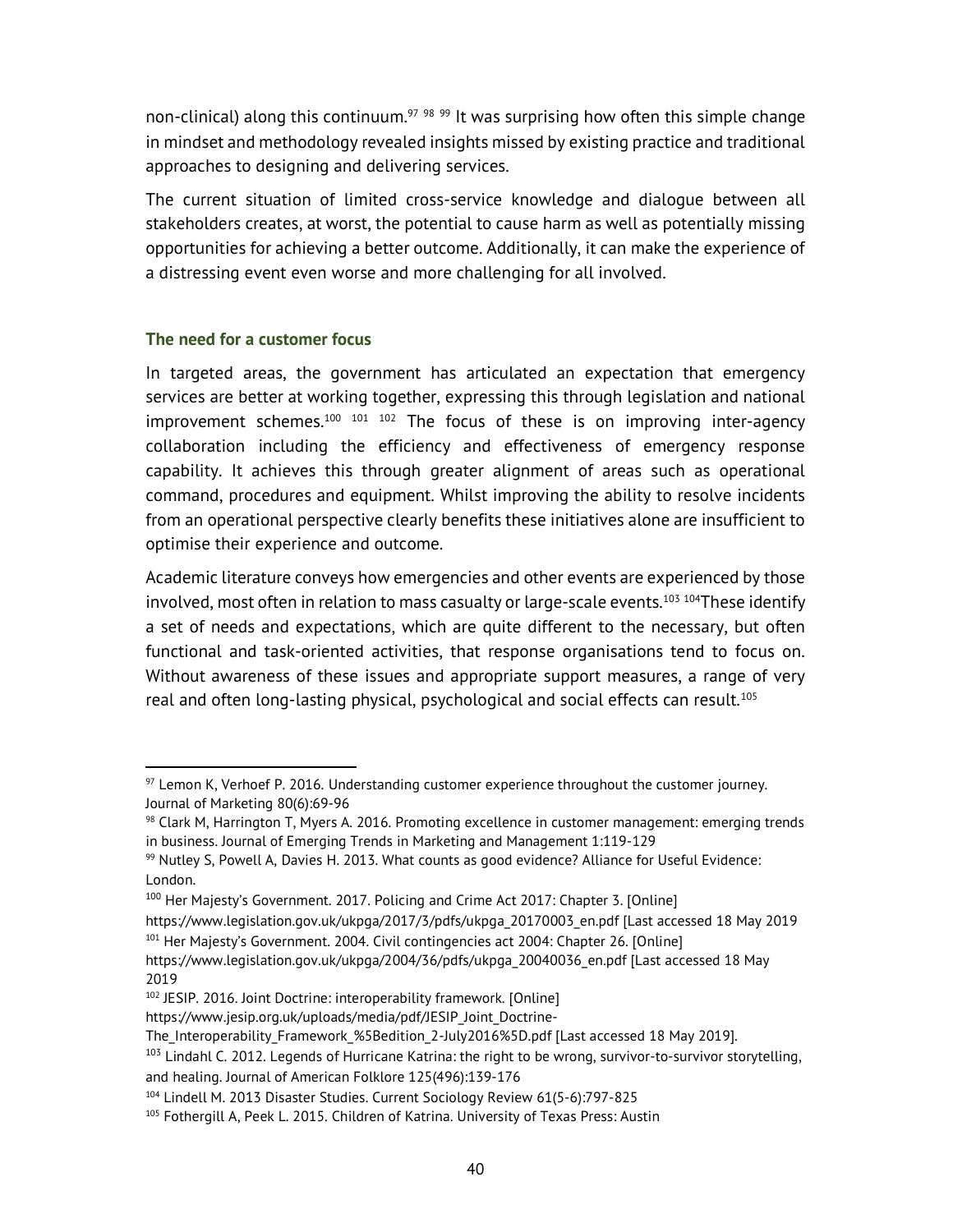non-clinical) along this continuum.[97] [98] [99] It was surprising how often this simple change in mindset and methodology revealed insights missed by existing practice and traditional approaches to designing and delivering services.

The current situation of limited cross-service knowledge and dialogue between all stakeholders creates, at worst, the potential to cause harm as well as potentially missing opportunities for achieving a better outcome. Additionally, it can make the experience of a distressing event even worse and more challenging for all involved.

### The need for a customer focus

In targeted areas, the government has articulated an expectation that emergency services are better at working together, expressing this through legislation and national improvement schemes.[100] [101] [102] The focus of these is on improving inter-agency collaboration including the efficiency and effectiveness of emergency response capability. It achieves this through greater alignment of areas such as operational command, procedures and equipment. Whilst improving the ability to resolve incidents from an operational perspective clearly benefits these initiatives alone are insufficient to optimise their experience and outcome.

Academic literature conveys how emergencies and other events are experienced by those involved, most often in relation to mass casualty or large-scale events.[103] [104]These identify a set of needs and expectations, which are quite different to the necessary, but often functional and task-oriented activities, that response organisations tend to focus on. Without awareness of these issues and appropriate support measures, a range of very real and often long-lasting physical, psychological and social effects can result.[105]

---

[97] Lemon K, Verhoef P. 2016. Understanding customer experience throughout the customer journey. Journal of Marketing 80(6):69-96

[98] Clark M, Harrington T, Myers A. 2016. Promoting excellence in customer management: emerging trends in business. Journal of Emerging Trends in Marketing and Management 1:119-129

[99] Nutley S, Powell A, Davies H. 2013. What counts as good evidence? Alliance for Useful Evidence: London.

[100] Her Majesty's Government. 2017. Policing and Crime Act 2017: Chapter 3. [Online] https://www.legislation.gov.uk/ukpga/2017/3/pdfs/ukpga_20170003_en.pdf [Last accessed 18 May 2019

[101] Her Majesty's Government. 2004. Civil contingencies act 2004: Chapter 26. [Online] https://www.legislation.gov.uk/ukpga/2004/36/pdfs/ukpga_20040036_en.pdf [Last accessed 18 May 2019

[102] JESIP. 2016. Joint Doctrine: interoperability framework. [Online] https://www.jesip.org.uk/uploads/media/pdf/JESIP_Joint_Doctrine-The_Interoperability_Framework_%5Bedition_2-July2016%5D.pdf [Last accessed 18 May 2019].

[103] Lindahl C. 2012. Legends of Hurricane Katrina: the right to be wrong, survivor-to-survivor storytelling, and healing. Journal of American Folklore 125(496):139-176

[104] Lindell M. 2013 Disaster Studies. Current Sociology Review 61(5-6):797-825

[105] Fothergill A, Peek L. 2015. Children of Katrina. University of Texas Press: Austin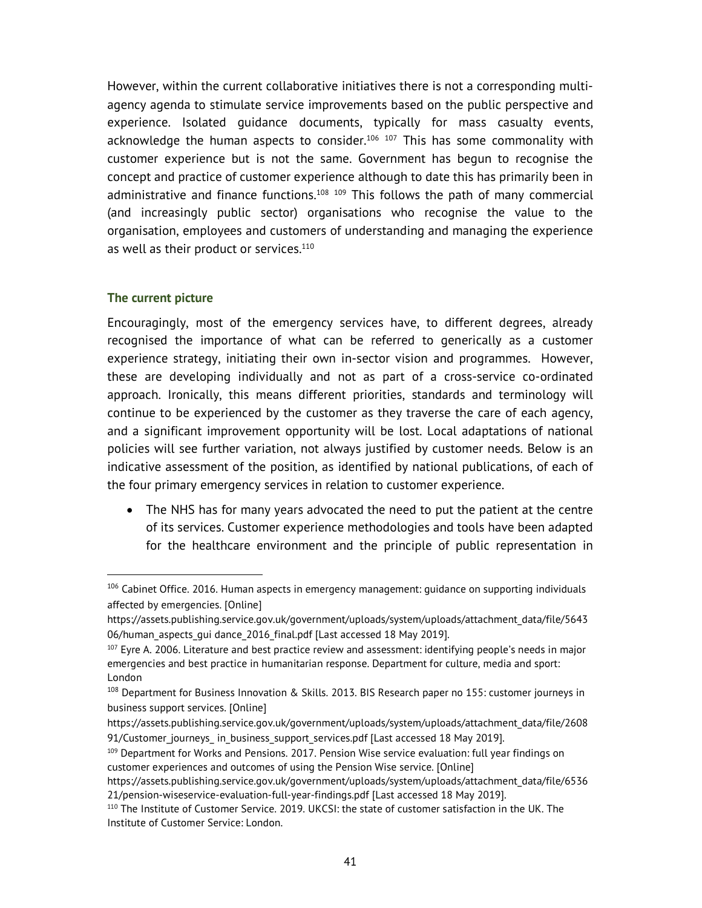However, within the current collaborative initiatives there is not a corresponding multi-agency agenda to stimulate service improvements based on the public perspective and experience. Isolated guidance documents, typically for mass casualty events, acknowledge the human aspects to consider.[106] [107] This has some commonality with customer experience but is not the same. Government has begun to recognise the concept and practice of customer experience although to date this has primarily been in administrative and finance functions.[108] [109] This follows the path of many commercial (and increasingly public sector) organisations who recognise the value to the organisation, employees and customers of understanding and managing the experience as well as their product or services.[110]

### The current picture

Encouragingly, most of the emergency services have, to different degrees, already recognised the importance of what can be referred to generically as a customer experience strategy, initiating their own in-sector vision and programmes. However, these are developing individually and not as part of a cross-service co-ordinated approach. Ironically, this means different priorities, standards and terminology will continue to be experienced by the customer as they traverse the care of each agency, and a significant improvement opportunity will be lost. Local adaptations of national policies will see further variation, not always justified by customer needs. Below is an indicative assessment of the position, as identified by national publications, of each of the four primary emergency services in relation to customer experience.

- The NHS has for many years advocated the need to put the patient at the centre of its services. Customer experience methodologies and tools have been adapted for the healthcare environment and the principle of public representation in

---

[106] Cabinet Office. 2016. Human aspects in emergency management: guidance on supporting individuals affected by emergencies. [Online] https://assets.publishing.service.gov.uk/government/uploads/system/uploads/attachment_data/file/564306/human_aspects_gui dance_2016_final.pdf [Last accessed 18 May 2019].

[107] Eyre A. 2006. Literature and best practice review and assessment: identifying people's needs in major emergencies and best practice in humanitarian response. Department for culture, media and sport: London

[108] Department for Business Innovation & Skills. 2013. BIS Research paper no 155: customer journeys in business support services. [Online] https://assets.publishing.service.gov.uk/government/uploads/system/uploads/attachment_data/file/260891/Customer_journeys_ in_business_support_services.pdf [Last accessed 18 May 2019].

[109] Department for Works and Pensions. 2017. Pension Wise service evaluation: full year findings on customer experiences and outcomes of using the Pension Wise service. [Online] https://assets.publishing.service.gov.uk/government/uploads/system/uploads/attachment_data/file/653621/pension-wiseservice-evaluation-full-year-findings.pdf [Last accessed 18 May 2019].

[110] The Institute of Customer Service. 2019. UKCSI: the state of customer satisfaction in the UK. The Institute of Customer Service: London.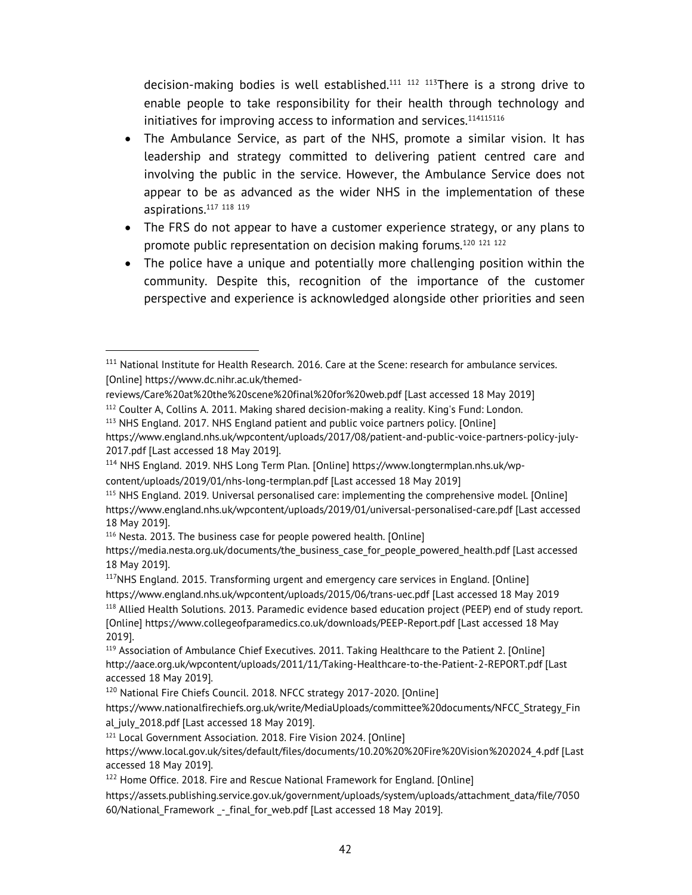decision-making bodies is well established.[111] [112] [113]There is a strong drive to enable people to take responsibility for their health through technology and initiatives for improving access to information and services.[114][115][116]

- The Ambulance Service, as part of the NHS, promote a similar vision. It has leadership and strategy committed to delivering patient centred care and involving the public in the service. However, the Ambulance Service does not appear to be as advanced as the wider NHS in the implementation of these aspirations.[117] [118] [119]
- The FRS do not appear to have a customer experience strategy, or any plans to promote public representation on decision making forums.[120] [121] [122]
- The police have a unique and potentially more challenging position within the community. Despite this, recognition of the importance of the customer perspective and experience is acknowledged alongside other priorities and seen

---

[111] National Institute for Health Research. 2016. Care at the Scene: research for ambulance services. [Online] https://www.dc.nihr.ac.uk/themed-reviews/Care%20at%20the%20scene%20final%20for%20web.pdf [Last accessed 18 May 2019]

[112] Coulter A, Collins A. 2011. Making shared decision-making a reality. King's Fund: London.

[113] NHS England. 2017. NHS England patient and public voice partners policy. [Online] https://www.england.nhs.uk/wpcontent/uploads/2017/08/patient-and-public-voice-partners-policy-july-2017.pdf [Last accessed 18 May 2019].

[114] NHS England. 2019. NHS Long Term Plan. [Online] https://www.longtermplan.nhs.uk/wp-content/uploads/2019/01/nhs-long-termplan.pdf [Last accessed 18 May 2019]

[115] NHS England. 2019. Universal personalised care: implementing the comprehensive model. [Online] https://www.england.nhs.uk/wpcontent/uploads/2019/01/universal-personalised-care.pdf [Last accessed 18 May 2019].

[116] Nesta. 2013. The business case for people powered health. [Online] https://media.nesta.org.uk/documents/the_business_case_for_people_powered_health.pdf [Last accessed 18 May 2019].

[117]NHS England. 2015. Transforming urgent and emergency care services in England. [Online] https://www.england.nhs.uk/wpcontent/uploads/2015/06/trans-uec.pdf [Last accessed 18 May 2019

[118] Allied Health Solutions. 2013. Paramedic evidence based education project (PEEP) end of study report. [Online] https://www.collegeofparamedics.co.uk/downloads/PEEP-Report.pdf [Last accessed 18 May 2019].

[119] Association of Ambulance Chief Executives. 2011. Taking Healthcare to the Patient 2. [Online] http://aace.org.uk/wpcontent/uploads/2011/11/Taking-Healthcare-to-the-Patient-2-REPORT.pdf [Last accessed 18 May 2019].

[120] National Fire Chiefs Council. 2018. NFCC strategy 2017-2020. [Online] https://www.nationalfirechiefs.org.uk/write/MediaUploads/committee%20documents/NFCC_Strategy_Final_july_2018.pdf [Last accessed 18 May 2019].

[121] Local Government Association. 2018. Fire Vision 2024. [Online] https://www.local.gov.uk/sites/default/files/documents/10.20%20%20Fire%20Vision%202024_4.pdf [Last accessed 18 May 2019].

[122] Home Office. 2018. Fire and Rescue National Framework for England. [Online] https://assets.publishing.service.gov.uk/government/uploads/system/uploads/attachment_data/file/705060/National_Framework _-_final_for_web.pdf [Last accessed 18 May 2019].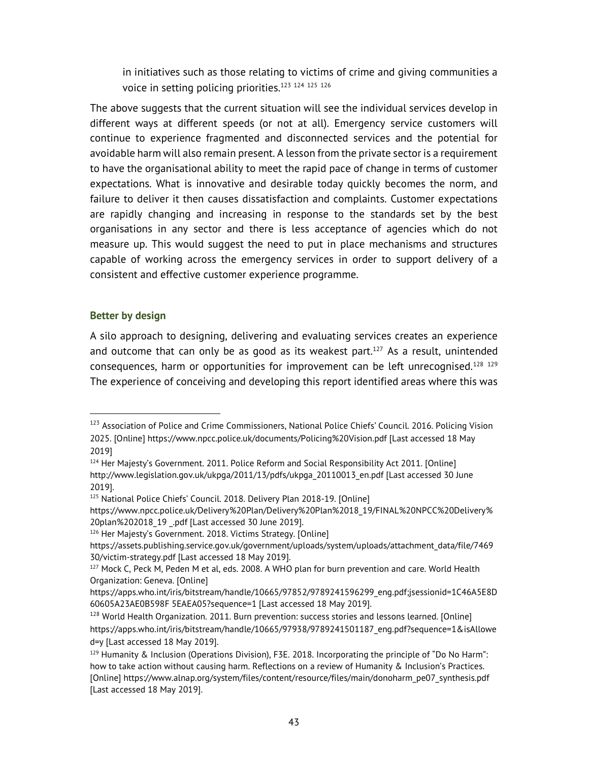in initiatives such as those relating to victims of crime and giving communities a voice in setting policing priorities.[123] [124] [125] [126]

The above suggests that the current situation will see the individual services develop in different ways at different speeds (or not at all). Emergency service customers will continue to experience fragmented and disconnected services and the potential for avoidable harm will also remain present. A lesson from the private sector is a requirement to have the organisational ability to meet the rapid pace of change in terms of customer expectations. What is innovative and desirable today quickly becomes the norm, and failure to deliver it then causes dissatisfaction and complaints. Customer expectations are rapidly changing and increasing in response to the standards set by the best organisations in any sector and there is less acceptance of agencies which do not measure up. This would suggest the need to put in place mechanisms and structures capable of working across the emergency services in order to support delivery of a consistent and effective customer experience programme.

### Better by design

A silo approach to designing, delivering and evaluating services creates an experience and outcome that can only be as good as its weakest part.[127] As a result, unintended consequences, harm or opportunities for improvement can be left unrecognised.[128] [129] The experience of conceiving and developing this report identified areas where this was

---

[123] Association of Police and Crime Commissioners, National Police Chiefs' Council. 2016. Policing Vision 2025. [Online] https://www.npcc.police.uk/documents/Policing%20Vision.pdf [Last accessed 18 May 2019]

[124] Her Majesty's Government. 2011. Police Reform and Social Responsibility Act 2011. [Online] http://www.legislation.gov.uk/ukpga/2011/13/pdfs/ukpga_20110013_en.pdf [Last accessed 30 June 2019].

[125] National Police Chiefs' Council. 2018. Delivery Plan 2018-19. [Online] https://www.npcc.police.uk/Delivery%20Plan/Delivery%20Plan%2018_19/FINAL%20NPCC%20Delivery%20plan%202018_19 _.pdf [Last accessed 30 June 2019].

[126] Her Majesty's Government. 2018. Victims Strategy. [Online] https://assets.publishing.service.gov.uk/government/uploads/system/uploads/attachment_data/file/746930/victim-strategy.pdf [Last accessed 18 May 2019].

[127] Mock C, Peck M, Peden M et al, eds. 2008. A WHO plan for burn prevention and care. World Health Organization: Geneva. [Online] https://apps.who.int/iris/bitstream/handle/10665/97852/9789241596299_eng.pdf;jsessionid=1C46A5E8D60605A23AE0B598F 5EAEA05?sequence=1 [Last accessed 18 May 2019].

[128] World Health Organization. 2011. Burn prevention: success stories and lessons learned. [Online] https://apps.who.int/iris/bitstream/handle/10665/97938/9789241501187_eng.pdf?sequence=1&isAllowed=y [Last accessed 18 May 2019].

[129] Humanity & Inclusion (Operations Division), F3E. 2018. Incorporating the principle of "Do No Harm": how to take action without causing harm. Reflections on a review of Humanity & Inclusion's Practices. [Online] https://www.alnap.org/system/files/content/resource/files/main/donoharm_pe07_synthesis.pdf [Last accessed 18 May 2019].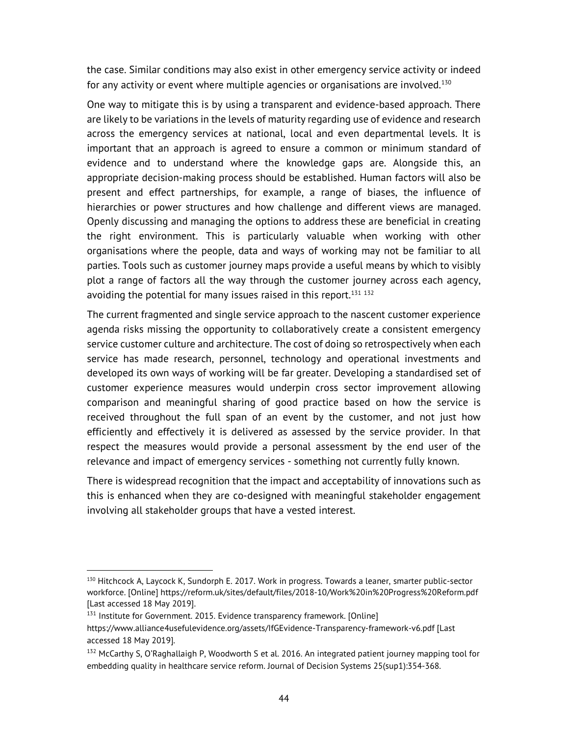the case. Similar conditions may also exist in other emergency service activity or indeed for any activity or event where multiple agencies or organisations are involved.[130]

One way to mitigate this is by using a transparent and evidence-based approach. There are likely to be variations in the levels of maturity regarding use of evidence and research across the emergency services at national, local and even departmental levels. It is important that an approach is agreed to ensure a common or minimum standard of evidence and to understand where the knowledge gaps are. Alongside this, an appropriate decision-making process should be established. Human factors will also be present and effect partnerships, for example, a range of biases, the influence of hierarchies or power structures and how challenge and different views are managed. Openly discussing and managing the options to address these are beneficial in creating the right environment. This is particularly valuable when working with other organisations where the people, data and ways of working may not be familiar to all parties. Tools such as customer journey maps provide a useful means by which to visibly plot a range of factors all the way through the customer journey across each agency, avoiding the potential for many issues raised in this report.[131] [132]

The current fragmented and single service approach to the nascent customer experience agenda risks missing the opportunity to collaboratively create a consistent emergency service customer culture and architecture. The cost of doing so retrospectively when each service has made research, personnel, technology and operational investments and developed its own ways of working will be far greater. Developing a standardised set of customer experience measures would underpin cross sector improvement allowing comparison and meaningful sharing of good practice based on how the service is received throughout the full span of an event by the customer, and not just how efficiently and effectively it is delivered as assessed by the service provider. In that respect the measures would provide a personal assessment by the end user of the relevance and impact of emergency services - something not currently fully known.

There is widespread recognition that the impact and acceptability of innovations such as this is enhanced when they are co-designed with meaningful stakeholder engagement involving all stakeholder groups that have a vested interest.

---

[130] Hitchcock A, Laycock K, Sundorph E. 2017. Work in progress. Towards a leaner, smarter public-sector workforce. [Online] https://reform.uk/sites/default/files/2018-10/Work%20in%20Progress%20Reform.pdf [Last accessed 18 May 2019].

[131] Institute for Government. 2015. Evidence transparency framework. [Online] https://www.alliance4usefulevidence.org/assets/IfGEvidence-Transparency-framework-v6.pdf [Last accessed 18 May 2019].

[132] McCarthy S, O'Raghallaigh P, Woodworth S et al. 2016. An integrated patient journey mapping tool for embedding quality in healthcare service reform. Journal of Decision Systems 25(sup1):354-368.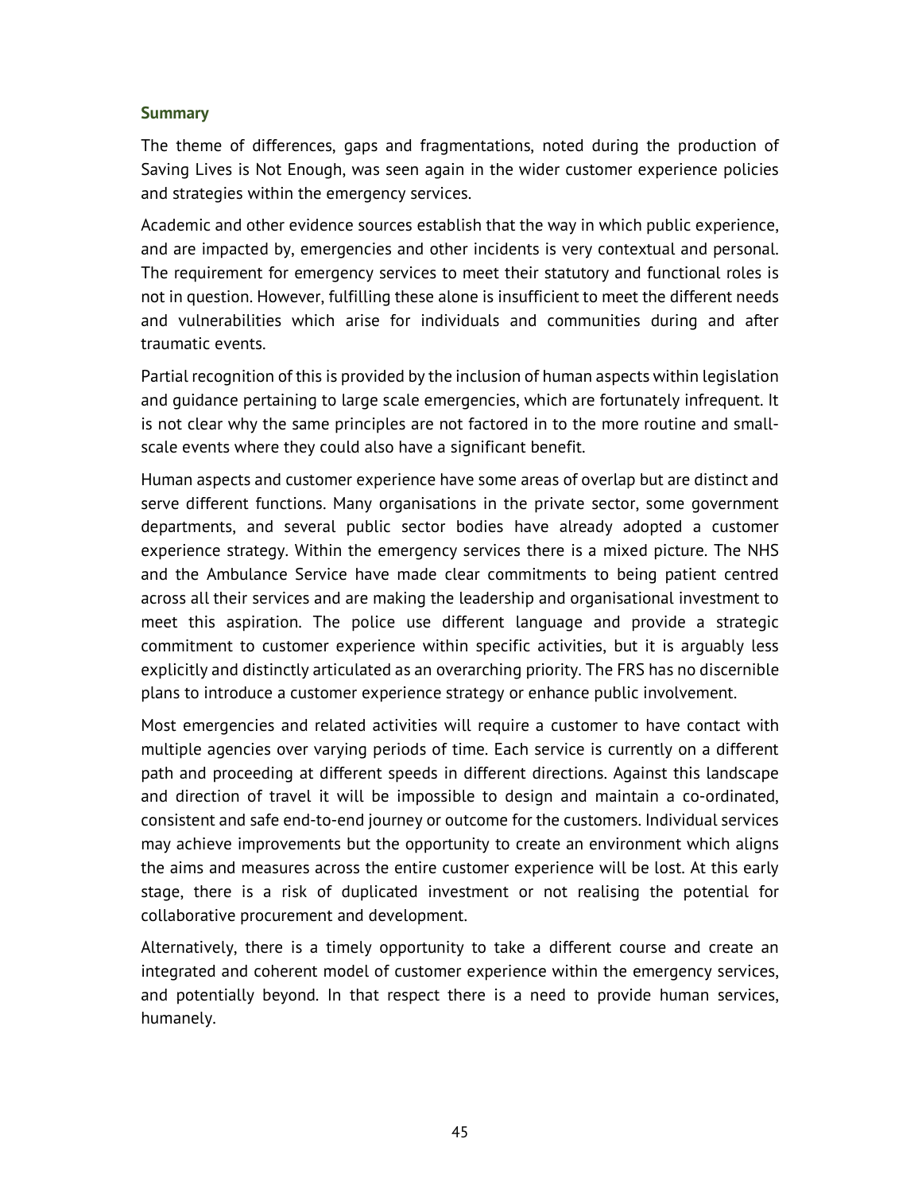## Summary

The theme of differences, gaps and fragmentations, noted during the production of Saving Lives is Not Enough, was seen again in the wider customer experience policies and strategies within the emergency services.

Academic and other evidence sources establish that the way in which public experience, and are impacted by, emergencies and other incidents is very contextual and personal. The requirement for emergency services to meet their statutory and functional roles is not in question. However, fulfilling these alone is insufficient to meet the different needs and vulnerabilities which arise for individuals and communities during and after traumatic events.

Partial recognition of this is provided by the inclusion of human aspects within legislation and guidance pertaining to large scale emergencies, which are fortunately infrequent. It is not clear why the same principles are not factored in to the more routine and small-scale events where they could also have a significant benefit.

Human aspects and customer experience have some areas of overlap but are distinct and serve different functions. Many organisations in the private sector, some government departments, and several public sector bodies have already adopted a customer experience strategy. Within the emergency services there is a mixed picture. The NHS and the Ambulance Service have made clear commitments to being patient centred across all their services and are making the leadership and organisational investment to meet this aspiration. The police use different language and provide a strategic commitment to customer experience within specific activities, but it is arguably less explicitly and distinctly articulated as an overarching priority. The FRS has no discernible plans to introduce a customer experience strategy or enhance public involvement.

Most emergencies and related activities will require a customer to have contact with multiple agencies over varying periods of time. Each service is currently on a different path and proceeding at different speeds in different directions. Against this landscape and direction of travel it will be impossible to design and maintain a co-ordinated, consistent and safe end-to-end journey or outcome for the customers. Individual services may achieve improvements but the opportunity to create an environment which aligns the aims and measures across the entire customer experience will be lost. At this early stage, there is a risk of duplicated investment or not realising the potential for collaborative procurement and development.

Alternatively, there is a timely opportunity to take a different course and create an integrated and coherent model of customer experience within the emergency services, and potentially beyond. In that respect there is a need to provide human services, humanely.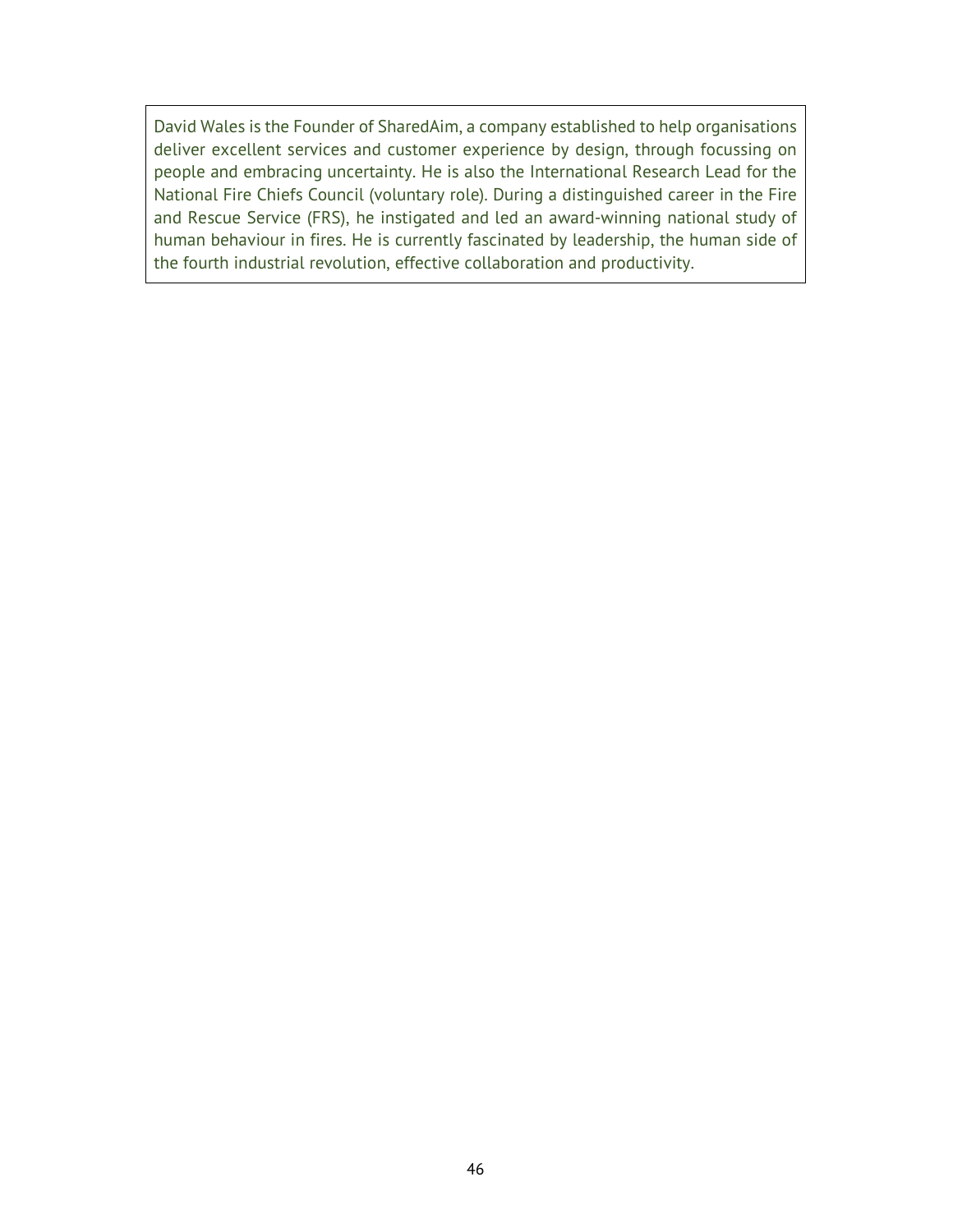David Wales is the Founder of SharedAim, a company established to help organisations deliver excellent services and customer experience by design, through focussing on people and embracing uncertainty. He is also the International Research Lead for the National Fire Chiefs Council (voluntary role). During a distinguished career in the Fire and Rescue Service (FRS), he instigated and led an award-winning national study of human behaviour in fires. He is currently fascinated by leadership, the human side of the fourth industrial revolution, effective collaboration and productivity.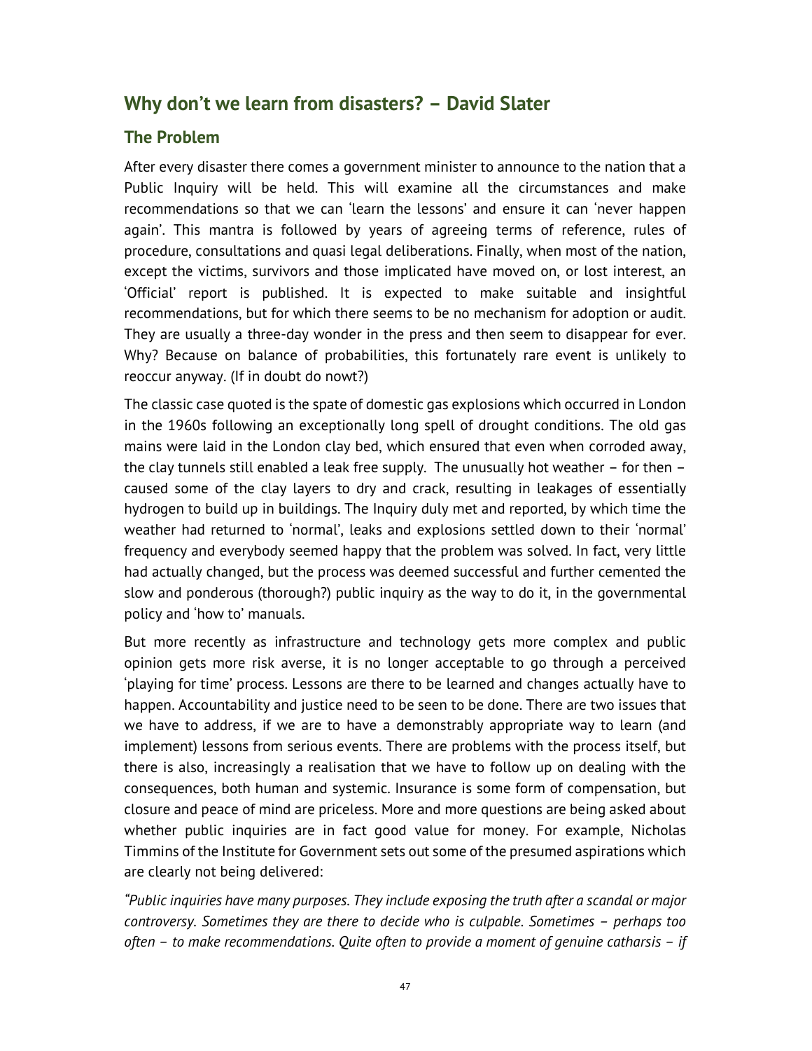## Why don't we learn from disasters? – David Slater

### The Problem

After every disaster there comes a government minister to announce to the nation that a Public Inquiry will be held. This will examine all the circumstances and make recommendations so that we can 'learn the lessons' and ensure it can 'never happen again'. This mantra is followed by years of agreeing terms of reference, rules of procedure, consultations and quasi legal deliberations. Finally, when most of the nation, except the victims, survivors and those implicated have moved on, or lost interest, an 'Official' report is published. It is expected to make suitable and insightful recommendations, but for which there seems to be no mechanism for adoption or audit. They are usually a three-day wonder in the press and then seem to disappear for ever. Why? Because on balance of probabilities, this fortunately rare event is unlikely to reoccur anyway. (If in doubt do nowt?)

The classic case quoted is the spate of domestic gas explosions which occurred in London in the 1960s following an exceptionally long spell of drought conditions. The old gas mains were laid in the London clay bed, which ensured that even when corroded away, the clay tunnels still enabled a leak free supply. The unusually hot weather – for then – caused some of the clay layers to dry and crack, resulting in leakages of essentially hydrogen to build up in buildings. The Inquiry duly met and reported, by which time the weather had returned to 'normal', leaks and explosions settled down to their 'normal' frequency and everybody seemed happy that the problem was solved. In fact, very little had actually changed, but the process was deemed successful and further cemented the slow and ponderous (thorough?) public inquiry as the way to do it, in the governmental policy and 'how to' manuals.

But more recently as infrastructure and technology gets more complex and public opinion gets more risk averse, it is no longer acceptable to go through a perceived 'playing for time' process. Lessons are there to be learned and changes actually have to happen. Accountability and justice need to be seen to be done. There are two issues that we have to address, if we are to have a demonstrably appropriate way to learn (and implement) lessons from serious events. There are problems with the process itself, but there is also, increasingly a realisation that we have to follow up on dealing with the consequences, both human and systemic. Insurance is some form of compensation, but closure and peace of mind are priceless. More and more questions are being asked about whether public inquiries are in fact good value for money. For example, Nicholas Timmins of the Institute for Government sets out some of the presumed aspirations which are clearly not being delivered:

*"Public inquiries have many purposes. They include exposing the truth after a scandal or major controversy. Sometimes they are there to decide who is culpable. Sometimes – perhaps too often – to make recommendations. Quite often to provide a moment of genuine catharsis – if*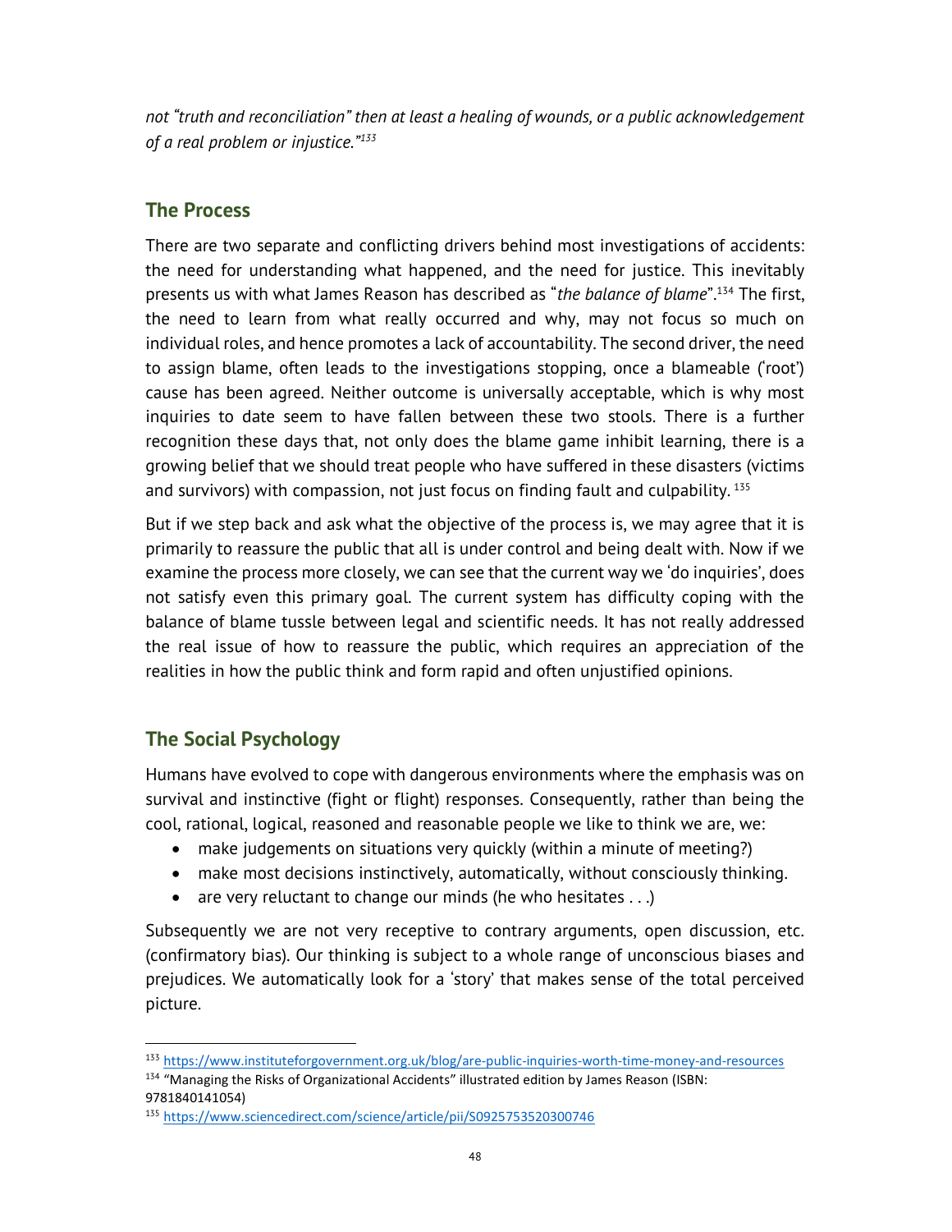*not "truth and reconciliation" then at least a healing of wounds, or a public acknowledgement of a real problem or injustice."*[133]

## The Process

There are two separate and conflicting drivers behind most investigations of accidents: the need for understanding what happened, and the need for justice. This inevitably presents us with what James Reason has described as "*the balance of blame*".[134] The first, the need to learn from what really occurred and why, may not focus so much on individual roles, and hence promotes a lack of accountability. The second driver, the need to assign blame, often leads to the investigations stopping, once a blameable ('root') cause has been agreed. Neither outcome is universally acceptable, which is why most inquiries to date seem to have fallen between these two stools. There is a further recognition these days that, not only does the blame game inhibit learning, there is a growing belief that we should treat people who have suffered in these disasters (victims and survivors) with compassion, not just focus on finding fault and culpability.[135]

But if we step back and ask what the objective of the process is, we may agree that it is primarily to reassure the public that all is under control and being dealt with. Now if we examine the process more closely, we can see that the current way we 'do inquiries', does not satisfy even this primary goal. The current system has difficulty coping with the balance of blame tussle between legal and scientific needs. It has not really addressed the real issue of how to reassure the public, which requires an appreciation of the realities in how the public think and form rapid and often unjustified opinions.

## The Social Psychology

Humans have evolved to cope with dangerous environments where the emphasis was on survival and instinctive (fight or flight) responses. Consequently, rather than being the cool, rational, logical, reasoned and reasonable people we like to think we are, we:

- make judgements on situations very quickly (within a minute of meeting?)
- make most decisions instinctively, automatically, without consciously thinking.
- are very reluctant to change our minds (he who hesitates . . .)

Subsequently we are not very receptive to contrary arguments, open discussion, etc. (confirmatory bias). Our thinking is subject to a whole range of unconscious biases and prejudices. We automatically look for a 'story' that makes sense of the total perceived picture.

---

[133] https://www.instituteforgovernment.org.uk/blog/are-public-inquiries-worth-time-money-and-resources

[134] "Managing the Risks of Organizational Accidents" illustrated edition by James Reason (ISBN: 9781840141054)

[135] https://www.sciencedirect.com/science/article/pii/S0925753520300746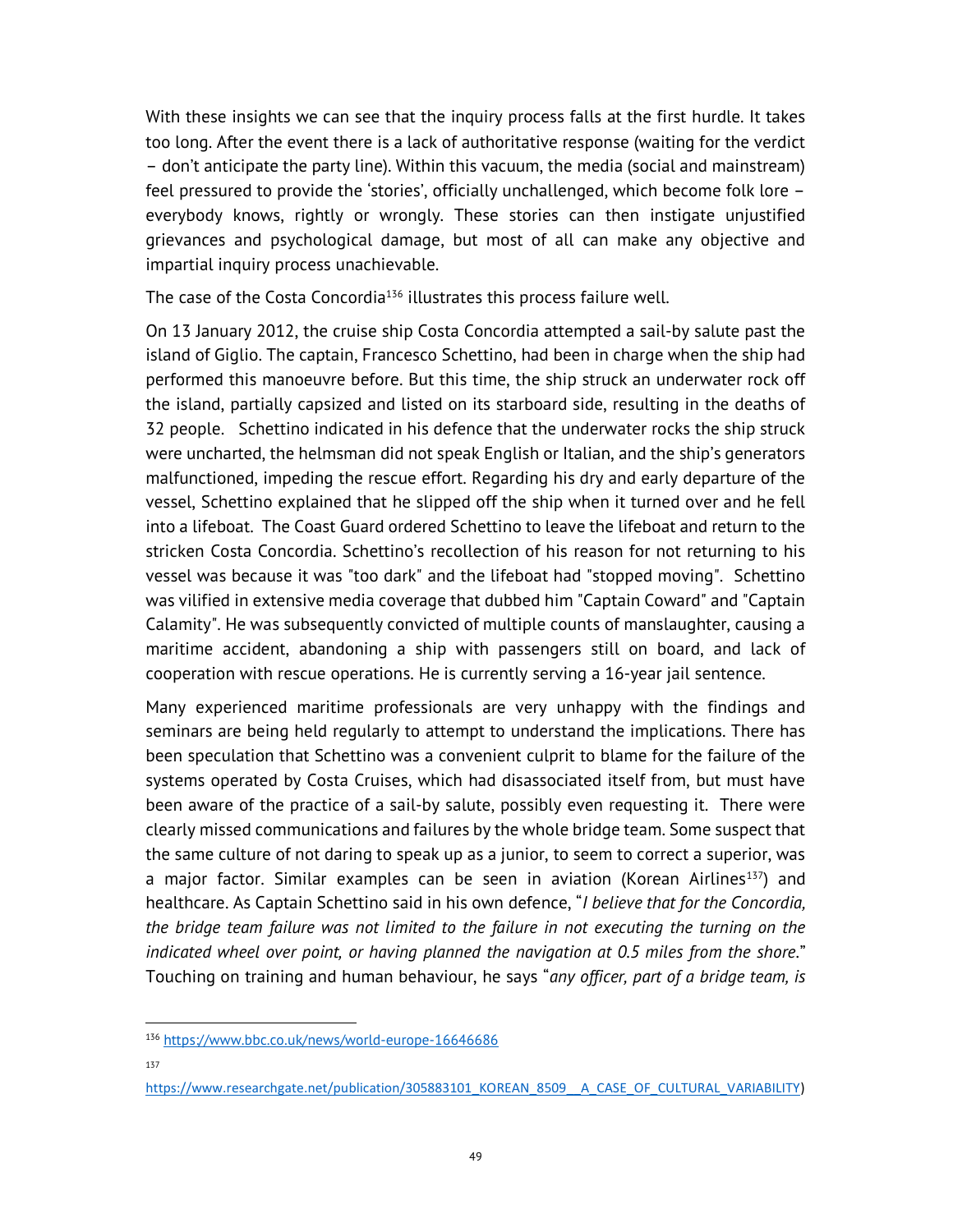With these insights we can see that the inquiry process falls at the first hurdle. It takes too long. After the event there is a lack of authoritative response (waiting for the verdict – don't anticipate the party line). Within this vacuum, the media (social and mainstream) feel pressured to provide the 'stories', officially unchallenged, which become folk lore – everybody knows, rightly or wrongly. These stories can then instigate unjustified grievances and psychological damage, but most of all can make any objective and impartial inquiry process unachievable.

The case of the Costa Concordia[136] illustrates this process failure well.

On 13 January 2012, the cruise ship Costa Concordia attempted a sail-by salute past the island of Giglio. The captain, Francesco Schettino, had been in charge when the ship had performed this manoeuvre before. But this time, the ship struck an underwater rock off the island, partially capsized and listed on its starboard side, resulting in the deaths of 32 people. Schettino indicated in his defence that the underwater rocks the ship struck were uncharted, the helmsman did not speak English or Italian, and the ship's generators malfunctioned, impeding the rescue effort. Regarding his dry and early departure of the vessel, Schettino explained that he slipped off the ship when it turned over and he fell into a lifeboat. The Coast Guard ordered Schettino to leave the lifeboat and return to the stricken Costa Concordia. Schettino's recollection of his reason for not returning to his vessel was because it was "too dark" and the lifeboat had "stopped moving". Schettino was vilified in extensive media coverage that dubbed him "Captain Coward" and "Captain Calamity". He was subsequently convicted of multiple counts of manslaughter, causing a maritime accident, abandoning a ship with passengers still on board, and lack of cooperation with rescue operations. He is currently serving a 16-year jail sentence.

Many experienced maritime professionals are very unhappy with the findings and seminars are being held regularly to attempt to understand the implications. There has been speculation that Schettino was a convenient culprit to blame for the failure of the systems operated by Costa Cruises, which had disassociated itself from, but must have been aware of the practice of a sail-by salute, possibly even requesting it. There were clearly missed communications and failures by the whole bridge team. Some suspect that the same culture of not daring to speak up as a junior, to seem to correct a superior, was a major factor. Similar examples can be seen in aviation (Korean Airlines[137]) and healthcare. As Captain Schettino said in his own defence, "*I believe that for the Concordia, the bridge team failure was not limited to the failure in not executing the turning on the indicated wheel over point, or having planned the navigation at 0.5 miles from the shore*." Touching on training and human behaviour, he says "*any officer, part of a bridge team, is*

---

[136] https://www.bbc.co.uk/news/world-europe-16646686

[137] https://www.researchgate.net/publication/305883101_KOREAN_8509__A_CASE_OF_CULTURAL_VARIABILITY)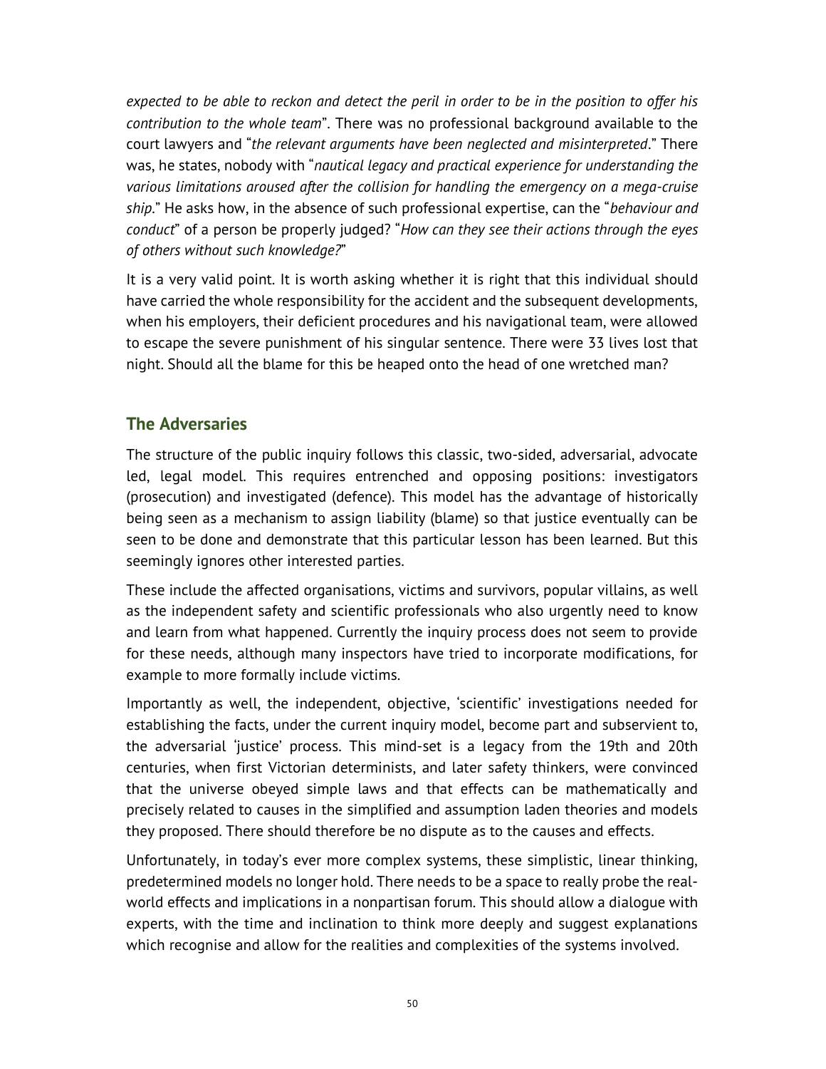*expected to be able to reckon and detect the peril in order to be in the position to offer his contribution to the whole team*". There was no professional background available to the court lawyers and "*the relevant arguments have been neglected and misinterpreted*." There was, he states, nobody with "*nautical legacy and practical experience for understanding the various limitations aroused after the collision for handling the emergency on a mega-cruise ship*." He asks how, in the absence of such professional expertise, can the "*behaviour and conduct*" of a person be properly judged? "*How can they see their actions through the eyes of others without such knowledge?*"

It is a very valid point. It is worth asking whether it is right that this individual should have carried the whole responsibility for the accident and the subsequent developments, when his employers, their deficient procedures and his navigational team, were allowed to escape the severe punishment of his singular sentence. There were 33 lives lost that night. Should all the blame for this be heaped onto the head of one wretched man?

## The Adversaries

The structure of the public inquiry follows this classic, two-sided, adversarial, advocate led, legal model. This requires entrenched and opposing positions: investigators (prosecution) and investigated (defence). This model has the advantage of historically being seen as a mechanism to assign liability (blame) so that justice eventually can be seen to be done and demonstrate that this particular lesson has been learned. But this seemingly ignores other interested parties.

These include the affected organisations, victims and survivors, popular villains, as well as the independent safety and scientific professionals who also urgently need to know and learn from what happened. Currently the inquiry process does not seem to provide for these needs, although many inspectors have tried to incorporate modifications, for example to more formally include victims.

Importantly as well, the independent, objective, 'scientific' investigations needed for establishing the facts, under the current inquiry model, become part and subservient to, the adversarial 'justice' process. This mind-set is a legacy from the 19th and 20th centuries, when first Victorian determinists, and later safety thinkers, were convinced that the universe obeyed simple laws and that effects can be mathematically and precisely related to causes in the simplified and assumption laden theories and models they proposed. There should therefore be no dispute as to the causes and effects.

Unfortunately, in today's ever more complex systems, these simplistic, linear thinking, predetermined models no longer hold. There needs to be a space to really probe the real-world effects and implications in a nonpartisan forum. This should allow a dialogue with experts, with the time and inclination to think more deeply and suggest explanations which recognise and allow for the realities and complexities of the systems involved.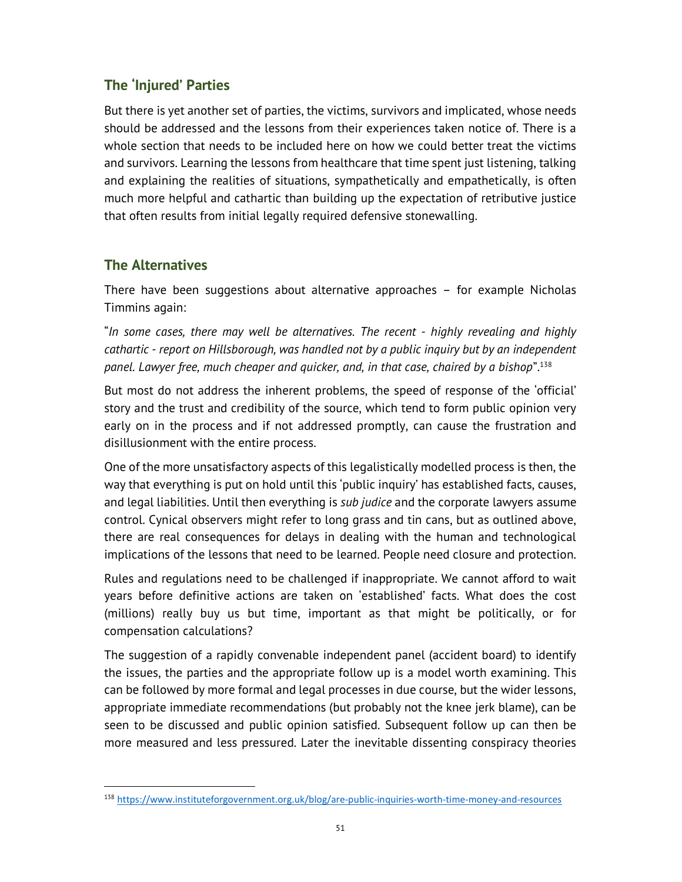## The 'Injured' Parties

But there is yet another set of parties, the victims, survivors and implicated, whose needs should be addressed and the lessons from their experiences taken notice of. There is a whole section that needs to be included here on how we could better treat the victims and survivors. Learning the lessons from healthcare that time spent just listening, talking and explaining the realities of situations, sympathetically and empathetically, is often much more helpful and cathartic than building up the expectation of retributive justice that often results from initial legally required defensive stonewalling.

## The Alternatives

There have been suggestions about alternative approaches – for example Nicholas Timmins again:

"*In some cases, there may well be alternatives. The recent - highly revealing and highly cathartic - report on Hillsborough, was handled not by a public inquiry but by an independent panel. Lawyer free, much cheaper and quicker, and, in that case, chaired by a bishop*".[138]

But most do not address the inherent problems, the speed of response of the 'official' story and the trust and credibility of the source, which tend to form public opinion very early on in the process and if not addressed promptly, can cause the frustration and disillusionment with the entire process.

One of the more unsatisfactory aspects of this legalistically modelled process is then, the way that everything is put on hold until this 'public inquiry' has established facts, causes, and legal liabilities. Until then everything is *sub judice* and the corporate lawyers assume control. Cynical observers might refer to long grass and tin cans, but as outlined above, there are real consequences for delays in dealing with the human and technological implications of the lessons that need to be learned. People need closure and protection.

Rules and regulations need to be challenged if inappropriate. We cannot afford to wait years before definitive actions are taken on 'established' facts. What does the cost (millions) really buy us but time, important as that might be politically, or for compensation calculations?

The suggestion of a rapidly convenable independent panel (accident board) to identify the issues, the parties and the appropriate follow up is a model worth examining. This can be followed by more formal and legal processes in due course, but the wider lessons, appropriate immediate recommendations (but probably not the knee jerk blame), can be seen to be discussed and public opinion satisfied. Subsequent follow up can then be more measured and less pressured. Later the inevitable dissenting conspiracy theories

---

[138] https://www.instituteforgovernment.org.uk/blog/are-public-inquiries-worth-time-money-and-resources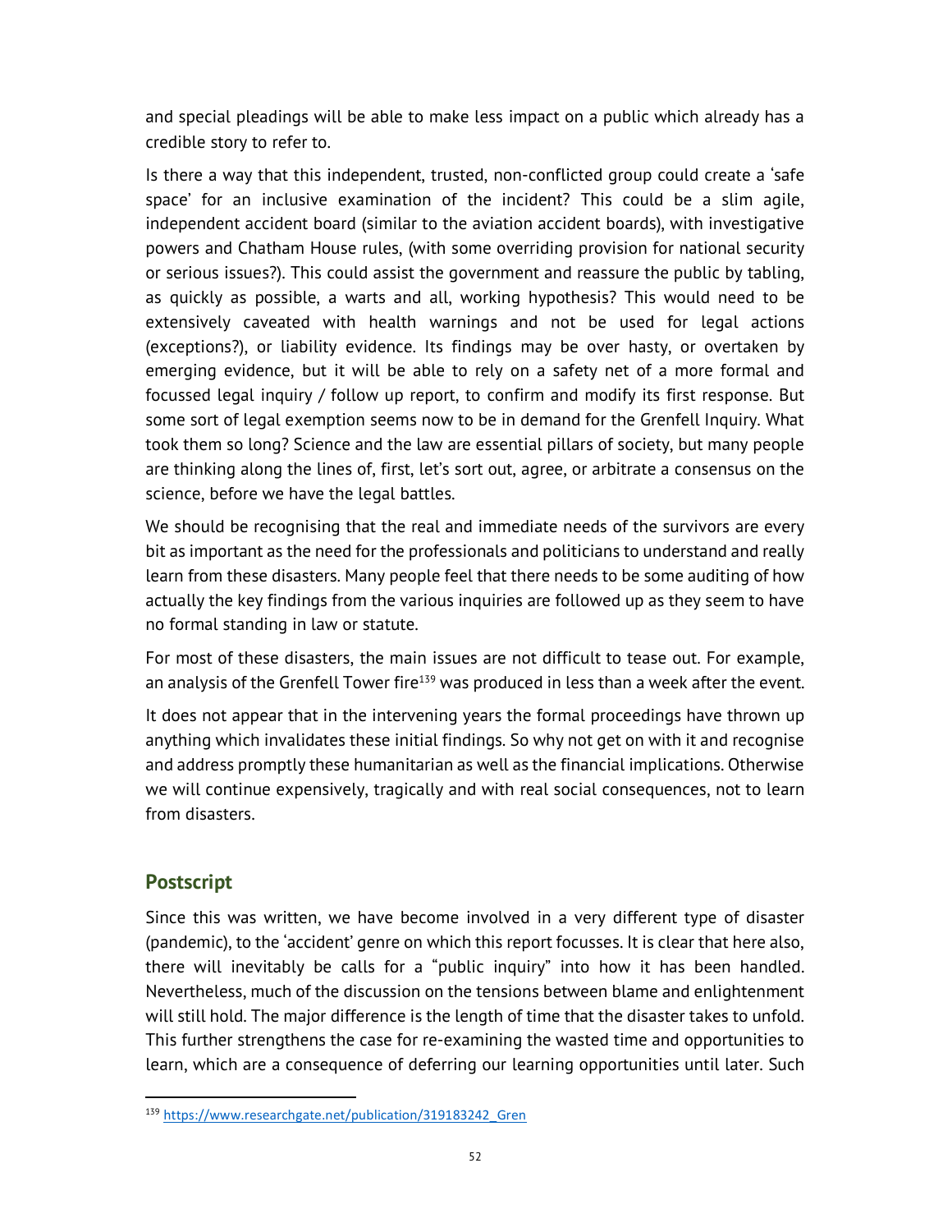and special pleadings will be able to make less impact on a public which already has a credible story to refer to.

Is there a way that this independent, trusted, non-conflicted group could create a 'safe space' for an inclusive examination of the incident? This could be a slim agile, independent accident board (similar to the aviation accident boards), with investigative powers and Chatham House rules, (with some overriding provision for national security or serious issues?). This could assist the government and reassure the public by tabling, as quickly as possible, a warts and all, working hypothesis? This would need to be extensively caveated with health warnings and not be used for legal actions (exceptions?), or liability evidence. Its findings may be over hasty, or overtaken by emerging evidence, but it will be able to rely on a safety net of a more formal and focussed legal inquiry / follow up report, to confirm and modify its first response. But some sort of legal exemption seems now to be in demand for the Grenfell Inquiry. What took them so long? Science and the law are essential pillars of society, but many people are thinking along the lines of, first, let's sort out, agree, or arbitrate a consensus on the science, before we have the legal battles.

We should be recognising that the real and immediate needs of the survivors are every bit as important as the need for the professionals and politicians to understand and really learn from these disasters. Many people feel that there needs to be some auditing of how actually the key findings from the various inquiries are followed up as they seem to have no formal standing in law or statute.

For most of these disasters, the main issues are not difficult to tease out. For example, an analysis of the Grenfell Tower fire[139] was produced in less than a week after the event.

It does not appear that in the intervening years the formal proceedings have thrown up anything which invalidates these initial findings. So why not get on with it and recognise and address promptly these humanitarian as well as the financial implications. Otherwise we will continue expensively, tragically and with real social consequences, not to learn from disasters.

## Postscript

Since this was written, we have become involved in a very different type of disaster (pandemic), to the 'accident' genre on which this report focusses. It is clear that here also, there will inevitably be calls for a "public inquiry" into how it has been handled. Nevertheless, much of the discussion on the tensions between blame and enlightenment will still hold. The major difference is the length of time that the disaster takes to unfold. This further strengthens the case for re-examining the wasted time and opportunities to learn, which are a consequence of deferring our learning opportunities until later. Such

[139] https://www.researchgate.net/publication/319183242_Gren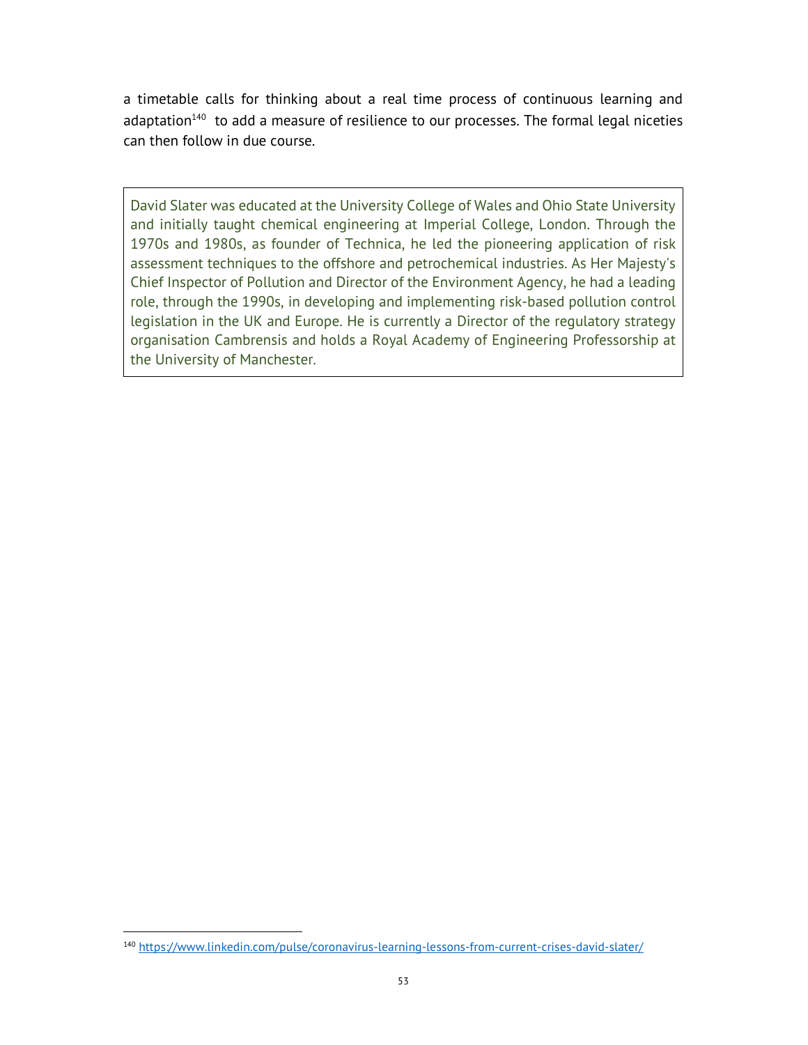a timetable calls for thinking about a real time process of continuous learning and adaptation[140] to add a measure of resilience to our processes. The formal legal niceties can then follow in due course.

> David Slater was educated at the University College of Wales and Ohio State University and initially taught chemical engineering at Imperial College, London. Through the 1970s and 1980s, as founder of Technica, he led the pioneering application of risk assessment techniques to the offshore and petrochemical industries. As Her Majesty's Chief Inspector of Pollution and Director of the Environment Agency, he had a leading role, through the 1990s, in developing and implementing risk-based pollution control legislation in the UK and Europe. He is currently a Director of the regulatory strategy organisation Cambrensis and holds a Royal Academy of Engineering Professorship at the University of Manchester.

---

[140] https://www.linkedin.com/pulse/coronavirus-learning-lessons-from-current-crises-david-slater/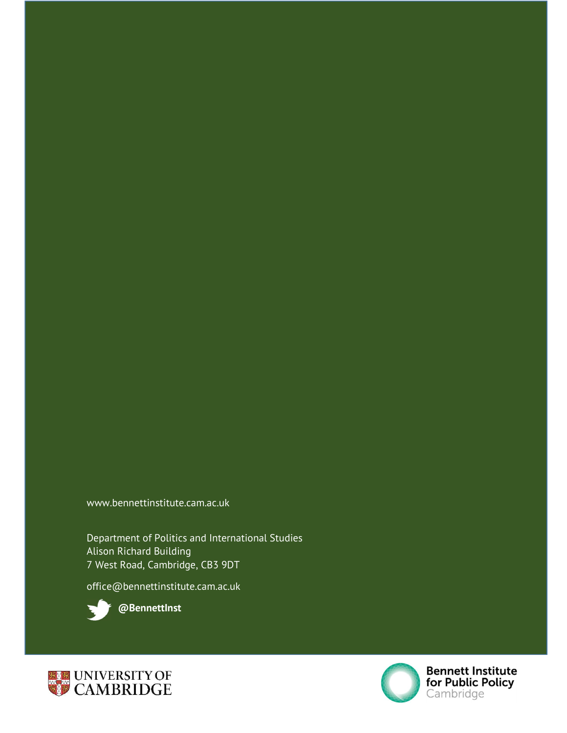www.bennettinstitute.cam.ac.uk

Department of Politics and International Studies
Alison Richard Building
7 West Road, Cambridge, CB3 9DT

office@bennettinstitute.cam.ac.uk

**@BennettInst**

UNIVERSITY OF CAMBRIDGE

**Bennett Institute for Public Policy**
Cambridge